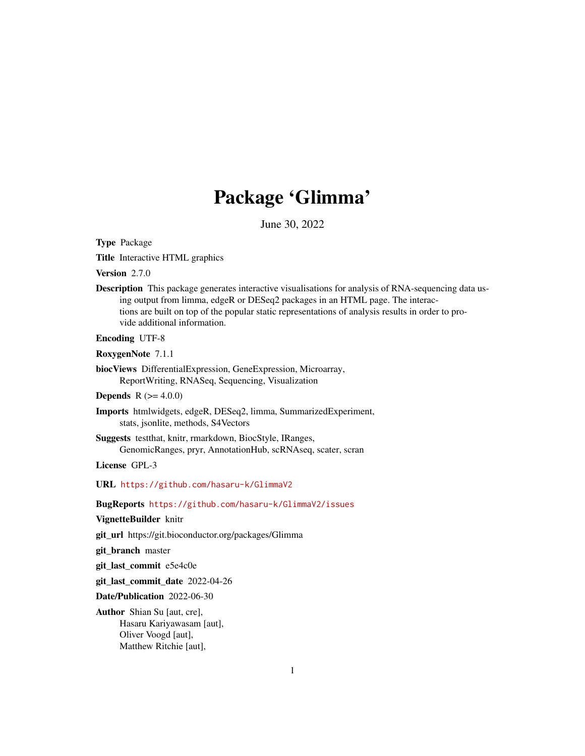# Package 'Glimma'

June 30, 2022

**Type** Package

**Title** Interactive HTML graphics

**Version** 2.7.0

**Description** This package generates interactive visualisations for analysis of RNA-sequencing data using output from limma, edgeR or DESeq2 packages in an HTML page. The interactions are built on top of the popular static representations of analysis results in order to provide additional information.

**Encoding** UTF-8

**RoxygenNote** 7.1.1

**biocViews** DifferentialExpression, GeneExpression, Microarray, ReportWriting, RNASeq, Sequencing, Visualization

**Depends** R (>= 4.0.0)

**Imports** htmlwidgets, edgeR, DESeq2, limma, SummarizedExperiment, stats, jsonlite, methods, S4Vectors

**Suggests** testthat, knitr, rmarkdown, BiocStyle, IRanges, GenomicRanges, pryr, AnnotationHub, scRNAseq, scater, scran

**License** GPL-3

**URL** https://github.com/hasaru-k/GlimmaV2

**BugReports** https://github.com/hasaru-k/GlimmaV2/issues

**VignetteBuilder** knitr

**git_url** https://git.bioconductor.org/packages/Glimma

**git_branch** master

**git_last_commit** e5e4c0e

**git_last_commit_date** 2022-04-26

**Date/Publication** 2022-06-30

**Author** Shian Su [aut, cre],
Hasaru Kariyawasam [aut],
Oliver Voogd [aut],
Matthew Ritchie [aut],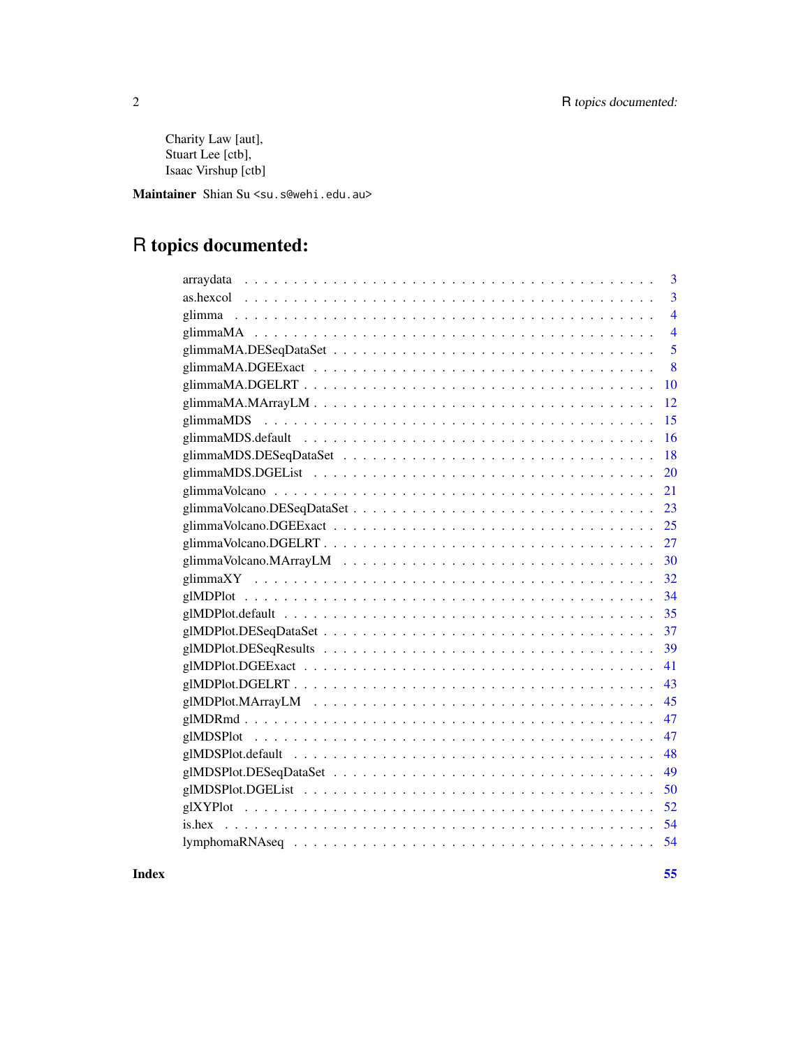Charity Law [aut],
Stuart Lee [ctb],
Isaac Virshup [ctb]

**Maintainer** Shian Su <su.s@wehi.edu.au>

# R topics documented:

| | |
|---|---|
| arraydata | 3 |
| as.hexcol | 3 |
| glimma | 4 |
| glimmaMA | 4 |
| glimmaMA.DESeqDataSet | 5 |
| glimmaMA.DGEExact | 8 |
| glimmaMA.DGELRT | 10 |
| glimmaMA.MArrayLM | 12 |
| glimmaMDS | 15 |
| glimmaMDS.default | 16 |
| glimmaMDS.DESeqDataSet | 18 |
| glimmaMDS.DGEList | 20 |
| glimmaVolcano | 21 |
| glimmaVolcano.DESeqDataSet | 23 |
| glimmaVolcano.DGEExact | 25 |
| glimmaVolcano.DGELRT | 27 |
| glimmaVolcano.MArrayLM | 30 |
| glimmaXY | 32 |
| glMDPlot | 34 |
| glMDPlot.default | 35 |
| glMDPlot.DESeqDataSet | 37 |
| glMDPlot.DESeqResults | 39 |
| glMDPlot.DGEExact | 41 |
| glMDPlot.DGELRT | 43 |
| glMDPlot.MArrayLM | 45 |
| glMDRmd | 47 |
| glMDSPlot | 47 |
| glMDSPlot.default | 48 |
| glMDSPlot.DESeqDataSet | 49 |
| glMDSPlot.DGEList | 50 |
| glXYPlot | 52 |
| is.hex | 54 |
| lymphomaRNAseq | 54 |
| **Index** | **55** |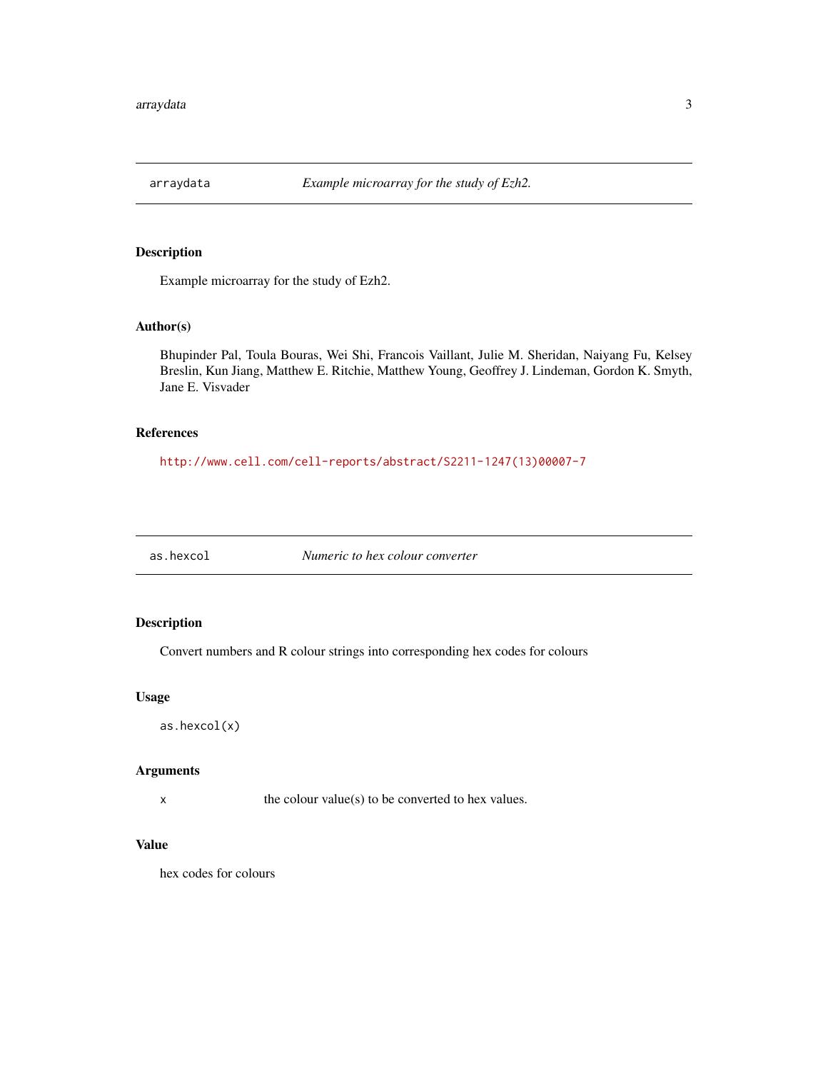## arraydata — *Example microarray for the study of Ezh2.*

### Description

Example microarray for the study of Ezh2.

### Author(s)

Bhupinder Pal, Toula Bouras, Wei Shi, Francois Vaillant, Julie M. Sheridan, Naiyang Fu, Kelsey Breslin, Kun Jiang, Matthew E. Ritchie, Matthew Young, Geoffrey J. Lindeman, Gordon K. Smyth, Jane E. Visvader

### References

http://www.cell.com/cell-reports/abstract/S2211-1247(13)00007-7

## as.hexcol — *Numeric to hex colour converter*

### Description

Convert numbers and R colour strings into corresponding hex codes for colours

### Usage

```
as.hexcol(x)
```

### Arguments

| | |
|---|---|
| x | the colour value(s) to be converted to hex values. |

### Value

hex codes for colours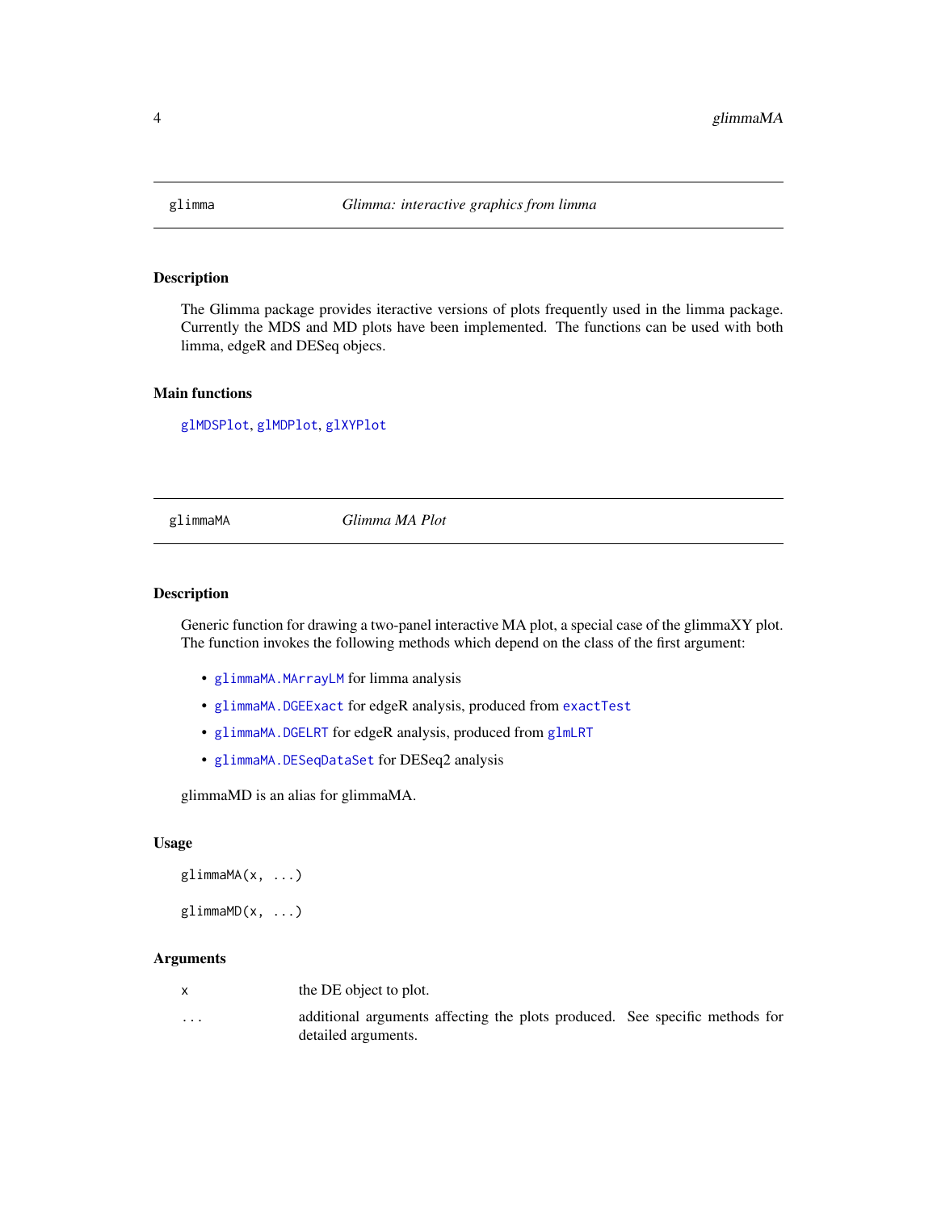## glimma — *Glimma: interactive graphics from limma*

### Description

The Glimma package provides iteractive versions of plots frequently used in the limma package. Currently the MDS and MD plots have been implemented. The functions can be used with both limma, edgeR and DESeq objects.

### Main functions

`glMDSPlot`, `glMDPlot`, `glXYPlot`

## glimmaMA — *Glimma MA Plot*

### Description

Generic function for drawing a two-panel interactive MA plot, a special case of the glimmaXY plot. The function invokes the following methods which depend on the class of the first argument:

- `glimmaMA.MArrayLM` for limma analysis
- `glimmaMA.DGEExact` for edgeR analysis, produced from `exactTest`
- `glimmaMA.DGELRT` for edgeR analysis, produced from `glmLRT`
- `glimmaMA.DESeqDataSet` for DESeq2 analysis

glimmaMD is an alias for glimmaMA.

### Usage

```
glimmaMA(x, ...)

glimmaMD(x, ...)
```

### Arguments

| | |
|---|---|
| x | the DE object to plot. |
| ... | additional arguments affecting the plots produced. See specific methods for detailed arguments. |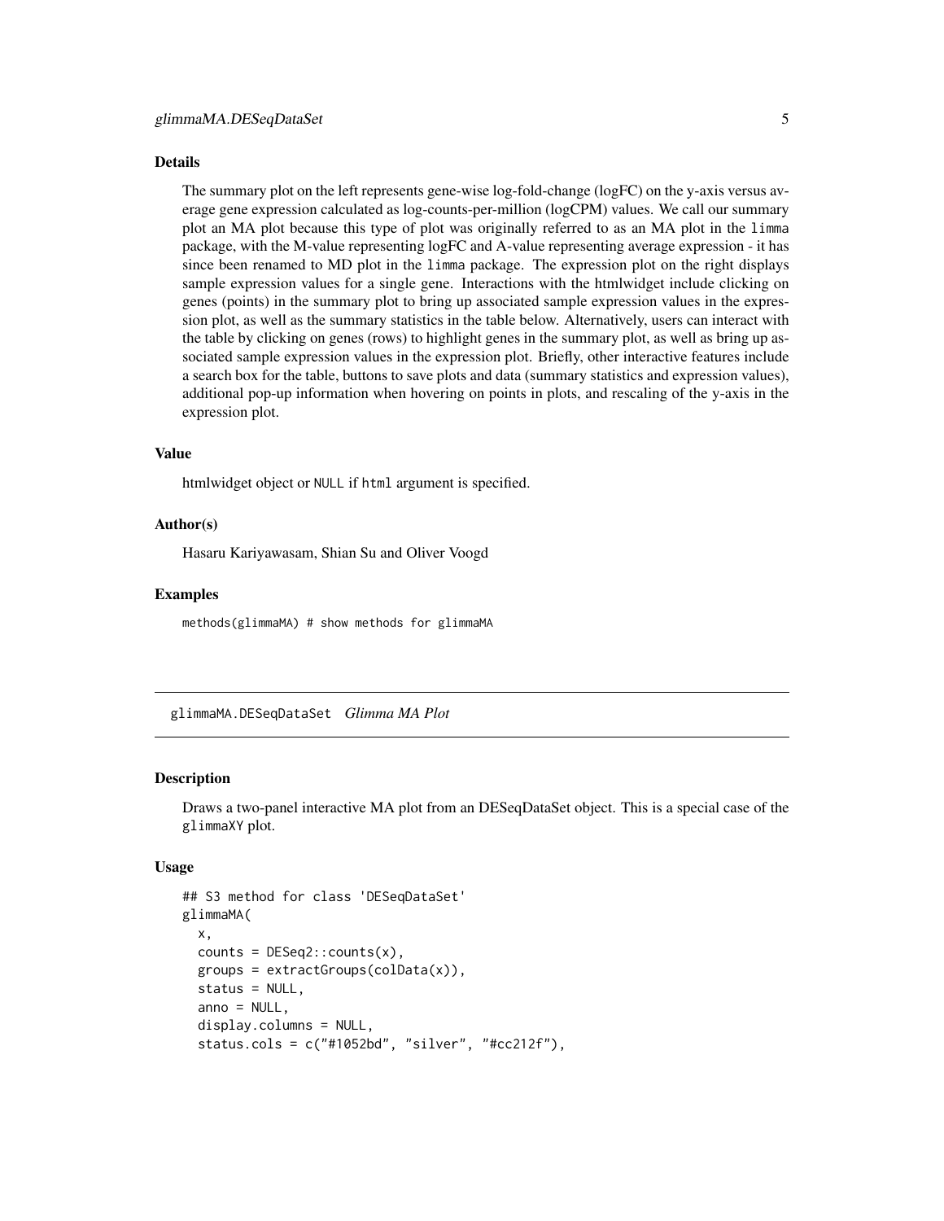### Details

The summary plot on the left represents gene-wise log-fold-change (logFC) on the y-axis versus average gene expression calculated as log-counts-per-million (logCPM) values. We call our summary plot an MA plot because this type of plot was originally referred to as an MA plot in the `limma` package, with the M-value representing logFC and A-value representing average expression - it has since been renamed to MD plot in the `limma` package. The expression plot on the right displays sample expression values for a single gene. Interactions with the htmlwidget include clicking on genes (points) in the summary plot to bring up associated sample expression values in the expression plot, as well as the summary statistics in the table below. Alternatively, users can interact with the table by clicking on genes (rows) to highlight genes in the summary plot, as well as bring up associated sample expression values in the expression plot. Briefly, other interactive features include a search box for the table, buttons to save plots and data (summary statistics and expression values), additional pop-up information when hovering on points in plots, and rescaling of the y-axis in the expression plot.

### Value

htmlwidget object or `NULL` if `html` argument is specified.

### Author(s)

Hasaru Kariyawasam, Shian Su and Oliver Voogd

### Examples

```
methods(glimmaMA) # show methods for glimmaMA
```

---

## glimmaMA.DESeqDataSet *Glimma MA Plot*

---

### Description

Draws a two-panel interactive MA plot from an DESeqDataSet object. This is a special case of the `glimmaXY` plot.

### Usage

```
## S3 method for class 'DESeqDataSet'
glimmaMA(
  x,
  counts = DESeq2::counts(x),
  groups = extractGroups(colData(x)),
  status = NULL,
  anno = NULL,
  display.columns = NULL,
  status.cols = c("#1052bd", "silver", "#cc212f"),
```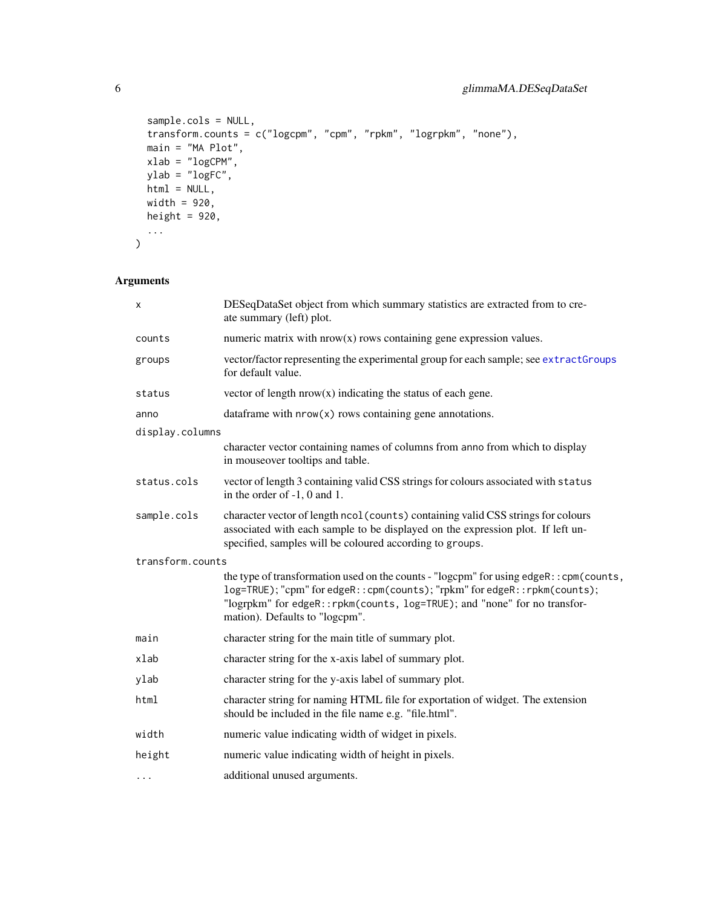```
  sample.cols = NULL,
  transform.counts = c("logcpm", "cpm", "rpkm", "logrpkm", "none"),
  main = "MA Plot",
  xlab = "logCPM",
  ylab = "logFC",
  html = NULL,
  width = 920,
  height = 920,
  ...
)
```

## Arguments

| | |
|---|---|
| `x` | DESeqDataSet object from which summary statistics are extracted from to create summary (left) plot. |
| `counts` | numeric matrix with nrow(x) rows containing gene expression values. |
| `groups` | vector/factor representing the experimental group for each sample; see `extractGroups` for default value. |
| `status` | vector of length nrow(x) indicating the status of each gene. |
| `anno` | dataframe with `nrow(x)` rows containing gene annotations. |
| `display.columns` | character vector containing names of columns from `anno` from which to display in mouseover tooltips and table. |
| `status.cols` | vector of length 3 containing valid CSS strings for colours associated with `status` in the order of -1, 0 and 1. |
| `sample.cols` | character vector of length `ncol(counts)` containing valid CSS strings for colours associated with each sample to be displayed on the expression plot. If left unspecified, samples will be coloured according to `groups`. |
| `transform.counts` | the type of transformation used on the counts - "logcpm" for using `edgeR::cpm(counts, log=TRUE)`; "cpm" for `edgeR::cpm(counts)`; "rpkm" for `edgeR::rpkm(counts)`; "logrpkm" for `edgeR::rpkm(counts, log=TRUE)`; and "none" for no transformation). Defaults to "logcpm". |
| `main` | character string for the main title of summary plot. |
| `xlab` | character string for the x-axis label of summary plot. |
| `ylab` | character string for the y-axis label of summary plot. |
| `html` | character string for naming HTML file for exportation of widget. The extension should be included in the file name e.g. "file.html". |
| `width` | numeric value indicating width of widget in pixels. |
| `height` | numeric value indicating width of height in pixels. |
| `...` | additional unused arguments. |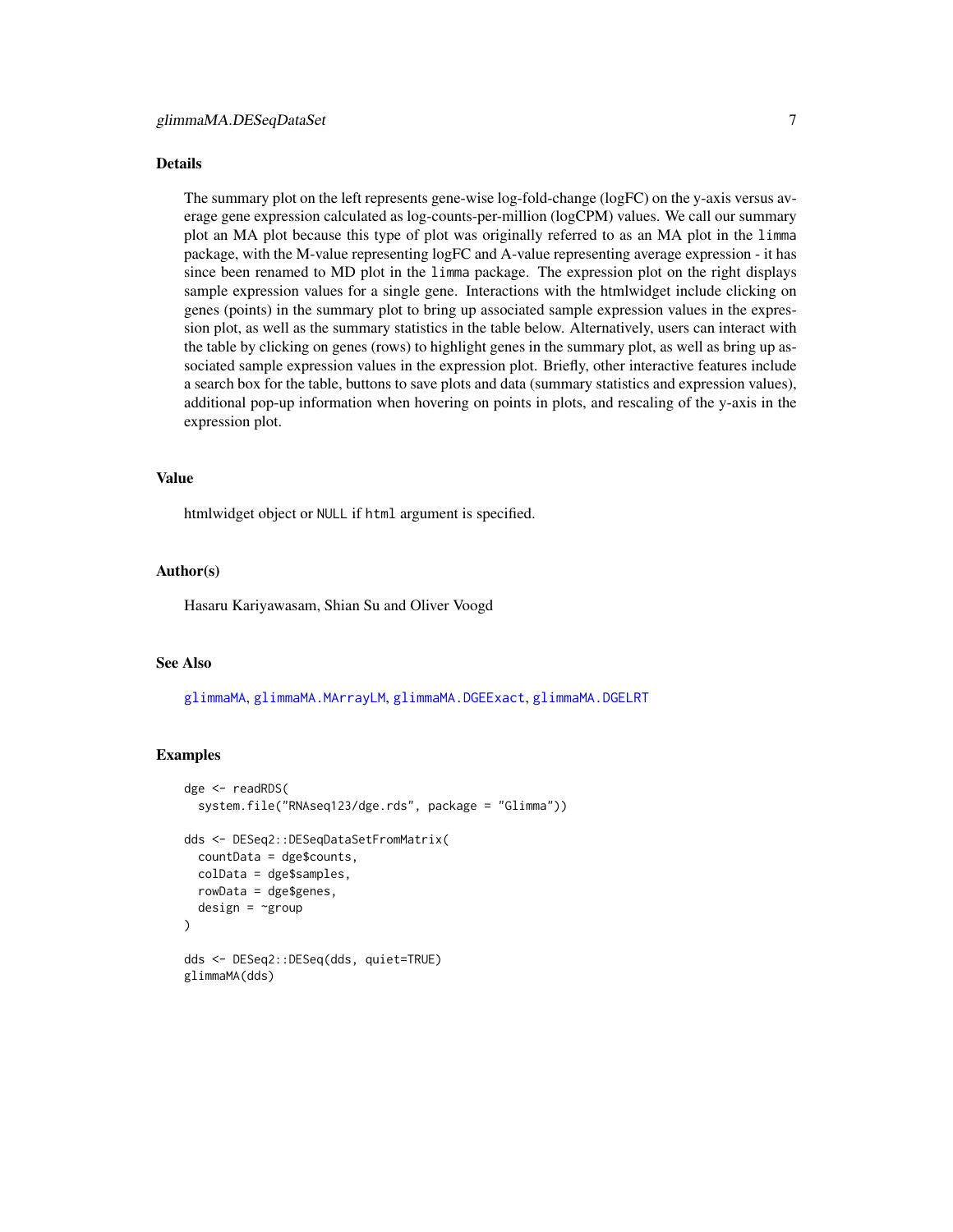## Details

The summary plot on the left represents gene-wise log-fold-change (logFC) on the y-axis versus average gene expression calculated as log-counts-per-million (logCPM) values. We call our summary plot an MA plot because this type of plot was originally referred to as an MA plot in the `limma` package, with the M-value representing logFC and A-value representing average expression - it has since been renamed to MD plot in the `limma` package. The expression plot on the right displays sample expression values for a single gene. Interactions with the htmlwidget include clicking on genes (points) in the summary plot to bring up associated sample expression values in the expression plot, as well as the summary statistics in the table below. Alternatively, users can interact with the table by clicking on genes (rows) to highlight genes in the summary plot, as well as bring up associated sample expression values in the expression plot. Briefly, other interactive features include a search box for the table, buttons to save plots and data (summary statistics and expression values), additional pop-up information when hovering on points in plots, and rescaling of the y-axis in the expression plot.

## Value

htmlwidget object or `NULL` if `html` argument is specified.

## Author(s)

Hasaru Kariyawasam, Shian Su and Oliver Voogd

## See Also

`glimmaMA`, `glimmaMA.MArrayLM`, `glimmaMA.DGEExact`, `glimmaMA.DGELRT`

## Examples

```
dge <- readRDS(
  system.file("RNAseq123/dge.rds", package = "Glimma"))

dds <- DESeq2::DESeqDataSetFromMatrix(
  countData = dge$counts,
  colData = dge$samples,
  rowData = dge$genes,
  design = ~group
)

dds <- DESeq2::DESeq(dds, quiet=TRUE)
glimmaMA(dds)
```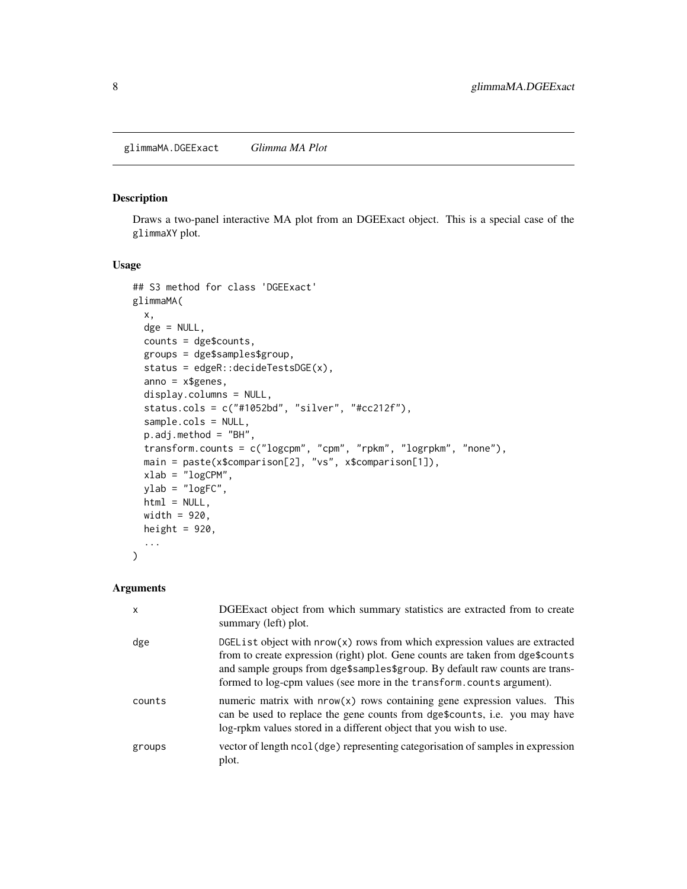glimmaMA.DGEExact *Glimma MA Plot*

## Description

Draws a two-panel interactive MA plot from an DGEExact object. This is a special case of the `glimmaXY` plot.

## Usage

```
## S3 method for class 'DGEExact'
glimmaMA(
  x,
  dge = NULL,
  counts = dge$counts,
  groups = dge$samples$group,
  status = edgeR::decideTestsDGE(x),
  anno = x$genes,
  display.columns = NULL,
  status.cols = c("#1052bd", "silver", "#cc212f"),
  sample.cols = NULL,
  p.adj.method = "BH",
  transform.counts = c("logcpm", "cpm", "rpkm", "logrpkm", "none"),
  main = paste(x$comparison[2], "vs", x$comparison[1]),
  xlab = "logCPM",
  ylab = "logFC",
  html = NULL,
  width = 920,
  height = 920,
  ...
)
```

## Arguments

| | |
|---|---|
| `x` | DGEExact object from which summary statistics are extracted from to create summary (left) plot. |
| `dge` | `DGEList` object with `nrow(x)` rows from which expression values are extracted from to create expression (right) plot. Gene counts are taken from `dge$counts` and sample groups from `dge$samples$group`. By default raw counts are transformed to log-cpm values (see more in the `transform.counts` argument). |
| `counts` | numeric matrix with `nrow(x)` rows containing gene expression values. This can be used to replace the gene counts from `dge$counts`, i.e. you may have log-rpkm values stored in a different object that you wish to use. |
| `groups` | vector of length `ncol(dge)` representing categorisation of samples in expression plot. |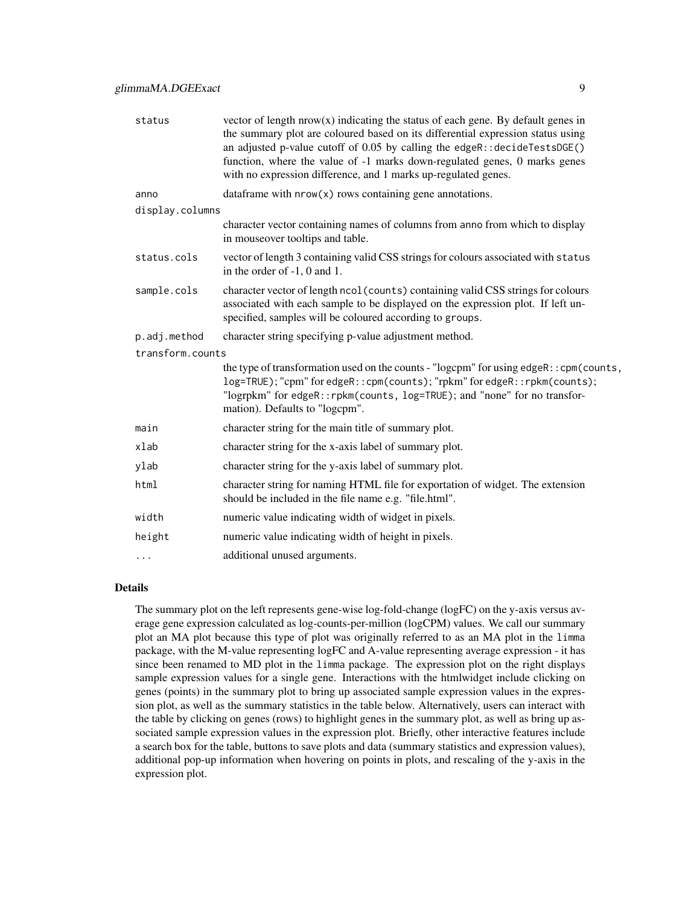| | |
|---|---|
| `status` | vector of length nrow(x) indicating the status of each gene. By default genes in the summary plot are coloured based on its differential expression status using an adjusted p-value cutoff of 0.05 by calling the `edgeR::decideTestsDGE()` function, where the value of -1 marks down-regulated genes, 0 marks genes with no expression difference, and 1 marks up-regulated genes. |
| `anno` | dataframe with `nrow(x)` rows containing gene annotations. |
| `display.columns` | character vector containing names of columns from `anno` from which to display in mouseover tooltips and table. |
| `status.cols` | vector of length 3 containing valid CSS strings for colours associated with `status` in the order of -1, 0 and 1. |
| `sample.cols` | character vector of length `ncol(counts)` containing valid CSS strings for colours associated with each sample to be displayed on the expression plot. If left unspecified, samples will be coloured according to `groups`. |
| `p.adj.method` | character string specifying p-value adjustment method. |
| `transform.counts` | the type of transformation used on the counts - "logcpm" for using `edgeR::cpm(counts, log=TRUE)`; "cpm" for `edgeR::cpm(counts)`; "rpkm" for `edgeR::rpkm(counts)`; "logrpkm" for `edgeR::rpkm(counts, log=TRUE)`; and "none" for no transformation). Defaults to "logcpm". |
| `main` | character string for the main title of summary plot. |
| `xlab` | character string for the x-axis label of summary plot. |
| `ylab` | character string for the y-axis label of summary plot. |
| `html` | character string for naming HTML file for exportation of widget. The extension should be included in the file name e.g. "file.html". |
| `width` | numeric value indicating width of widget in pixels. |
| `height` | numeric value indicating width of height in pixels. |
| `...` | additional unused arguments. |

## Details

The summary plot on the left represents gene-wise log-fold-change (logFC) on the y-axis versus average gene expression calculated as log-counts-per-million (logCPM) values. We call our summary plot an MA plot because this type of plot was originally referred to as an MA plot in the `limma` package, with the M-value representing logFC and A-value representing average expression - it has since been renamed to MD plot in the `limma` package. The expression plot on the right displays sample expression values for a single gene. Interactions with the htmlwidget include clicking on genes (points) in the summary plot to bring up associated sample expression values in the expression plot, as well as the summary statistics in the table below. Alternatively, users can interact with the table by clicking on genes (rows) to highlight genes in the summary plot, as well as bring up associated sample expression values in the expression plot. Briefly, other interactive features include a search box for the table, buttons to save plots and data (summary statistics and expression values), additional pop-up information when hovering on points in plots, and rescaling of the y-axis in the expression plot.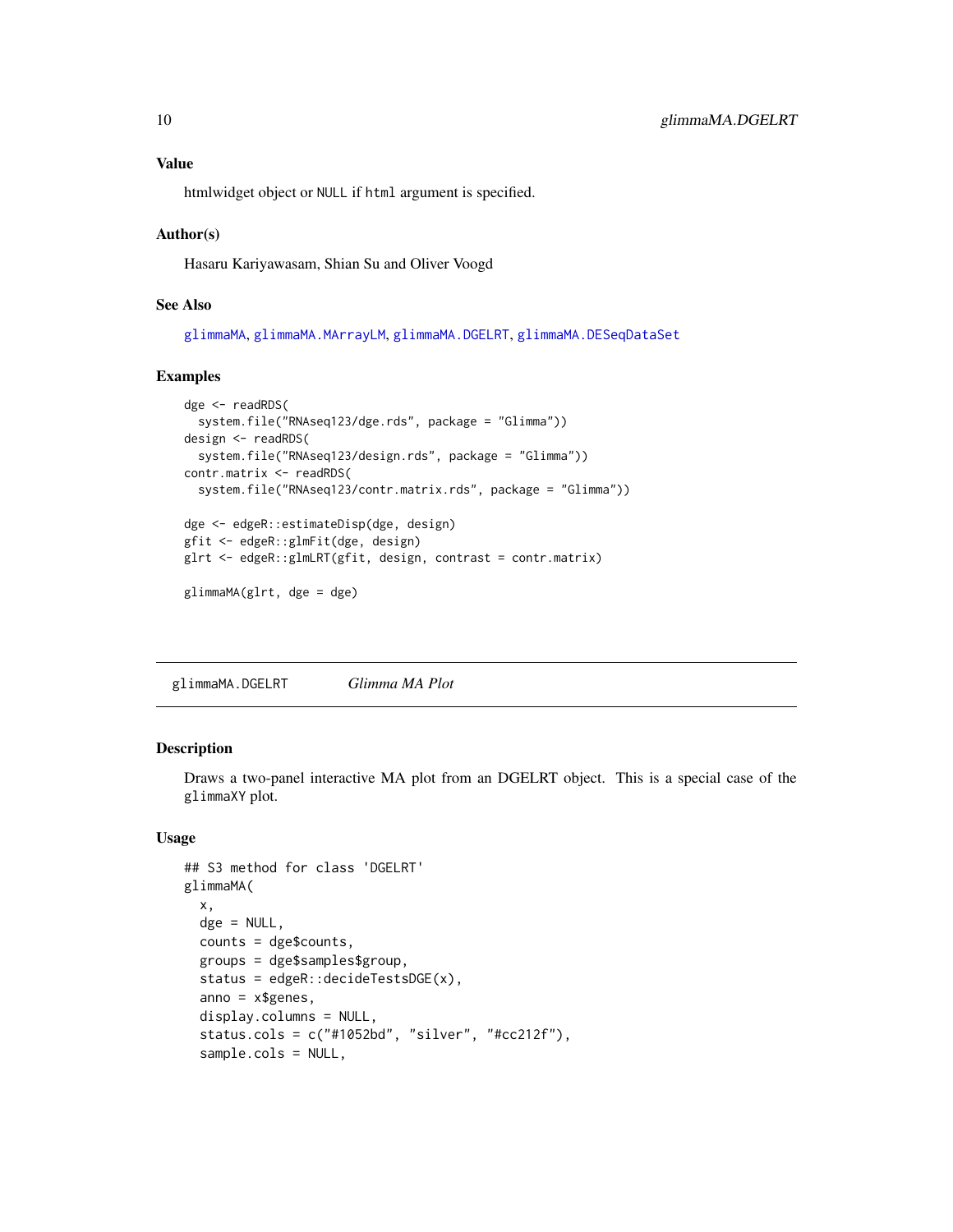## Value

htmlwidget object or NULL if html argument is specified.

## Author(s)

Hasaru Kariyawasam, Shian Su and Oliver Voogd

## See Also

glimmaMA, glimmaMA.MArrayLM, glimmaMA.DGELRT, glimmaMA.DESeqDataSet

## Examples

```
dge <- readRDS(
  system.file("RNAseq123/dge.rds", package = "Glimma"))
design <- readRDS(
  system.file("RNAseq123/design.rds", package = "Glimma"))
contr.matrix <- readRDS(
  system.file("RNAseq123/contr.matrix.rds", package = "Glimma"))

dge <- edgeR::estimateDisp(dge, design)
gfit <- edgeR::glmFit(dge, design)
glrt <- edgeR::glmLRT(gfit, design, contrast = contr.matrix)

glimmaMA(glrt, dge = dge)
```

---

# glimmaMA.DGELRT *Glimma MA Plot*

## Description

Draws a two-panel interactive MA plot from an DGELRT object. This is a special case of the glimmaXY plot.

## Usage

```
## S3 method for class 'DGELRT'
glimmaMA(
  x,
  dge = NULL,
  counts = dge$counts,
  groups = dge$samples$group,
  status = edgeR::decideTestsDGE(x),
  anno = x$genes,
  display.columns = NULL,
  status.cols = c("#1052bd", "silver", "#cc212f"),
  sample.cols = NULL,
```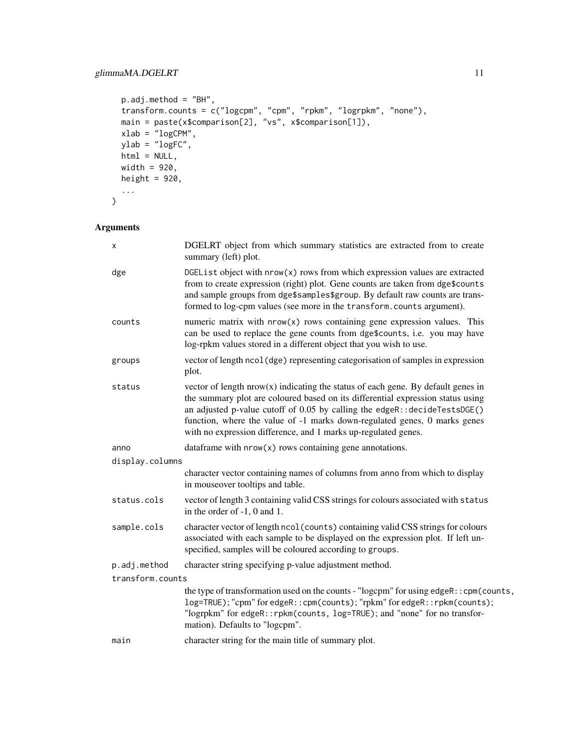```
  p.adj.method = "BH",
  transform.counts = c("logcpm", "cpm", "rpkm", "logrpkm", "none"),
  main = paste(x$comparison[2], "vs", x$comparison[1]),
  xlab = "logCPM",
  ylab = "logFC",
  html = NULL,
  width = 920,
  height = 920,
  ...
)
```

## Arguments

| | |
|---|---|
| `x` | DGELRT object from which summary statistics are extracted from to create summary (left) plot. |
| `dge` | `DGEList` object with `nrow(x)` rows from which expression values are extracted from to create expression (right) plot. Gene counts are taken from `dge$counts` and sample groups from `dge$samples$group`. By default raw counts are transformed to log-cpm values (see more in the `transform.counts` argument). |
| `counts` | numeric matrix with `nrow(x)` rows containing gene expression values. This can be used to replace the gene counts from `dge$counts`, i.e. you may have log-rpkm values stored in a different object that you wish to use. |
| `groups` | vector of length `ncol(dge)` representing categorisation of samples in expression plot. |
| `status` | vector of length nrow(x) indicating the status of each gene. By default genes in the summary plot are coloured based on its differential expression status using an adjusted p-value cutoff of 0.05 by calling the `edgeR::decideTestsDGE()` function, where the value of -1 marks down-regulated genes, 0 marks genes with no expression difference, and 1 marks up-regulated genes. |
| `anno` | dataframe with `nrow(x)` rows containing gene annotations. |
| `display.columns` | character vector containing names of columns from `anno` from which to display in mouseover tooltips and table. |
| `status.cols` | vector of length 3 containing valid CSS strings for colours associated with `status` in the order of -1, 0 and 1. |
| `sample.cols` | character vector of length `ncol(counts)` containing valid CSS strings for colours associated with each sample to be displayed on the expression plot. If left unspecified, samples will be coloured according to `groups`. |
| `p.adj.method` | character string specifying p-value adjustment method. |
| `transform.counts` | the type of transformation used on the counts - "logcpm" for using `edgeR::cpm(counts, log=TRUE)`; "cpm" for `edgeR::cpm(counts)`; "rpkm" for `edgeR::rpkm(counts)`; "logrpkm" for `edgeR::rpkm(counts, log=TRUE)`; and "none" for no transformation). Defaults to "logcpm". |
| `main` | character string for the main title of summary plot. |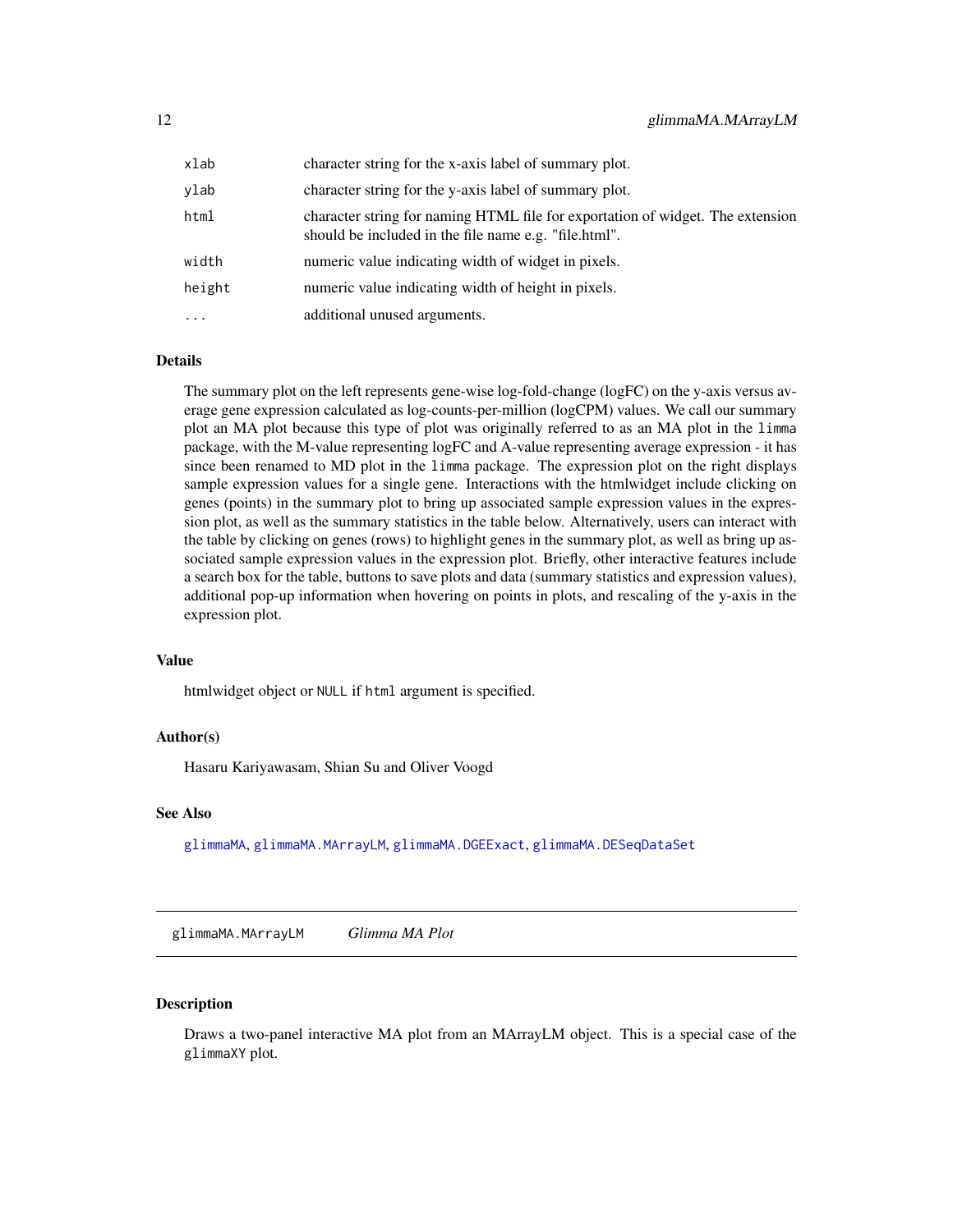| | |
|---|---|
| xlab | character string for the x-axis label of summary plot. |
| ylab | character string for the y-axis label of summary plot. |
| html | character string for naming HTML file for exportation of widget. The extension should be included in the file name e.g. "file.html". |
| width | numeric value indicating width of widget in pixels. |
| height | numeric value indicating width of height in pixels. |
| ... | additional unused arguments. |

### Details

The summary plot on the left represents gene-wise log-fold-change (logFC) on the y-axis versus average gene expression calculated as log-counts-per-million (logCPM) values. We call our summary plot an MA plot because this type of plot was originally referred to as an MA plot in the `limma` package, with the M-value representing logFC and A-value representing average expression - it has since been renamed to MD plot in the `limma` package. The expression plot on the right displays sample expression values for a single gene. Interactions with the htmlwidget include clicking on genes (points) in the summary plot to bring up associated sample expression values in the expression plot, as well as the summary statistics in the table below. Alternatively, users can interact with the table by clicking on genes (rows) to highlight genes in the summary plot, as well as bring up associated sample expression values in the expression plot. Briefly, other interactive features include a search box for the table, buttons to save plots and data (summary statistics and expression values), additional pop-up information when hovering on points in plots, and rescaling of the y-axis in the expression plot.

### Value

htmlwidget object or `NULL` if `html` argument is specified.

### Author(s)

Hasaru Kariyawasam, Shian Su and Oliver Voogd

### See Also

`glimmaMA`, `glimmaMA.MArrayLM`, `glimmaMA.DGEExact`, `glimmaMA.DESeqDataSet`

---

## glimmaMA.MArrayLM *Glimma MA Plot*

---

### Description

Draws a two-panel interactive MA plot from an MArrayLM object. This is a special case of the `glimmaXY` plot.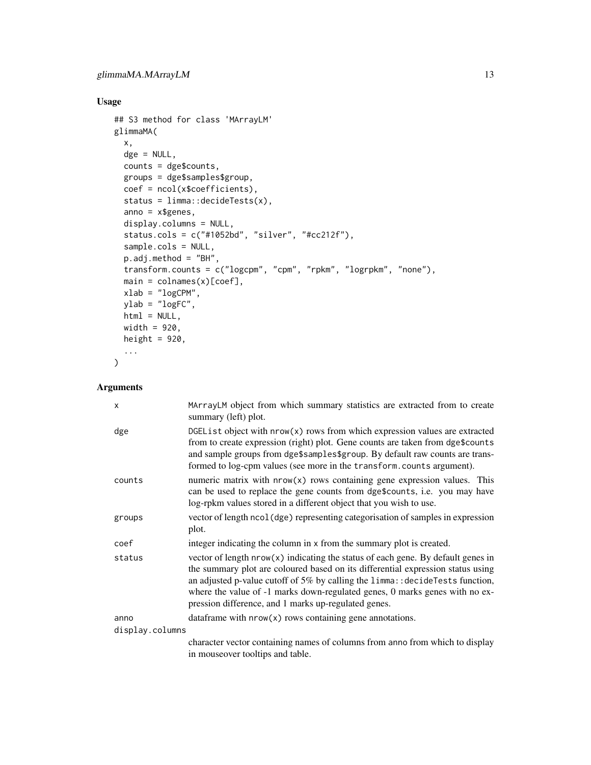## Usage

```
## S3 method for class 'MArrayLM'
glimmaMA(
  x,
  dge = NULL,
  counts = dge$counts,
  groups = dge$samples$group,
  coef = ncol(x$coefficients),
  status = limma::decideTests(x),
  anno = x$genes,
  display.columns = NULL,
  status.cols = c("#1052bd", "silver", "#cc212f"),
  sample.cols = NULL,
  p.adj.method = "BH",
  transform.counts = c("logcpm", "cpm", "rpkm", "logrpkm", "none"),
  main = colnames(x)[coef],
  xlab = "logCPM",
  ylab = "logFC",
  html = NULL,
  width = 920,
  height = 920,
  ...
)
```

## Arguments

| | |
|---|---|
| `x` | `MArrayLM` object from which summary statistics are extracted from to create summary (left) plot. |
| `dge` | `DGEList` object with `nrow(x)` rows from which expression values are extracted from to create expression (right) plot. Gene counts are taken from `dge$counts` and sample groups from `dge$samples$group`. By default raw counts are transformed to log-cpm values (see more in the `transform.counts` argument). |
| `counts` | numeric matrix with `nrow(x)` rows containing gene expression values. This can be used to replace the gene counts from `dge$counts`, i.e. you may have log-rpkm values stored in a different object that you wish to use. |
| `groups` | vector of length `ncol(dge)` representing categorisation of samples in expression plot. |
| `coef` | integer indicating the column in `x` from the summary plot is created. |
| `status` | vector of length `nrow(x)` indicating the status of each gene. By default genes in the summary plot are coloured based on its differential expression status using an adjusted p-value cutoff of 5% by calling the `limma::decideTests` function, where the value of -1 marks down-regulated genes, 0 marks genes with no expression difference, and 1 marks up-regulated genes. |
| `anno` | dataframe with `nrow(x)` rows containing gene annotations. |
| `display.columns` | character vector containing names of columns from `anno` from which to display in mouseover tooltips and table. |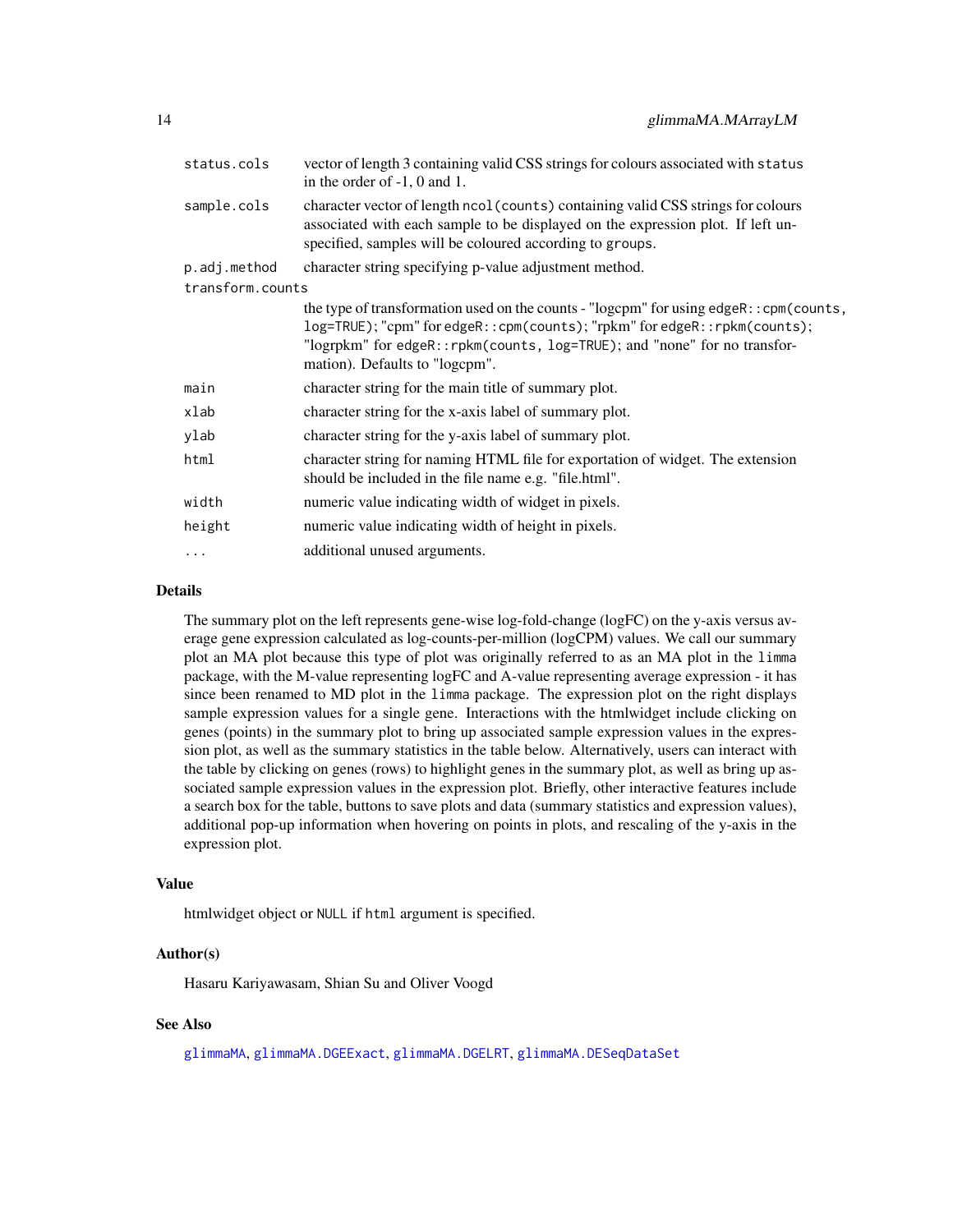| Argument | Description |
| --- | --- |
| `status.cols` | vector of length 3 containing valid CSS strings for colours associated with `status` in the order of -1, 0 and 1. |
| `sample.cols` | character vector of length `ncol(counts)` containing valid CSS strings for colours associated with each sample to be displayed on the expression plot. If left unspecified, samples will be coloured according to `groups`. |
| `p.adj.method` | character string specifying p-value adjustment method. |
| `transform.counts` | the type of transformation used on the counts - "logcpm" for using `edgeR::cpm(counts, log=TRUE)`; "cpm" for `edgeR::cpm(counts)`; "rpkm" for `edgeR::rpkm(counts)`; "logrpkm" for `edgeR::rpkm(counts, log=TRUE)`; and "none" for no transformation). Defaults to "logcpm". |
| `main` | character string for the main title of summary plot. |
| `xlab` | character string for the x-axis label of summary plot. |
| `ylab` | character string for the y-axis label of summary plot. |
| `html` | character string for naming HTML file for exportation of widget. The extension should be included in the file name e.g. "file.html". |
| `width` | numeric value indicating width of widget in pixels. |
| `height` | numeric value indicating width of height in pixels. |
| `...` | additional unused arguments. |

## Details

The summary plot on the left represents gene-wise log-fold-change (logFC) on the y-axis versus average gene expression calculated as log-counts-per-million (logCPM) values. We call our summary plot an MA plot because this type of plot was originally referred to as an MA plot in the `limma` package, with the M-value representing logFC and A-value representing average expression - it has since been renamed to MD plot in the `limma` package. The expression plot on the right displays sample expression values for a single gene. Interactions with the htmlwidget include clicking on genes (points) in the summary plot to bring up associated sample expression values in the expression plot, as well as the summary statistics in the table below. Alternatively, users can interact with the table by clicking on genes (rows) to highlight genes in the summary plot, as well as bring up associated sample expression values in the expression plot. Briefly, other interactive features include a search box for the table, buttons to save plots and data (summary statistics and expression values), additional pop-up information when hovering on points in plots, and rescaling of the y-axis in the expression plot.

## Value

htmlwidget object or `NULL` if `html` argument is specified.

## Author(s)

Hasaru Kariyawasam, Shian Su and Oliver Voogd

## See Also

`glimmaMA`, `glimmaMA.DGEExact`, `glimmaMA.DGELRT`, `glimmaMA.DESeqDataSet`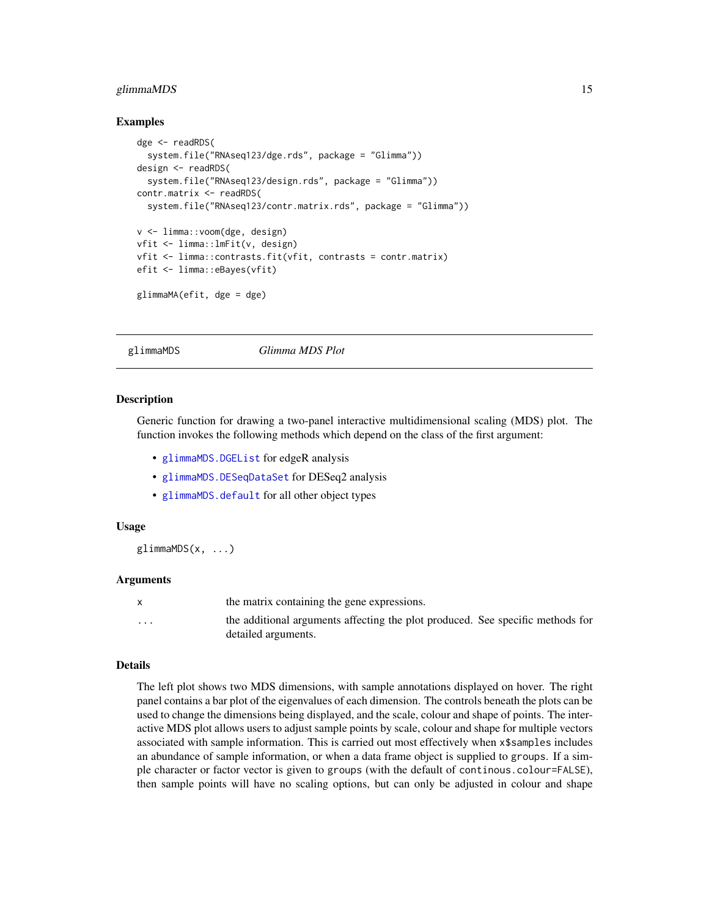### Examples

```
dge <- readRDS(
  system.file("RNAseq123/dge.rds", package = "Glimma"))
design <- readRDS(
  system.file("RNAseq123/design.rds", package = "Glimma"))
contr.matrix <- readRDS(
  system.file("RNAseq123/contr.matrix.rds", package = "Glimma"))

v <- limma::voom(dge, design)
vfit <- limma::lmFit(v, design)
vfit <- limma::contrasts.fit(vfit, contrasts = contr.matrix)
efit <- limma::eBayes(vfit)

glimmaMA(efit, dge = dge)
```

---

## glimmaMDS *Glimma MDS Plot*

---

### Description

Generic function for drawing a two-panel interactive multidimensional scaling (MDS) plot. The function invokes the following methods which depend on the class of the first argument:

- `glimmaMDS.DGEList` for edgeR analysis
- `glimmaMDS.DESeqDataSet` for DESeq2 analysis
- `glimmaMDS.default` for all other object types

### Usage

```
glimmaMDS(x, ...)
```

### Arguments

| | |
|---|---|
| `x` | the matrix containing the gene expressions. |
| `...` | the additional arguments affecting the plot produced. See specific methods for detailed arguments. |

### Details

The left plot shows two MDS dimensions, with sample annotations displayed on hover. The right panel contains a bar plot of the eigenvalues of each dimension. The controls beneath the plots can be used to change the dimensions being displayed, and the scale, colour and shape of points. The interactive MDS plot allows users to adjust sample points by scale, colour and shape for multiple vectors associated with sample information. This is carried out most effectively when `x$samples` includes an abundance of sample information, or when a data frame object is supplied to `groups`. If a simple character or factor vector is given to `groups` (with the default of `continous.colour=FALSE`), then sample points will have no scaling options, but can only be adjusted in colour and shape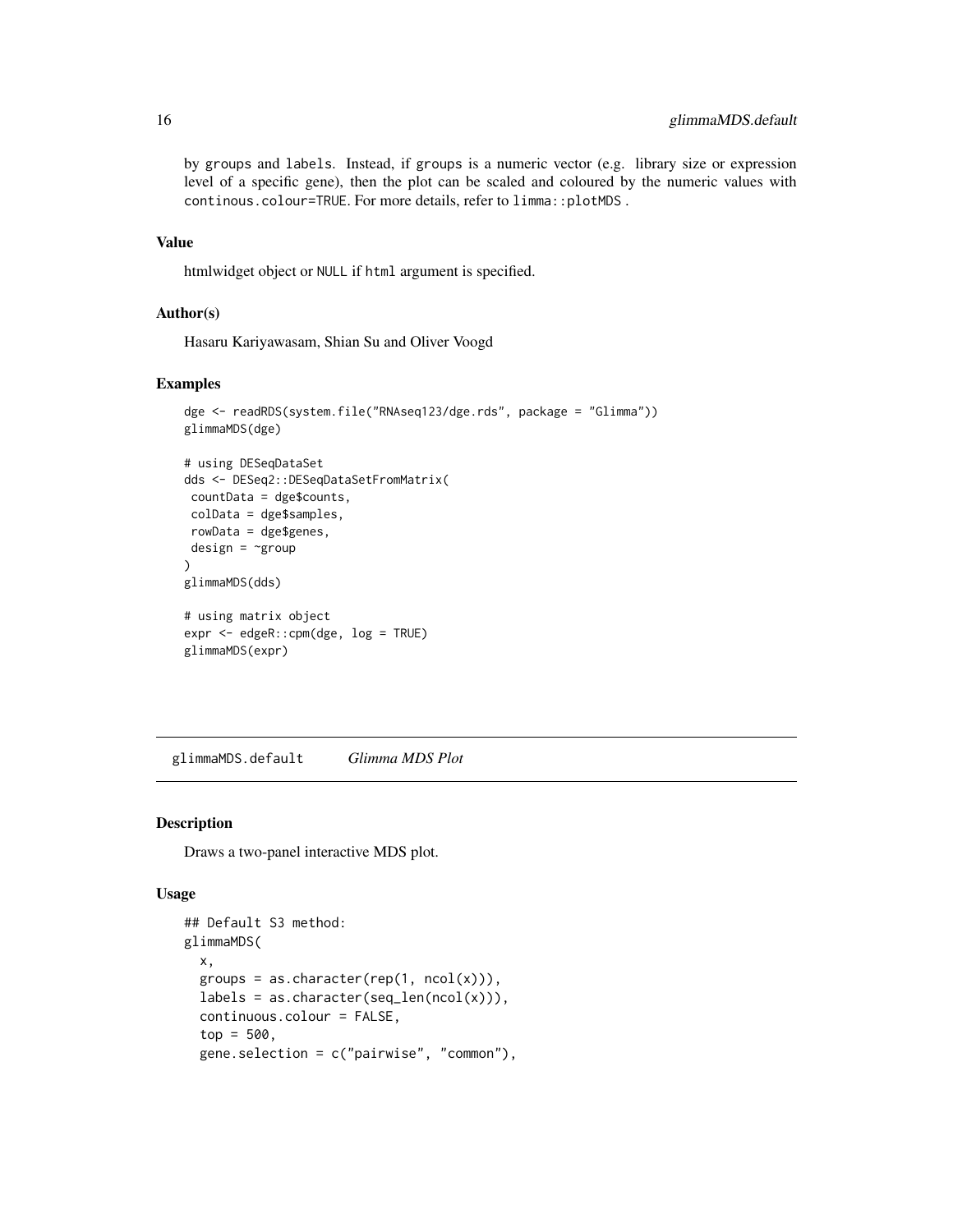by groups and labels. Instead, if groups is a numeric vector (e.g. library size or expression level of a specific gene), then the plot can be scaled and coloured by the numeric values with continous.colour=TRUE. For more details, refer to limma::plotMDS .

### Value

htmlwidget object or NULL if html argument is specified.

### Author(s)

Hasaru Kariyawasam, Shian Su and Oliver Voogd

### Examples

```
dge <- readRDS(system.file("RNAseq123/dge.rds", package = "Glimma"))
glimmaMDS(dge)

# using DESeqDataSet
dds <- DESeq2::DESeqDataSetFromMatrix(
 countData = dge$counts,
 colData = dge$samples,
 rowData = dge$genes,
 design = ~group
)
glimmaMDS(dds)

# using matrix object
expr <- edgeR::cpm(dge, log = TRUE)
glimmaMDS(expr)
```

## glimmaMDS.default *Glimma MDS Plot*

### Description

Draws a two-panel interactive MDS plot.

### Usage

```
## Default S3 method:
glimmaMDS(
  x,
  groups = as.character(rep(1, ncol(x))),
  labels = as.character(seq_len(ncol(x))),
  continuous.colour = FALSE,
  top = 500,
  gene.selection = c("pairwise", "common"),
```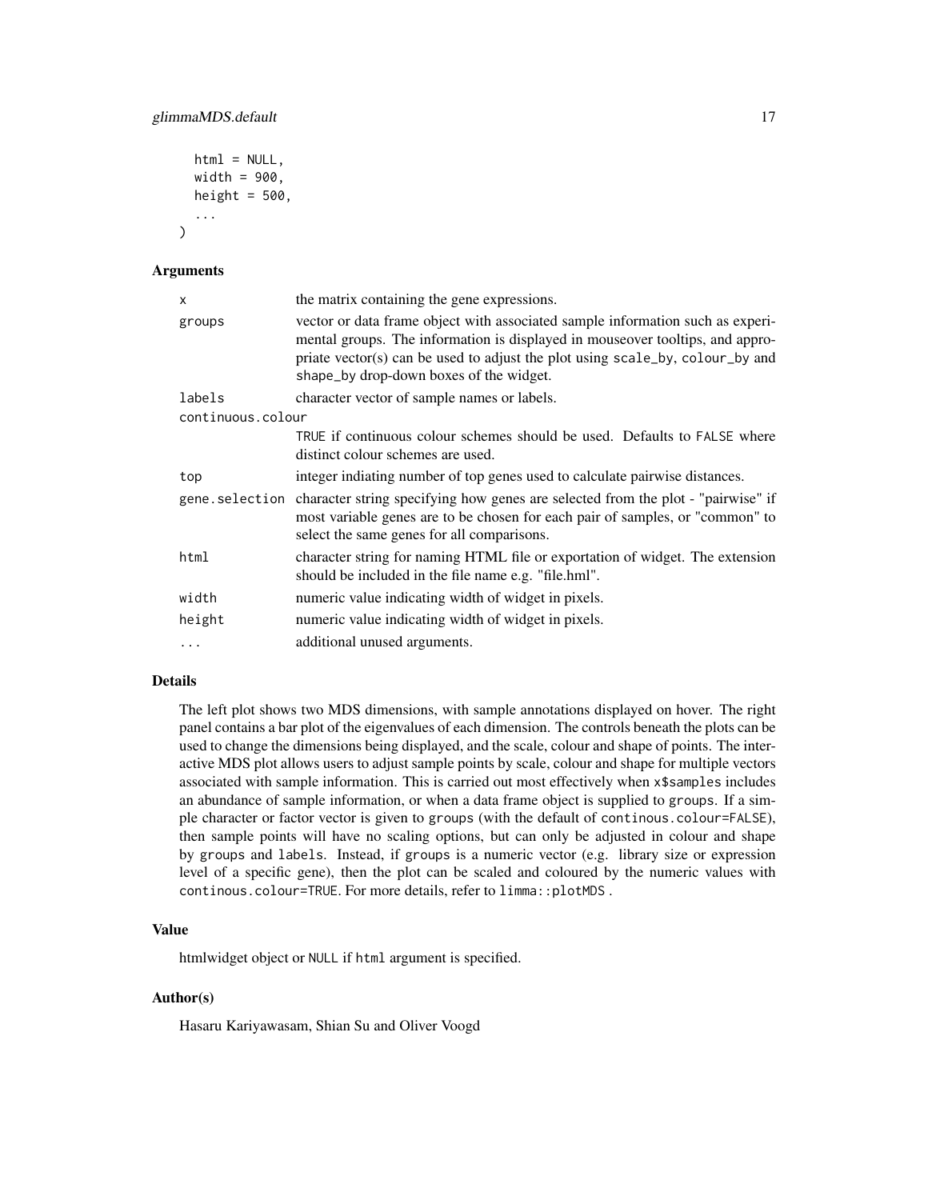```
  html = NULL,
  width = 900,
  height = 500,
  ...
)
```

## Arguments

| | |
|---|---|
| `x` | the matrix containing the gene expressions. |
| `groups` | vector or data frame object with associated sample information such as experimental groups. The information is displayed in mouseover tooltips, and appropriate vector(s) can be used to adjust the plot using `scale_by`, `colour_by` and `shape_by` drop-down boxes of the widget. |
| `labels` | character vector of sample names or labels. |
| `continuous.colour` | `TRUE` if continuous colour schemes should be used. Defaults to `FALSE` where distinct colour schemes are used. |
| `top` | integer indiating number of top genes used to calculate pairwise distances. |
| `gene.selection` | character string specifying how genes are selected from the plot - "pairwise" if most variable genes are to be chosen for each pair of samples, or "common" to select the same genes for all comparisons. |
| `html` | character string for naming HTML file or exportation of widget. The extension should be included in the file name e.g. "file.hml". |
| `width` | numeric value indicating width of widget in pixels. |
| `height` | numeric value indicating width of widget in pixels. |
| `...` | additional unused arguments. |

## Details

The left plot shows two MDS dimensions, with sample annotations displayed on hover. The right panel contains a bar plot of the eigenvalues of each dimension. The controls beneath the plots can be used to change the dimensions being displayed, and the scale, colour and shape of points. The interactive MDS plot allows users to adjust sample points by scale, colour and shape for multiple vectors associated with sample information. This is carried out most effectively when `x$samples` includes an abundance of sample information, or when a data frame object is supplied to `groups`. If a simple character or factor vector is given to `groups` (with the default of `continous.colour=FALSE`), then sample points will have no scaling options, but can only be adjusted in colour and shape by `groups` and `labels`. Instead, if `groups` is a numeric vector (e.g. library size or expression level of a specific gene), then the plot can be scaled and coloured by the numeric values with `continous.colour=TRUE`. For more details, refer to `limma::plotMDS` .

## Value

htmlwidget object or `NULL` if `html` argument is specified.

## Author(s)

Hasaru Kariyawasam, Shian Su and Oliver Voogd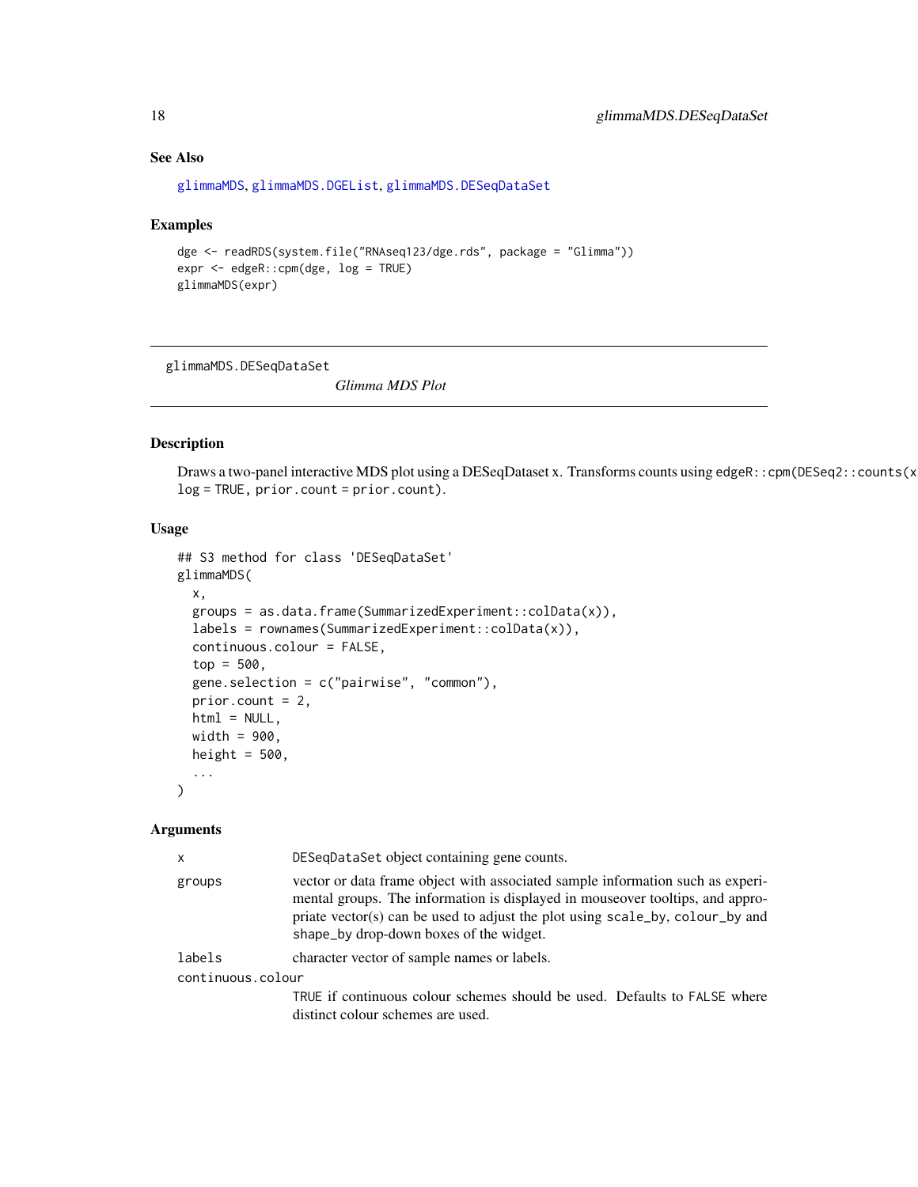## See Also

glimmaMDS, glimmaMDS.DGEList, glimmaMDS.DESeqDataSet

## Examples

```
dge <- readRDS(system.file("RNAseq123/dge.rds", package = "Glimma"))
expr <- edgeR::cpm(dge, log = TRUE)
glimmaMDS(expr)
```

---

# glimmaMDS.DESeqDataSet *Glimma MDS Plot*

## Description

Draws a two-panel interactive MDS plot using a DESeqDataset x. Transforms counts using `edgeR::cpm(DESeq2::counts(x), log = TRUE, prior.count = prior.count)`.

## Usage

```
## S3 method for class 'DESeqDataSet'
glimmaMDS(
  x,
  groups = as.data.frame(SummarizedExperiment::colData(x)),
  labels = rownames(SummarizedExperiment::colData(x)),
  continuous.colour = FALSE,
  top = 500,
  gene.selection = c("pairwise", "common"),
  prior.count = 2,
  html = NULL,
  width = 900,
  height = 500,
  ...
)
```

## Arguments

| | |
|---|---|
| x | DESeqDataSet object containing gene counts. |
| groups | vector or data frame object with associated sample information such as experimental groups. The information is displayed in mouseover tooltips, and appropriate vector(s) can be used to adjust the plot using scale_by, colour_by and shape_by drop-down boxes of the widget. |
| labels | character vector of sample names or labels. |
| continuous.colour | TRUE if continuous colour schemes should be used. Defaults to FALSE where distinct colour schemes are used. |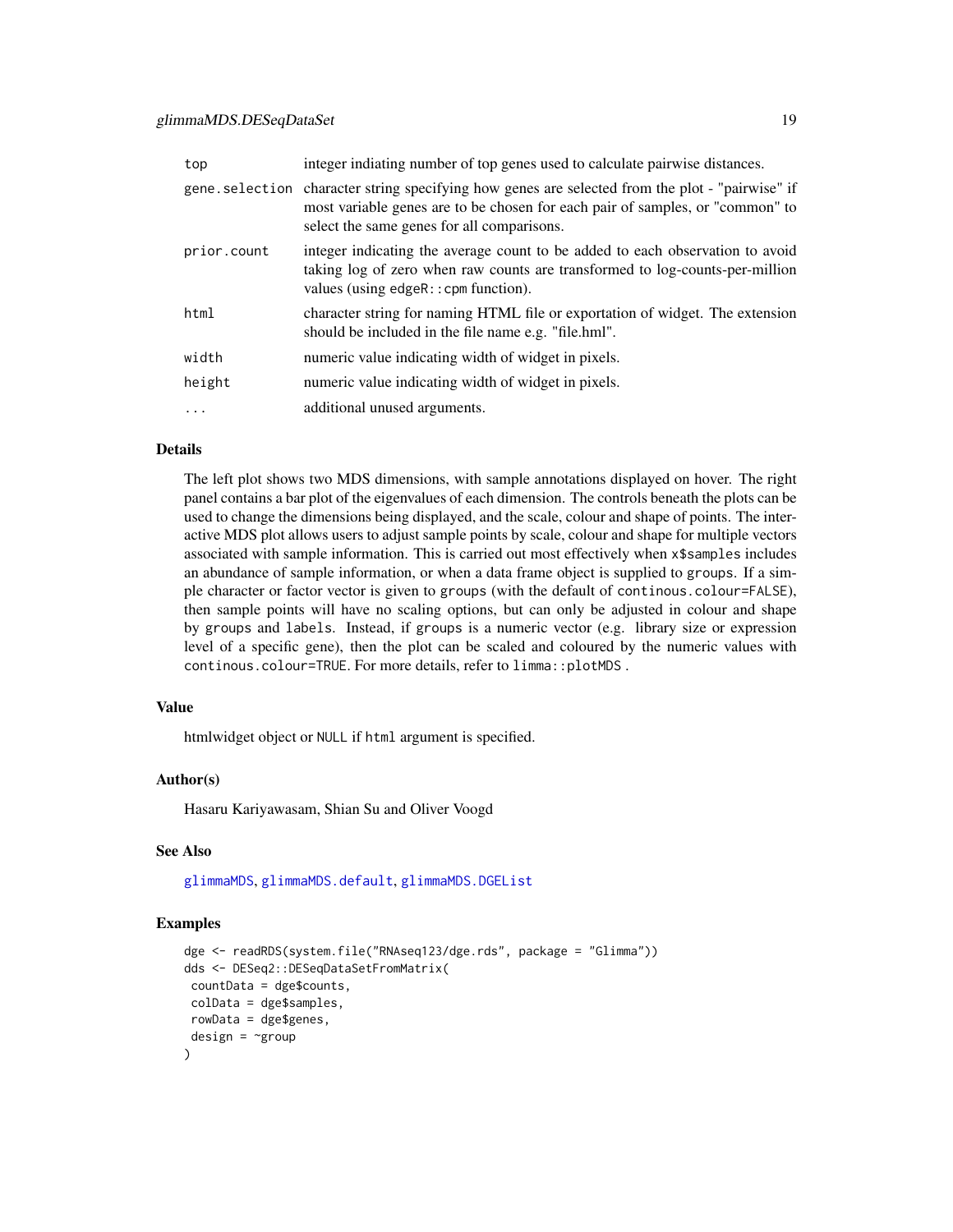| | |
|---|---|
| top | integer indiating number of top genes used to calculate pairwise distances. |
| gene.selection | character string specifying how genes are selected from the plot - "pairwise" if most variable genes are to be chosen for each pair of samples, or "common" to select the same genes for all comparisons. |
| prior.count | integer indicating the average count to be added to each observation to avoid taking log of zero when raw counts are transformed to log-counts-per-million values (using edgeR::cpm function). |
| html | character string for naming HTML file or exportation of widget. The extension should be included in the file name e.g. "file.hml". |
| width | numeric value indicating width of widget in pixels. |
| height | numeric value indicating width of widget in pixels. |
| ... | additional unused arguments. |

## Details

The left plot shows two MDS dimensions, with sample annotations displayed on hover. The right panel contains a bar plot of the eigenvalues of each dimension. The controls beneath the plots can be used to change the dimensions being displayed, and the scale, colour and shape of points. The interactive MDS plot allows users to adjust sample points by scale, colour and shape for multiple vectors associated with sample information. This is carried out most effectively when x$samples includes an abundance of sample information, or when a data frame object is supplied to groups. If a simple character or factor vector is given to groups (with the default of continous.colour=FALSE), then sample points will have no scaling options, but can only be adjusted in colour and shape by groups and labels. Instead, if groups is a numeric vector (e.g. library size or expression level of a specific gene), then the plot can be scaled and coloured by the numeric values with continous.colour=TRUE. For more details, refer to limma::plotMDS .

## Value

htmlwidget object or NULL if html argument is specified.

## Author(s)

Hasaru Kariyawasam, Shian Su and Oliver Voogd

## See Also

glimmaMDS, glimmaMDS.default, glimmaMDS.DGEList

## Examples

```
dge <- readRDS(system.file("RNAseq123/dge.rds", package = "Glimma"))
dds <- DESeq2::DESeqDataSetFromMatrix(
 countData = dge$counts,
 colData = dge$samples,
 rowData = dge$genes,
 design = ~group
)
```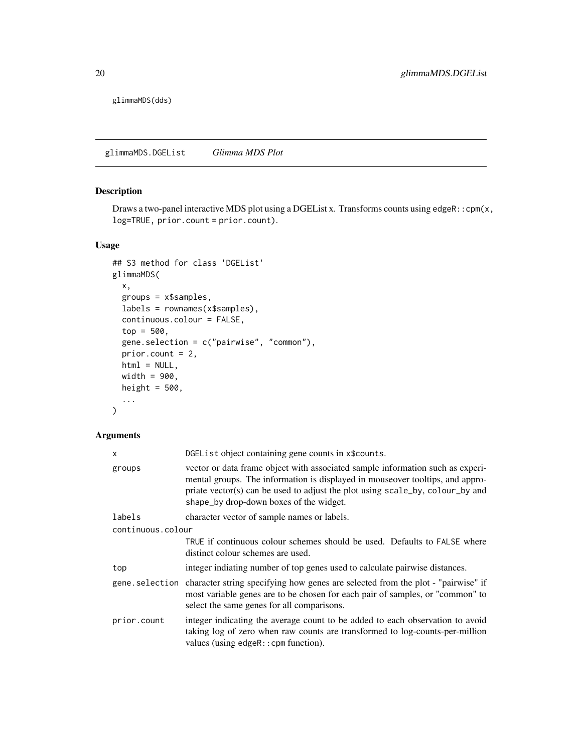```
glimmaMDS(dds)
```

## glimmaMDS.DGEList *Glimma MDS Plot*

### Description

Draws a two-panel interactive MDS plot using a DGEList x. Transforms counts using `edgeR::cpm(x, log=TRUE, prior.count = prior.count)`.

### Usage

```
## S3 method for class 'DGEList'
glimmaMDS(
  x,
  groups = x$samples,
  labels = rownames(x$samples),
  continuous.colour = FALSE,
  top = 500,
  gene.selection = c("pairwise", "common"),
  prior.count = 2,
  html = NULL,
  width = 900,
  height = 500,
  ...
)
```

### Arguments

| Argument | Description |
|---|---|
| `x` | `DGEList` object containing gene counts in `x$counts`. |
| `groups` | vector or data frame object with associated sample information such as experimental groups. The information is displayed in mouseover tooltips, and appropriate vector(s) can be used to adjust the plot using `scale_by`, `colour_by` and `shape_by` drop-down boxes of the widget. |
| `labels` | character vector of sample names or labels. |
| `continuous.colour` | `TRUE` if continuous colour schemes should be used. Defaults to `FALSE` where distinct colour schemes are used. |
| `top` | integer indiating number of top genes used to calculate pairwise distances. |
| `gene.selection` | character string specifying how genes are selected from the plot - "pairwise" if most variable genes are to be chosen for each pair of samples, or "common" to select the same genes for all comparisons. |
| `prior.count` | integer indicating the average count to be added to each observation to avoid taking log of zero when raw counts are transformed to log-counts-per-million values (using `edgeR::cpm` function). |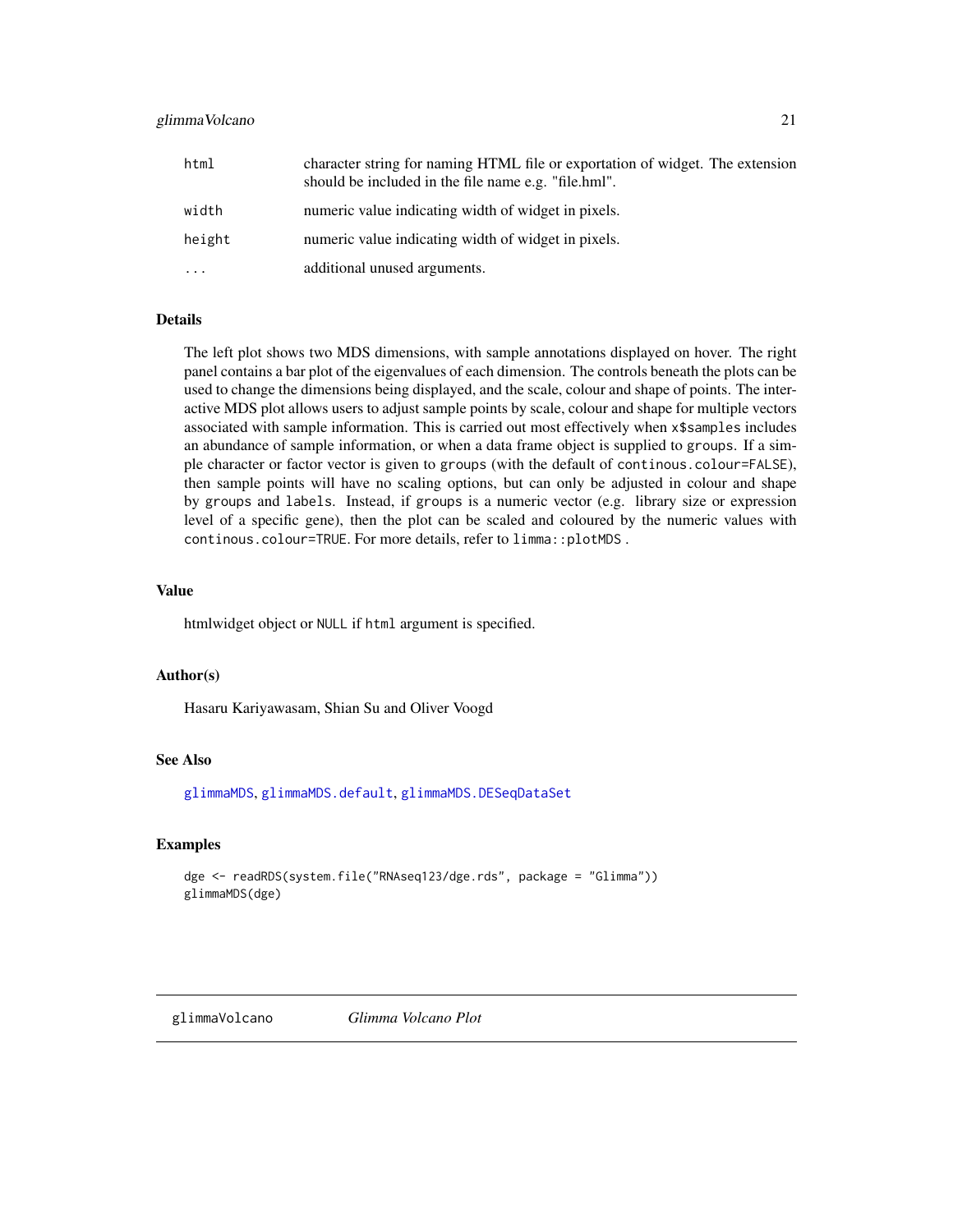| | |
|---|---|
| html | character string for naming HTML file or exportation of widget. The extension should be included in the file name e.g. "file.hml". |
| width | numeric value indicating width of widget in pixels. |
| height | numeric value indicating width of widget in pixels. |
| ... | additional unused arguments. |

## Details

The left plot shows two MDS dimensions, with sample annotations displayed on hover. The right panel contains a bar plot of the eigenvalues of each dimension. The controls beneath the plots can be used to change the dimensions being displayed, and the scale, colour and shape of points. The interactive MDS plot allows users to adjust sample points by scale, colour and shape for multiple vectors associated with sample information. This is carried out most effectively when `x$samples` includes an abundance of sample information, or when a data frame object is supplied to `groups`. If a simple character or factor vector is given to `groups` (with the default of `continous.colour=FALSE`), then sample points will have no scaling options, but can only be adjusted in colour and shape by `groups` and `labels`. Instead, if `groups` is a numeric vector (e.g. library size or expression level of a specific gene), then the plot can be scaled and coloured by the numeric values with `continous.colour=TRUE`. For more details, refer to `limma::plotMDS` .

## Value

htmlwidget object or `NULL` if `html` argument is specified.

## Author(s)

Hasaru Kariyawasam, Shian Su and Oliver Voogd

## See Also

glimmaMDS, glimmaMDS.default, glimmaMDS.DESeqDataSet

## Examples

```
dge <- readRDS(system.file("RNAseq123/dge.rds", package = "Glimma"))
glimmaMDS(dge)
```

---

# glimmaVolcano *Glimma Volcano Plot*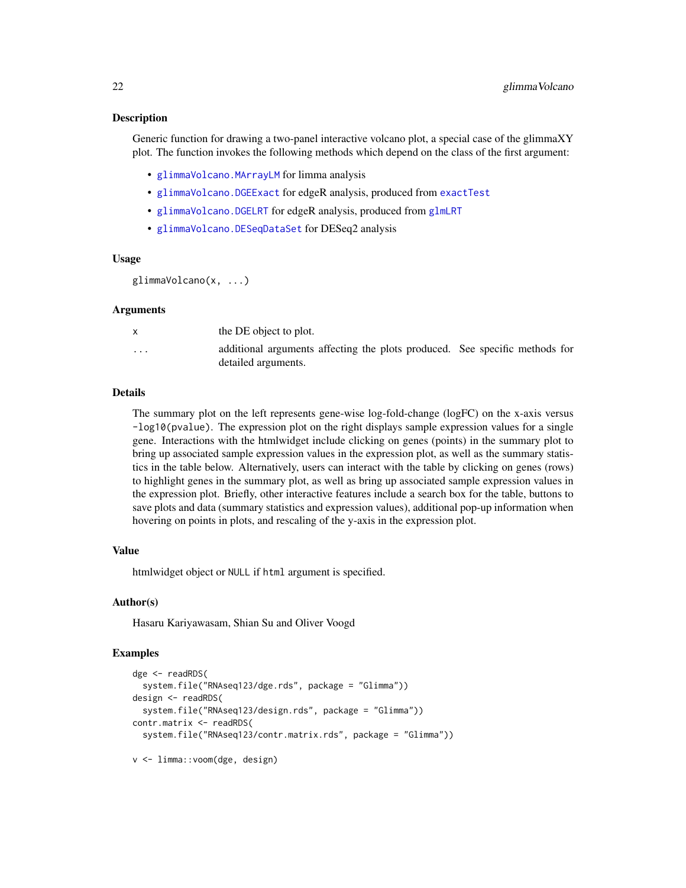### Description

Generic function for drawing a two-panel interactive volcano plot, a special case of the glimmaXY plot. The function invokes the following methods which depend on the class of the first argument:

- `glimmaVolcano.MArrayLM` for limma analysis
- `glimmaVolcano.DGEExact` for edgeR analysis, produced from `exactTest`
- `glimmaVolcano.DGELRT` for edgeR analysis, produced from `glmLRT`
- `glimmaVolcano.DESeqDataSet` for DESeq2 analysis

### Usage

```
glimmaVolcano(x, ...)
```

### Arguments

| | |
|---|---|
| x | the DE object to plot. |
| ... | additional arguments affecting the plots produced. See specific methods for detailed arguments. |

### Details

The summary plot on the left represents gene-wise log-fold-change (logFC) on the x-axis versus `-log10(pvalue)`. The expression plot on the right displays sample expression values for a single gene. Interactions with the htmlwidget include clicking on genes (points) in the summary plot to bring up associated sample expression values in the expression plot, as well as the summary statistics in the table below. Alternatively, users can interact with the table by clicking on genes (rows) to highlight genes in the summary plot, as well as bring up associated sample expression values in the expression plot. Briefly, other interactive features include a search box for the table, buttons to save plots and data (summary statistics and expression values), additional pop-up information when hovering on points in plots, and rescaling of the y-axis in the expression plot.

### Value

htmlwidget object or `NULL` if `html` argument is specified.

### Author(s)

Hasaru Kariyawasam, Shian Su and Oliver Voogd

### Examples

```
dge <- readRDS(
  system.file("RNAseq123/dge.rds", package = "Glimma"))
design <- readRDS(
  system.file("RNAseq123/design.rds", package = "Glimma"))
contr.matrix <- readRDS(
  system.file("RNAseq123/contr.matrix.rds", package = "Glimma"))

v <- limma::voom(dge, design)
```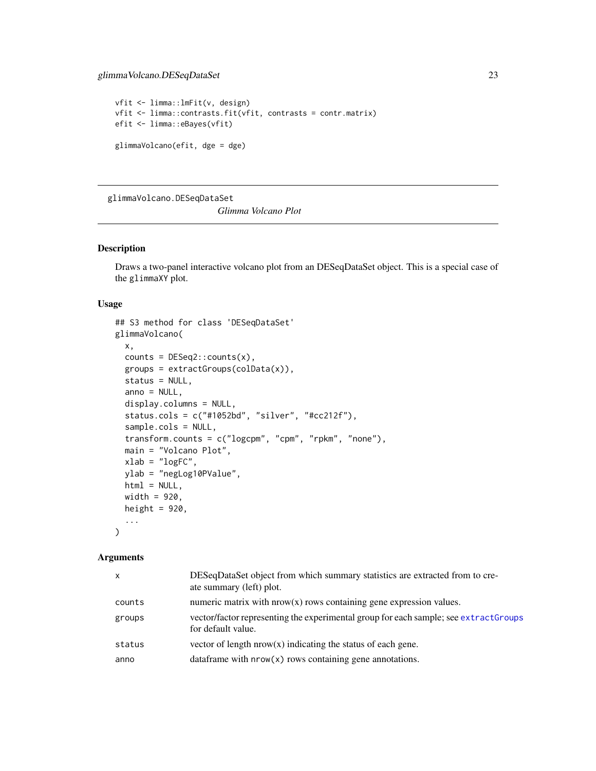```
vfit <- limma::lmFit(v, design)
vfit <- limma::contrasts.fit(vfit, contrasts = contr.matrix)
efit <- limma::eBayes(vfit)

glimmaVolcano(efit, dge = dge)
```

## glimmaVolcano.DESeqDataSet *Glimma Volcano Plot*

### Description

Draws a two-panel interactive volcano plot from an DESeqDataSet object. This is a special case of the `glimmaXY` plot.

### Usage

```
## S3 method for class 'DESeqDataSet'
glimmaVolcano(
  x,
  counts = DESeq2::counts(x),
  groups = extractGroups(colData(x)),
  status = NULL,
  anno = NULL,
  display.columns = NULL,
  status.cols = c("#1052bd", "silver", "#cc212f"),
  sample.cols = NULL,
  transform.counts = c("logcpm", "cpm", "rpkm", "none"),
  main = "Volcano Plot",
  xlab = "logFC",
  ylab = "negLog10PValue",
  html = NULL,
  width = 920,
  height = 920,
  ...
)
```

### Arguments

| | |
|---|---|
| `x` | DESeqDataSet object from which summary statistics are extracted from to create summary (left) plot. |
| `counts` | numeric matrix with nrow(x) rows containing gene expression values. |
| `groups` | vector/factor representing the experimental group for each sample; see `extractGroups` for default value. |
| `status` | vector of length nrow(x) indicating the status of each gene. |
| `anno` | dataframe with `nrow(x)` rows containing gene annotations. |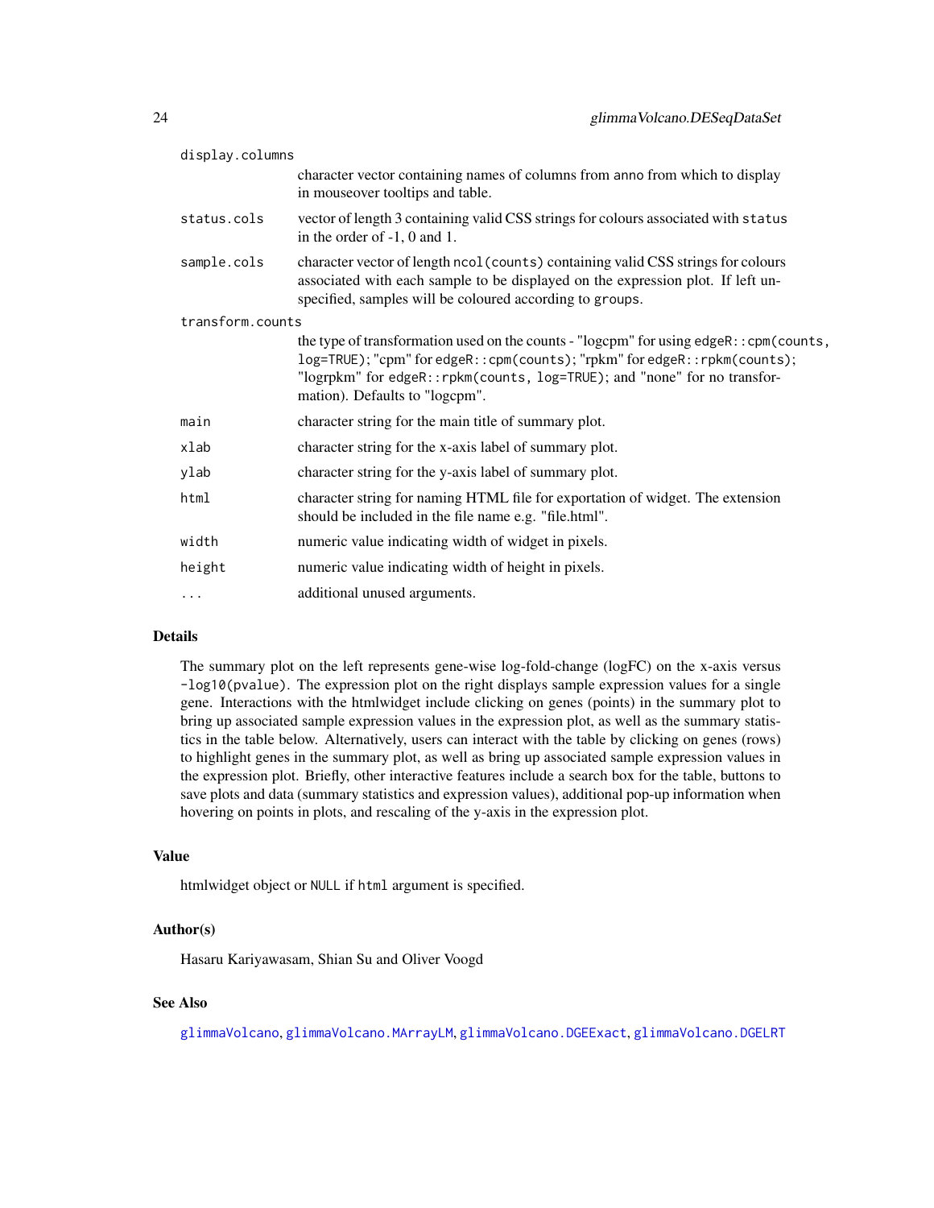| | |
|---|---|
| display.columns | character vector containing names of columns from anno from which to display in mouseover tooltips and table. |
| status.cols | vector of length 3 containing valid CSS strings for colours associated with status in the order of -1, 0 and 1. |
| sample.cols | character vector of length ncol(counts) containing valid CSS strings for colours associated with each sample to be displayed on the expression plot. If left unspecified, samples will be coloured according to groups. |
| transform.counts | the type of transformation used on the counts - "logcpm" for using edgeR::cpm(counts, log=TRUE); "cpm" for edgeR::cpm(counts); "rpkm" for edgeR::rpkm(counts); "logrpkm" for edgeR::rpkm(counts, log=TRUE); and "none" for no transformation). Defaults to "logcpm". |
| main | character string for the main title of summary plot. |
| xlab | character string for the x-axis label of summary plot. |
| ylab | character string for the y-axis label of summary plot. |
| html | character string for naming HTML file for exportation of widget. The extension should be included in the file name e.g. "file.html". |
| width | numeric value indicating width of widget in pixels. |
| height | numeric value indicating width of height in pixels. |
| ... | additional unused arguments. |

## Details

The summary plot on the left represents gene-wise log-fold-change (logFC) on the x-axis versus -log10(pvalue). The expression plot on the right displays sample expression values for a single gene. Interactions with the htmlwidget include clicking on genes (points) in the summary plot to bring up associated sample expression values in the expression plot, as well as the summary statistics in the table below. Alternatively, users can interact with the table by clicking on genes (rows) to highlight genes in the summary plot, as well as bring up associated sample expression values in the expression plot. Briefly, other interactive features include a search box for the table, buttons to save plots and data (summary statistics and expression values), additional pop-up information when hovering on points in plots, and rescaling of the y-axis in the expression plot.

## Value

htmlwidget object or NULL if html argument is specified.

## Author(s)

Hasaru Kariyawasam, Shian Su and Oliver Voogd

## See Also

glimmaVolcano, glimmaVolcano.MArrayLM, glimmaVolcano.DGEExact, glimmaVolcano.DGELRT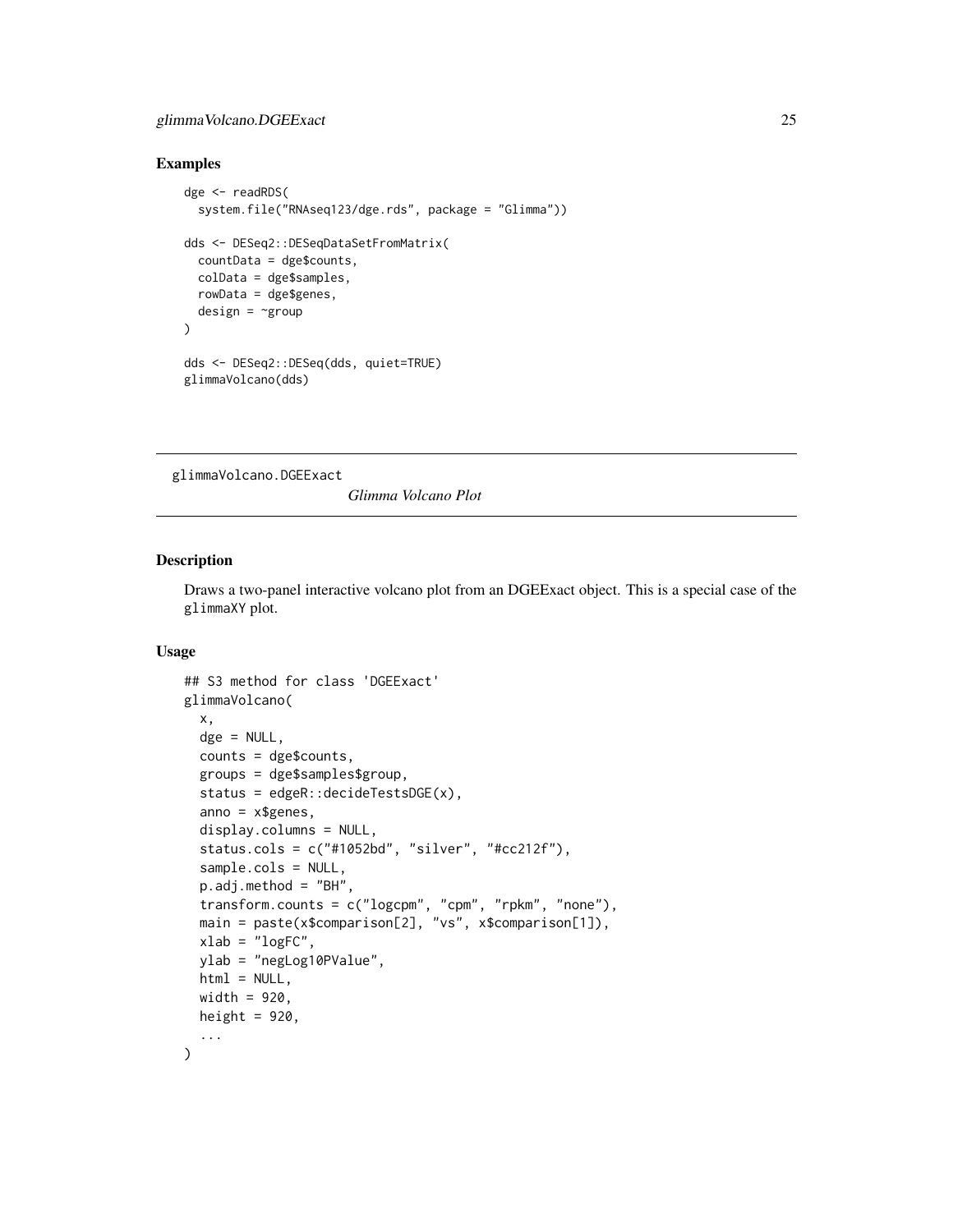### Examples

```
dge <- readRDS(
  system.file("RNAseq123/dge.rds", package = "Glimma"))

dds <- DESeq2::DESeqDataSetFromMatrix(
  countData = dge$counts,
  colData = dge$samples,
  rowData = dge$genes,
  design = ~group
)

dds <- DESeq2::DESeq(dds, quiet=TRUE)
glimmaVolcano(dds)
```

---

## glimmaVolcano.DGEExact &nbsp;&nbsp;&nbsp; *Glimma Volcano Plot*

---

### Description

Draws a two-panel interactive volcano plot from an DGEExact object. This is a special case of the glimmaXY plot.

### Usage

```
## S3 method for class 'DGEExact'
glimmaVolcano(
  x,
  dge = NULL,
  counts = dge$counts,
  groups = dge$samples$group,
  status = edgeR::decideTestsDGE(x),
  anno = x$genes,
  display.columns = NULL,
  status.cols = c("#1052bd", "silver", "#cc212f"),
  sample.cols = NULL,
  p.adj.method = "BH",
  transform.counts = c("logcpm", "cpm", "rpkm", "none"),
  main = paste(x$comparison[2], "vs", x$comparison[1]),
  xlab = "logFC",
  ylab = "negLog10PValue",
  html = NULL,
  width = 920,
  height = 920,
  ...
)
```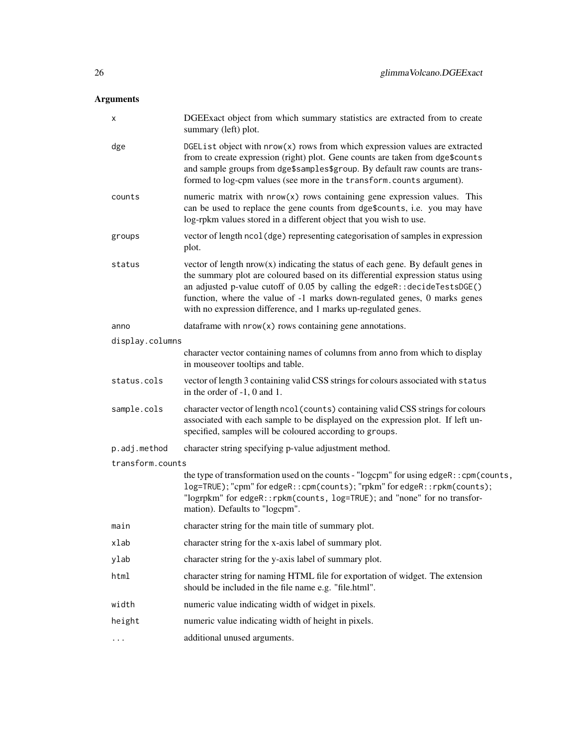## Arguments

| | |
|---|---|
| `x` | DGEExact object from which summary statistics are extracted from to create summary (left) plot. |
| `dge` | `DGEList` object with `nrow(x)` rows from which expression values are extracted from to create expression (right) plot. Gene counts are taken from `dge$counts` and sample groups from `dge$samples$group`. By default raw counts are transformed to log-cpm values (see more in the `transform.counts` argument). |
| `counts` | numeric matrix with `nrow(x)` rows containing gene expression values. This can be used to replace the gene counts from `dge$counts`, i.e. you may have log-rpkm values stored in a different object that you wish to use. |
| `groups` | vector of length `ncol(dge)` representing categorisation of samples in expression plot. |
| `status` | vector of length nrow(x) indicating the status of each gene. By default genes in the summary plot are coloured based on its differential expression status using an adjusted p-value cutoff of 0.05 by calling the `edgeR::decideTestsDGE()` function, where the value of -1 marks down-regulated genes, 0 marks genes with no expression difference, and 1 marks up-regulated genes. |
| `anno` | dataframe with `nrow(x)` rows containing gene annotations. |
| `display.columns` | character vector containing names of columns from `anno` from which to display in mouseover tooltips and table. |
| `status.cols` | vector of length 3 containing valid CSS strings for colours associated with `status` in the order of -1, 0 and 1. |
| `sample.cols` | character vector of length `ncol(counts)` containing valid CSS strings for colours associated with each sample to be displayed on the expression plot. If left unspecified, samples will be coloured according to `groups`. |
| `p.adj.method` | character string specifying p-value adjustment method. |
| `transform.counts` | the type of transformation used on the counts - "logcpm" for using `edgeR::cpm(counts, log=TRUE)`; "cpm" for `edgeR::cpm(counts)`; "rpkm" for `edgeR::rpkm(counts)`; "logrpkm" for `edgeR::rpkm(counts, log=TRUE)`; and "none" for no transformation). Defaults to "logcpm". |
| `main` | character string for the main title of summary plot. |
| `xlab` | character string for the x-axis label of summary plot. |
| `ylab` | character string for the y-axis label of summary plot. |
| `html` | character string for naming HTML file for exportation of widget. The extension should be included in the file name e.g. "file.html". |
| `width` | numeric value indicating width of widget in pixels. |
| `height` | numeric value indicating width of height in pixels. |
| `...` | additional unused arguments. |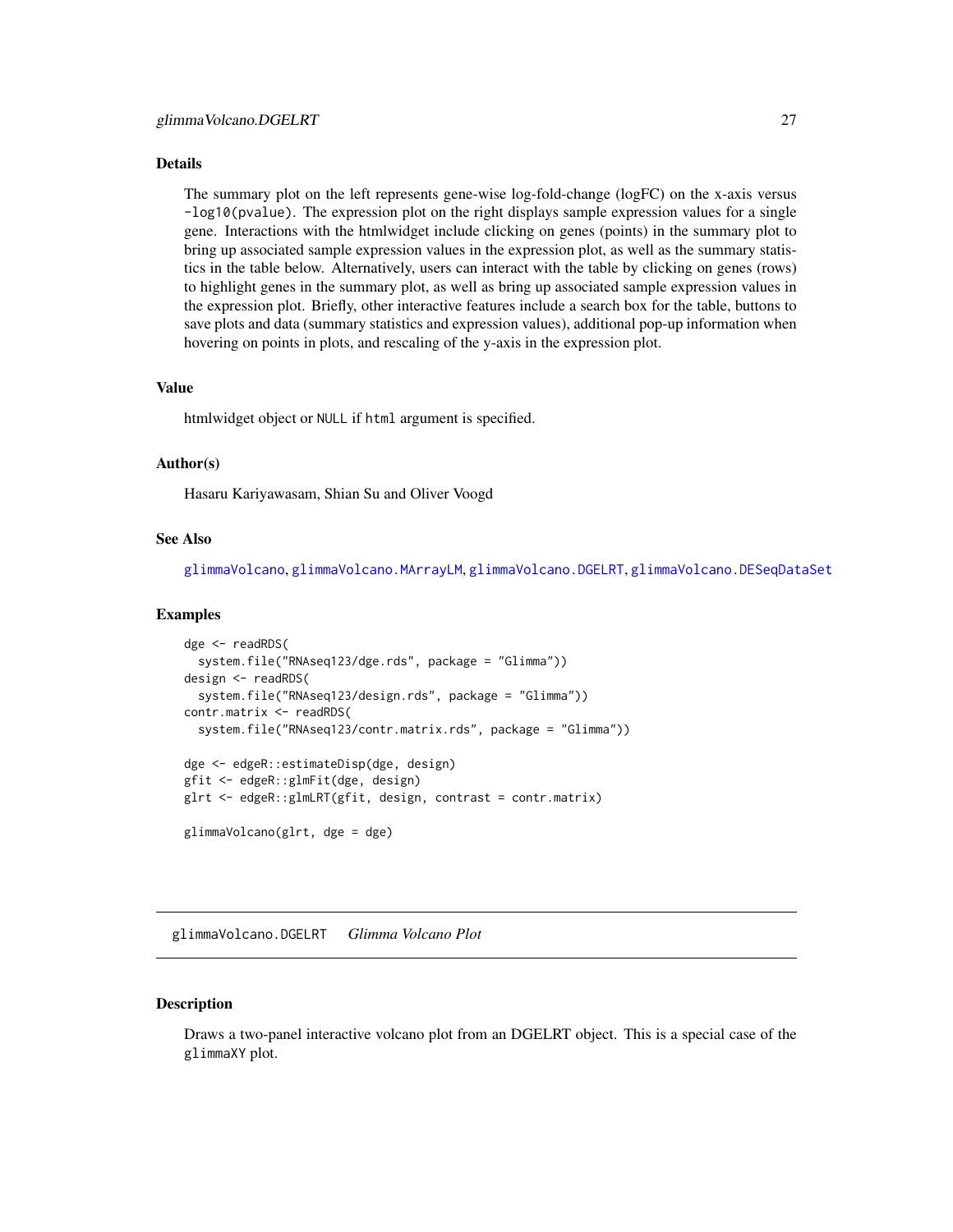### Details

The summary plot on the left represents gene-wise log-fold-change (logFC) on the x-axis versus `-log10(pvalue)`. The expression plot on the right displays sample expression values for a single gene. Interactions with the htmlwidget include clicking on genes (points) in the summary plot to bring up associated sample expression values in the expression plot, as well as the summary statistics in the table below. Alternatively, users can interact with the table by clicking on genes (rows) to highlight genes in the summary plot, as well as bring up associated sample expression values in the expression plot. Briefly, other interactive features include a search box for the table, buttons to save plots and data (summary statistics and expression values), additional pop-up information when hovering on points in plots, and rescaling of the y-axis in the expression plot.

### Value

htmlwidget object or `NULL` if `html` argument is specified.

### Author(s)

Hasaru Kariyawasam, Shian Su and Oliver Voogd

### See Also

`glimmaVolcano`, `glimmaVolcano.MArrayLM`, `glimmaVolcano.DGELRT`, `glimmaVolcano.DESeqDataSet`

### Examples

```
dge <- readRDS(
  system.file("RNAseq123/dge.rds", package = "Glimma"))
design <- readRDS(
  system.file("RNAseq123/design.rds", package = "Glimma"))
contr.matrix <- readRDS(
  system.file("RNAseq123/contr.matrix.rds", package = "Glimma"))

dge <- edgeR::estimateDisp(dge, design)
gfit <- edgeR::glmFit(dge, design)
glrt <- edgeR::glmLRT(gfit, design, contrast = contr.matrix)

glimmaVolcano(glrt, dge = dge)
```

---

## glimmaVolcano.DGELRT *Glimma Volcano Plot*

---

### Description

Draws a two-panel interactive volcano plot from an DGELRT object. This is a special case of the `glimmaXY` plot.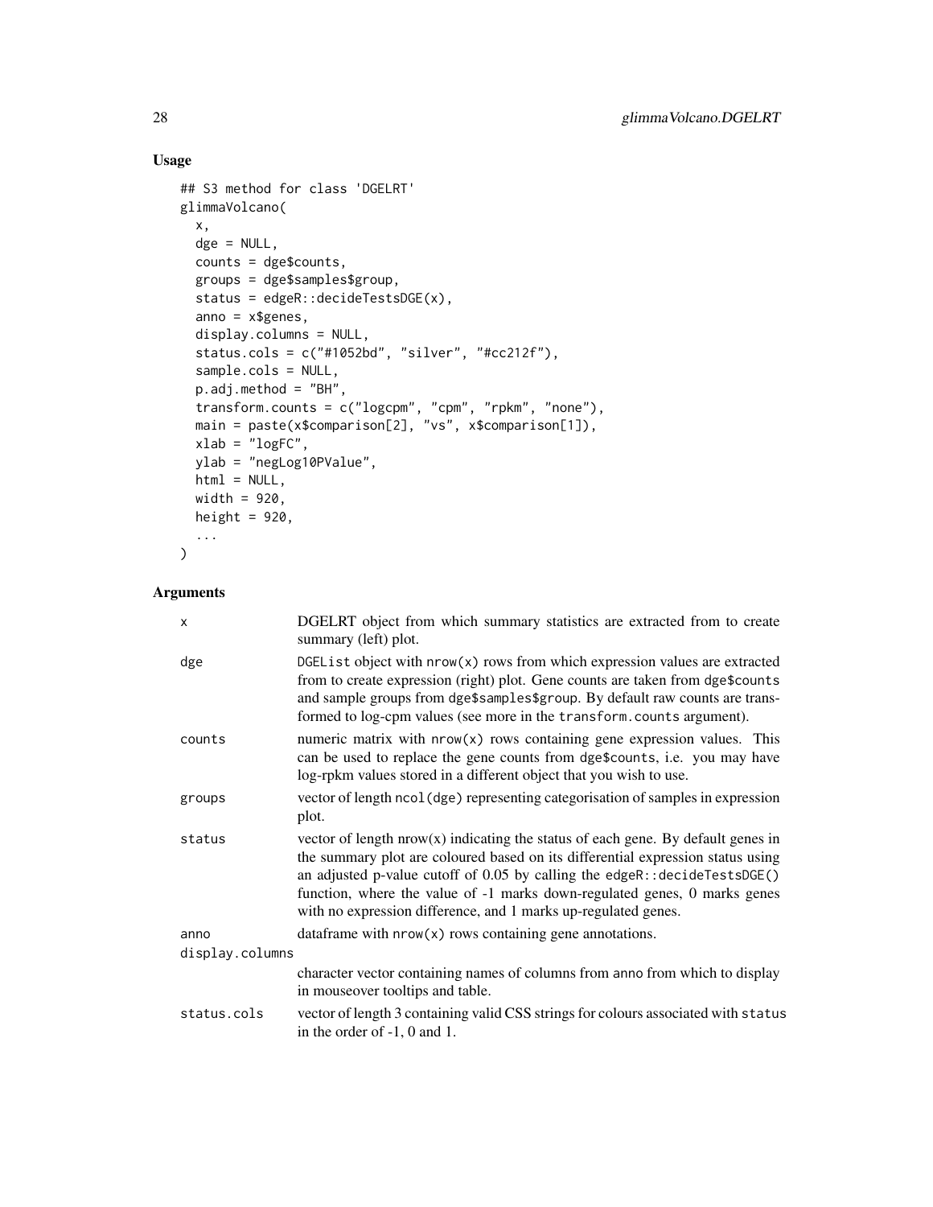## Usage

```
## S3 method for class 'DGELRT'
glimmaVolcano(
  x,
  dge = NULL,
  counts = dge$counts,
  groups = dge$samples$group,
  status = edgeR::decideTestsDGE(x),
  anno = x$genes,
  display.columns = NULL,
  status.cols = c("#1052bd", "silver", "#cc212f"),
  sample.cols = NULL,
  p.adj.method = "BH",
  transform.counts = c("logcpm", "cpm", "rpkm", "none"),
  main = paste(x$comparison[2], "vs", x$comparison[1]),
  xlab = "logFC",
  ylab = "negLog10PValue",
  html = NULL,
  width = 920,
  height = 920,
  ...
)
```

## Arguments

| Argument | Description |
| --- | --- |
| x | DGELRT object from which summary statistics are extracted from to create summary (left) plot. |
| dge | `DGEList` object with `nrow(x)` rows from which expression values are extracted from to create expression (right) plot. Gene counts are taken from `dge$counts` and sample groups from `dge$samples$group`. By default raw counts are transformed to log-cpm values (see more in the `transform.counts` argument). |
| counts | numeric matrix with `nrow(x)` rows containing gene expression values. This can be used to replace the gene counts from `dge$counts`, i.e. you may have log-rpkm values stored in a different object that you wish to use. |
| groups | vector of length `ncol(dge)` representing categorisation of samples in expression plot. |
| status | vector of length nrow(x) indicating the status of each gene. By default genes in the summary plot are coloured based on its differential expression status using an adjusted p-value cutoff of 0.05 by calling the `edgeR::decideTestsDGE()` function, where the value of -1 marks down-regulated genes, 0 marks genes with no expression difference, and 1 marks up-regulated genes. |
| anno | dataframe with `nrow(x)` rows containing gene annotations. |
| display.columns | character vector containing names of columns from `anno` from which to display in mouseover tooltips and table. |
| status.cols | vector of length 3 containing valid CSS strings for colours associated with `status` in the order of -1, 0 and 1. |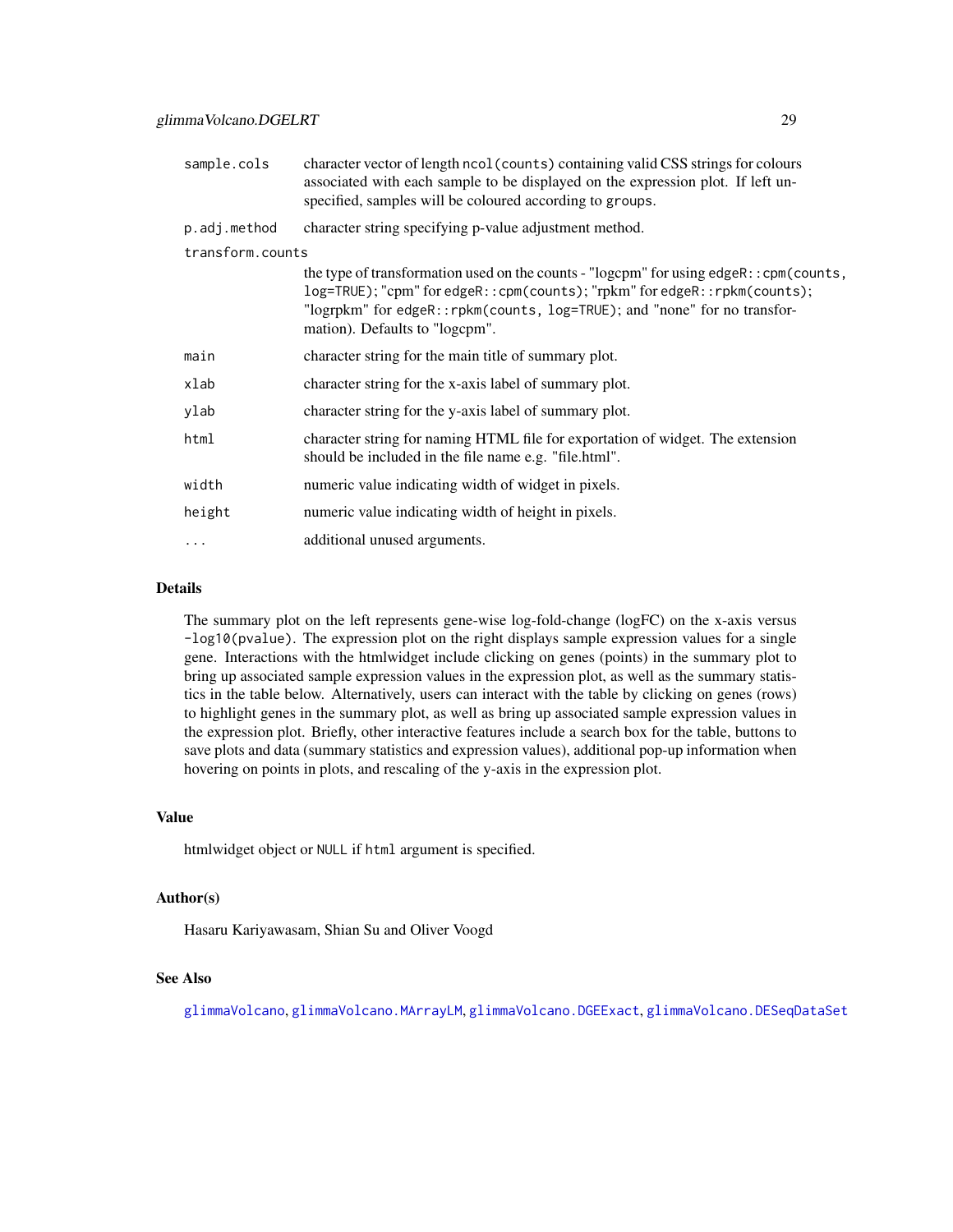| | |
|---|---|
| `sample.cols` | character vector of length `ncol(counts)` containing valid CSS strings for colours associated with each sample to be displayed on the expression plot. If left unspecified, samples will be coloured according to `groups`. |
| `p.adj.method` | character string specifying p-value adjustment method. |
| `transform.counts` | the type of transformation used on the counts - "logcpm" for using `edgeR::cpm(counts, log=TRUE)`; "cpm" for `edgeR::cpm(counts)`; "rpkm" for `edgeR::rpkm(counts)`; "logrpkm" for `edgeR::rpkm(counts, log=TRUE)`; and "none" for no transformation). Defaults to "logcpm". |
| `main` | character string for the main title of summary plot. |
| `xlab` | character string for the x-axis label of summary plot. |
| `ylab` | character string for the y-axis label of summary plot. |
| `html` | character string for naming HTML file for exportation of widget. The extension should be included in the file name e.g. "file.html". |
| `width` | numeric value indicating width of widget in pixels. |
| `height` | numeric value indicating width of height in pixels. |
| `...` | additional unused arguments. |

## Details

The summary plot on the left represents gene-wise log-fold-change (logFC) on the x-axis versus `-log10(pvalue)`. The expression plot on the right displays sample expression values for a single gene. Interactions with the htmlwidget include clicking on genes (points) in the summary plot to bring up associated sample expression values in the expression plot, as well as the summary statistics in the table below. Alternatively, users can interact with the table by clicking on genes (rows) to highlight genes in the summary plot, as well as bring up associated sample expression values in the expression plot. Briefly, other interactive features include a search box for the table, buttons to save plots and data (summary statistics and expression values), additional pop-up information when hovering on points in plots, and rescaling of the y-axis in the expression plot.

## Value

htmlwidget object or `NULL` if `html` argument is specified.

## Author(s)

Hasaru Kariyawasam, Shian Su and Oliver Voogd

## See Also

`glimmaVolcano`, `glimmaVolcano.MArrayLM`, `glimmaVolcano.DGEExact`, `glimmaVolcano.DESeqDataSet`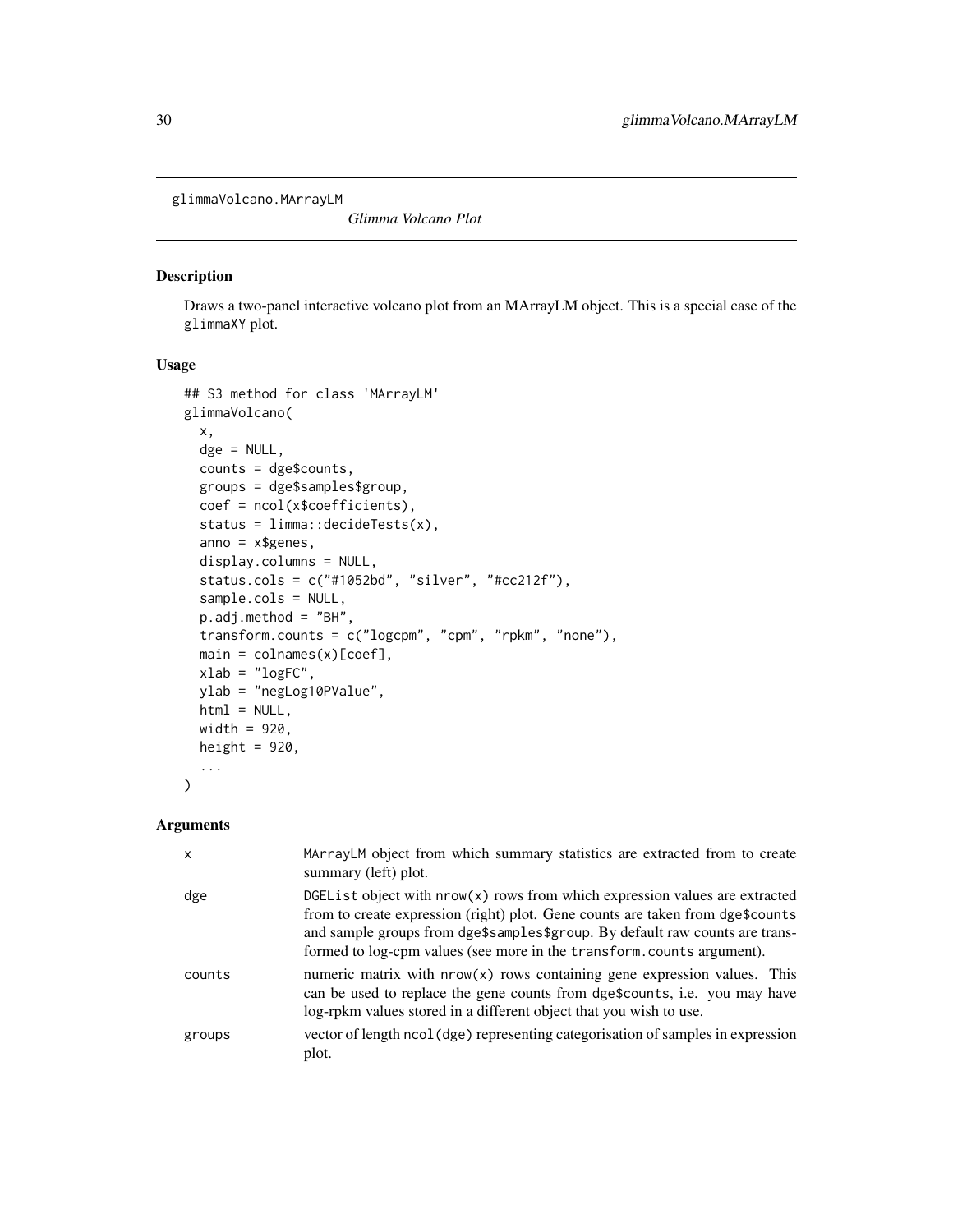# glimmaVolcano.MArrayLM

*Glimma Volcano Plot*

## Description

Draws a two-panel interactive volcano plot from an MArrayLM object. This is a special case of the glimmaXY plot.

## Usage

```
## S3 method for class 'MArrayLM'
glimmaVolcano(
  x,
  dge = NULL,
  counts = dge$counts,
  groups = dge$samples$group,
  coef = ncol(x$coefficients),
  status = limma::decideTests(x),
  anno = x$genes,
  display.columns = NULL,
  status.cols = c("#1052bd", "silver", "#cc212f"),
  sample.cols = NULL,
  p.adj.method = "BH",
  transform.counts = c("logcpm", "cpm", "rpkm", "none"),
  main = colnames(x)[coef],
  xlab = "logFC",
  ylab = "negLog10PValue",
  html = NULL,
  width = 920,
  height = 920,
  ...
)
```

## Arguments

| | |
|---|---|
| x | MArrayLM object from which summary statistics are extracted from to create summary (left) plot. |
| dge | DGEList object with nrow(x) rows from which expression values are extracted from to create expression (right) plot. Gene counts are taken from dge$counts and sample groups from dge$samples$group. By default raw counts are transformed to log-cpm values (see more in the transform.counts argument). |
| counts | numeric matrix with nrow(x) rows containing gene expression values. This can be used to replace the gene counts from dge$counts, i.e. you may have log-rpkm values stored in a different object that you wish to use. |
| groups | vector of length ncol(dge) representing categorisation of samples in expression plot. |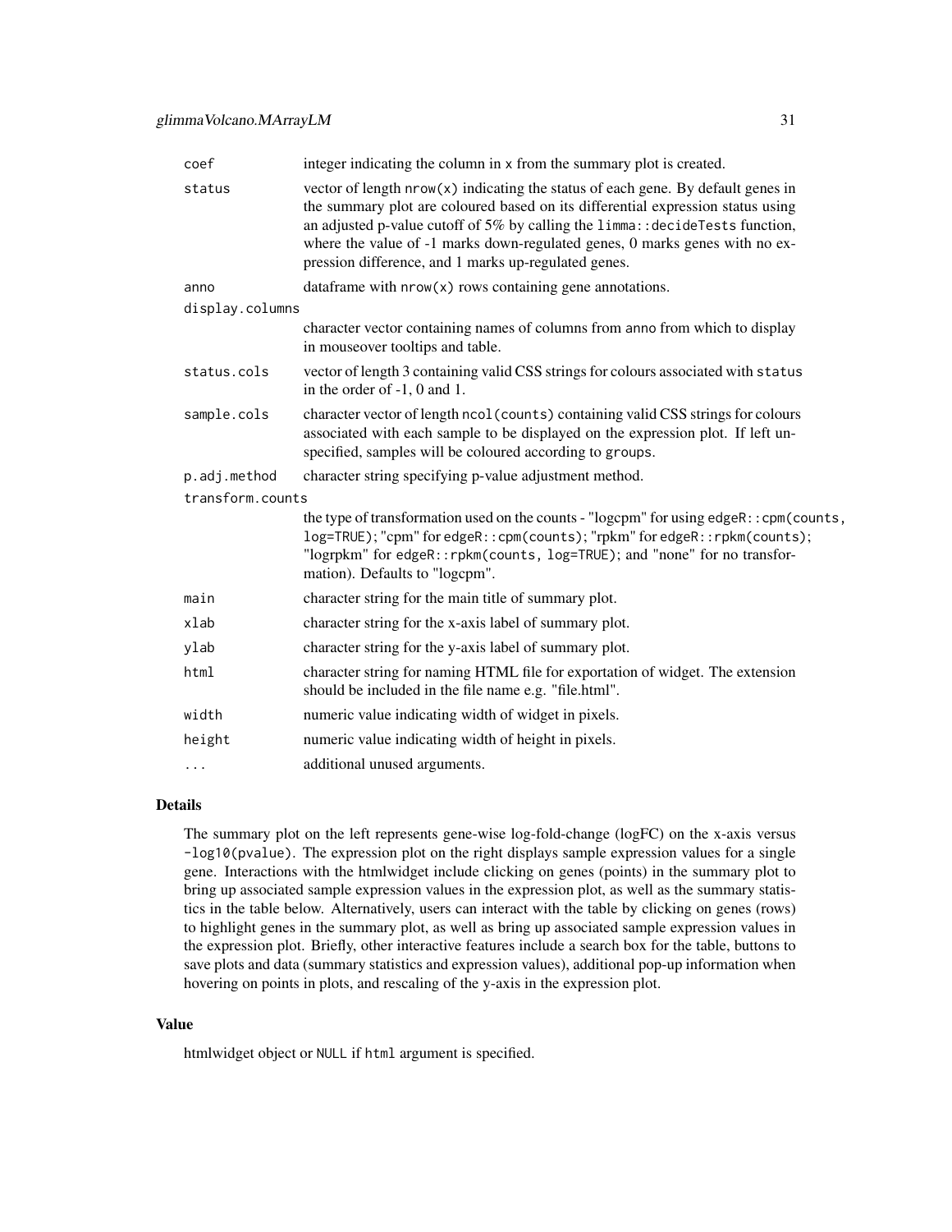| | |
|---|---|
| `coef` | integer indicating the column in `x` from the summary plot is created. |
| `status` | vector of length `nrow(x)` indicating the status of each gene. By default genes in the summary plot are coloured based on its differential expression status using an adjusted p-value cutoff of 5% by calling the `limma::decideTests` function, where the value of -1 marks down-regulated genes, 0 marks genes with no expression difference, and 1 marks up-regulated genes. |
| `anno` | dataframe with `nrow(x)` rows containing gene annotations. |
| `display.columns` | character vector containing names of columns from `anno` from which to display in mouseover tooltips and table. |
| `status.cols` | vector of length 3 containing valid CSS strings for colours associated with `status` in the order of -1, 0 and 1. |
| `sample.cols` | character vector of length `ncol(counts)` containing valid CSS strings for colours associated with each sample to be displayed on the expression plot. If left unspecified, samples will be coloured according to `groups`. |
| `p.adj.method` | character string specifying p-value adjustment method. |
| `transform.counts` | the type of transformation used on the counts - "logcpm" for using `edgeR::cpm(counts, log=TRUE)`; "cpm" for `edgeR::cpm(counts)`; "rpkm" for `edgeR::rpkm(counts)`; "logrpkm" for `edgeR::rpkm(counts, log=TRUE)`; and "none" for no transformation). Defaults to "logcpm". |
| `main` | character string for the main title of summary plot. |
| `xlab` | character string for the x-axis label of summary plot. |
| `ylab` | character string for the y-axis label of summary plot. |
| `html` | character string for naming HTML file for exportation of widget. The extension should be included in the file name e.g. "file.html". |
| `width` | numeric value indicating width of widget in pixels. |
| `height` | numeric value indicating width of height in pixels. |
| `...` | additional unused arguments. |

## Details

The summary plot on the left represents gene-wise log-fold-change (logFC) on the x-axis versus `-log10(pvalue)`. The expression plot on the right displays sample expression values for a single gene. Interactions with the htmlwidget include clicking on genes (points) in the summary plot to bring up associated sample expression values in the expression plot, as well as the summary statistics in the table below. Alternatively, users can interact with the table by clicking on genes (rows) to highlight genes in the summary plot, as well as bring up associated sample expression values in the expression plot. Briefly, other interactive features include a search box for the table, buttons to save plots and data (summary statistics and expression values), additional pop-up information when hovering on points in plots, and rescaling of the y-axis in the expression plot.

## Value

htmlwidget object or `NULL` if `html` argument is specified.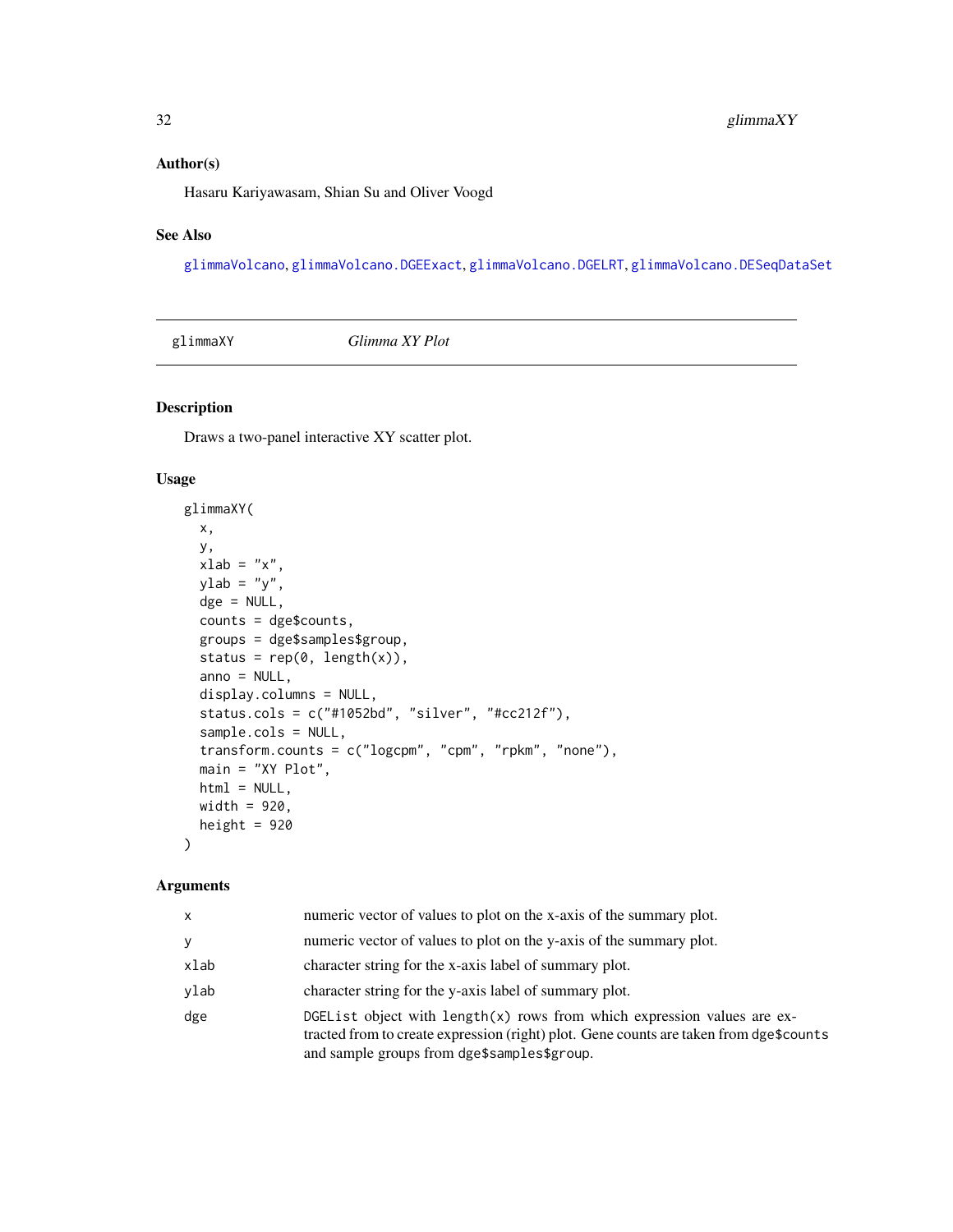## Author(s)

Hasaru Kariyawasam, Shian Su and Oliver Voogd

## See Also

glimmaVolcano, glimmaVolcano.DGEExact, glimmaVolcano.DGELRT, glimmaVolcano.DESeqDataSet

---

# glimmaXY *Glimma XY Plot*

---

## Description

Draws a two-panel interactive XY scatter plot.

## Usage

```
glimmaXY(
  x,
  y,
  xlab = "x",
  ylab = "y",
  dge = NULL,
  counts = dge$counts,
  groups = dge$samples$group,
  status = rep(0, length(x)),
  anno = NULL,
  display.columns = NULL,
  status.cols = c("#1052bd", "silver", "#cc212f"),
  sample.cols = NULL,
  transform.counts = c("logcpm", "cpm", "rpkm", "none"),
  main = "XY Plot",
  html = NULL,
  width = 920,
  height = 920
)
```

## Arguments

| | |
|---|---|
| x | numeric vector of values to plot on the x-axis of the summary plot. |
| y | numeric vector of values to plot on the y-axis of the summary plot. |
| xlab | character string for the x-axis label of summary plot. |
| ylab | character string for the y-axis label of summary plot. |
| dge | DGEList object with length(x) rows from which expression values are extracted from to create expression (right) plot. Gene counts are taken from dge$counts and sample groups from dge$samples$group. |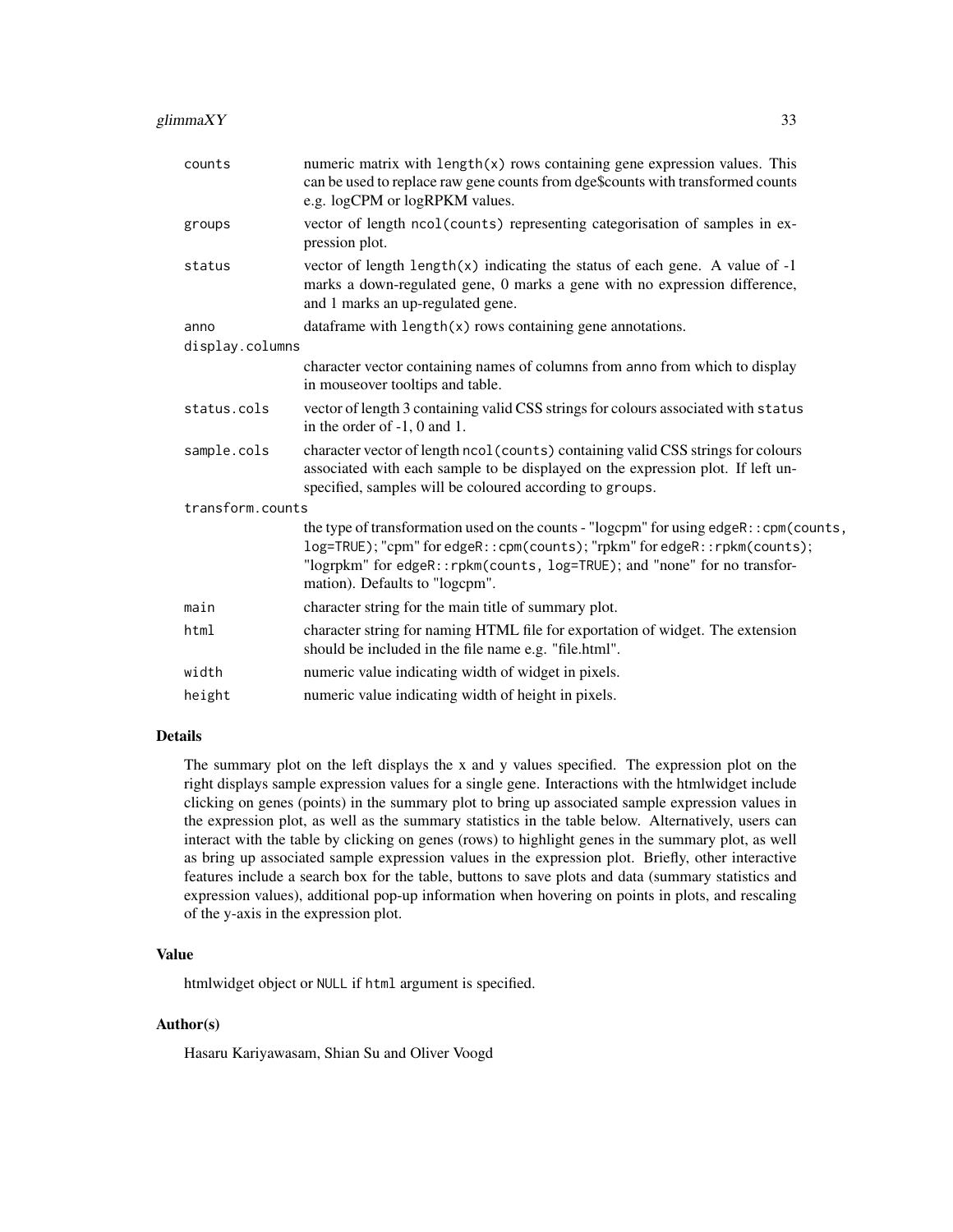| | |
|---|---|
| `counts` | numeric matrix with `length(x)` rows containing gene expression values. This can be used to replace raw gene counts from dge$counts with transformed counts e.g. logCPM or logRPKM values. |
| `groups` | vector of length `ncol(counts)` representing categorisation of samples in expression plot. |
| `status` | vector of length `length(x)` indicating the status of each gene. A value of -1 marks a down-regulated gene, 0 marks a gene with no expression difference, and 1 marks an up-regulated gene. |
| `anno` | dataframe with `length(x)` rows containing gene annotations. |
| `display.columns` | character vector containing names of columns from `anno` from which to display in mouseover tooltips and table. |
| `status.cols` | vector of length 3 containing valid CSS strings for colours associated with `status` in the order of -1, 0 and 1. |
| `sample.cols` | character vector of length `ncol(counts)` containing valid CSS strings for colours associated with each sample to be displayed on the expression plot. If left unspecified, samples will be coloured according to `groups`. |
| `transform.counts` | the type of transformation used on the counts - "logcpm" for using `edgeR::cpm(counts, log=TRUE)`; "cpm" for `edgeR::cpm(counts)`; "rpkm" for `edgeR::rpkm(counts)`; "logrpkm" for `edgeR::rpkm(counts, log=TRUE)`; and "none" for no transformation). Defaults to "logcpm". |
| `main` | character string for the main title of summary plot. |
| `html` | character string for naming HTML file for exportation of widget. The extension should be included in the file name e.g. "file.html". |
| `width` | numeric value indicating width of widget in pixels. |
| `height` | numeric value indicating width of height in pixels. |

### Details

The summary plot on the left displays the x and y values specified. The expression plot on the right displays sample expression values for a single gene. Interactions with the htmlwidget include clicking on genes (points) in the summary plot to bring up associated sample expression values in the expression plot, as well as the summary statistics in the table below. Alternatively, users can interact with the table by clicking on genes (rows) to highlight genes in the summary plot, as well as bring up associated sample expression values in the expression plot. Briefly, other interactive features include a search box for the table, buttons to save plots and data (summary statistics and expression values), additional pop-up information when hovering on points in plots, and rescaling of the y-axis in the expression plot.

### Value

htmlwidget object or `NULL` if `html` argument is specified.

### Author(s)

Hasaru Kariyawasam, Shian Su and Oliver Voogd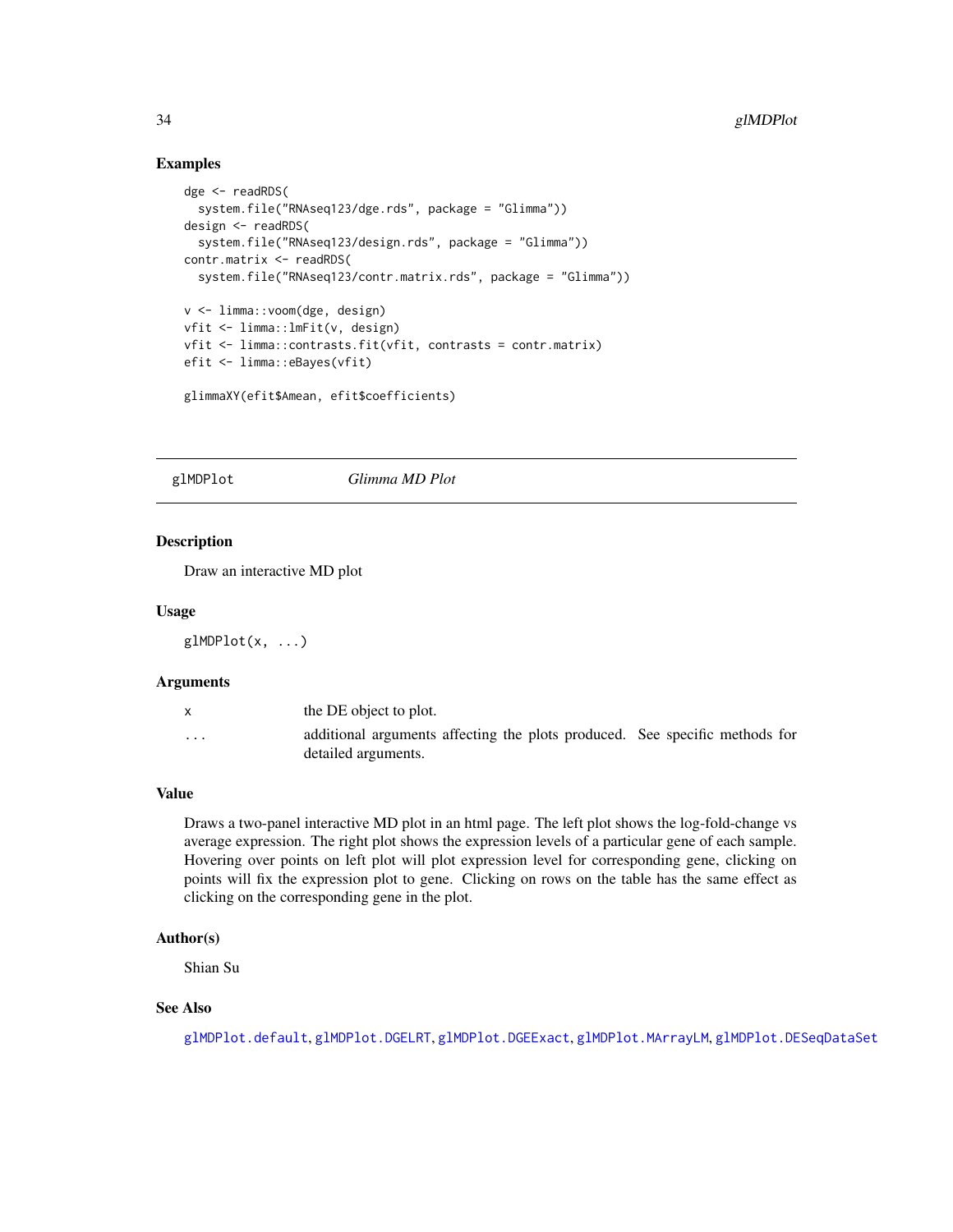## Examples

```
dge <- readRDS(
  system.file("RNAseq123/dge.rds", package = "Glimma"))
design <- readRDS(
  system.file("RNAseq123/design.rds", package = "Glimma"))
contr.matrix <- readRDS(
  system.file("RNAseq123/contr.matrix.rds", package = "Glimma"))

v <- limma::voom(dge, design)
vfit <- limma::lmFit(v, design)
vfit <- limma::contrasts.fit(vfit, contrasts = contr.matrix)
efit <- limma::eBayes(vfit)

glimmaXY(efit$Amean, efit$coefficients)
```

---

# glMDPlot — *Glimma MD Plot*

---

## Description

Draw an interactive MD plot

## Usage

```
glMDPlot(x, ...)
```

## Arguments

| | |
|---|---|
| x | the DE object to plot. |
| ... | additional arguments affecting the plots produced. See specific methods for detailed arguments. |

## Value

Draws a two-panel interactive MD plot in an html page. The left plot shows the log-fold-change vs average expression. The right plot shows the expression levels of a particular gene of each sample. Hovering over points on left plot will plot expression level for corresponding gene, clicking on points will fix the expression plot to gene. Clicking on rows on the table has the same effect as clicking on the corresponding gene in the plot.

## Author(s)

Shian Su

## See Also

glMDPlot.default, glMDPlot.DGELRT, glMDPlot.DGEExact, glMDPlot.MArrayLM, glMDPlot.DESeqDataSet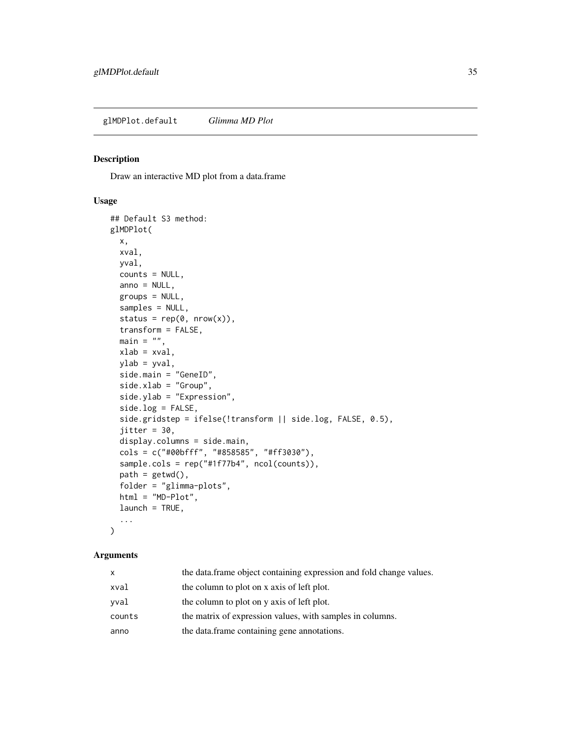glMDPlot.default *Glimma MD Plot*

## Description

Draw an interactive MD plot from a data.frame

## Usage

```
## Default S3 method:
glMDPlot(
  x,
  xval,
  yval,
  counts = NULL,
  anno = NULL,
  groups = NULL,
  samples = NULL,
  status = rep(0, nrow(x)),
  transform = FALSE,
  main = "",
  xlab = xval,
  ylab = yval,
  side.main = "GeneID",
  side.xlab = "Group",
  side.ylab = "Expression",
  side.log = FALSE,
  side.gridstep = ifelse(!transform || side.log, FALSE, 0.5),
  jitter = 30,
  display.columns = side.main,
  cols = c("#00bfff", "#858585", "#ff3030"),
  sample.cols = rep("#1f77b4", ncol(counts)),
  path = getwd(),
  folder = "glimma-plots",
  html = "MD-Plot",
  launch = TRUE,
  ...
)
```

## Arguments

| | |
|---|---|
| x | the data.frame object containing expression and fold change values. |
| xval | the column to plot on x axis of left plot. |
| yval | the column to plot on y axis of left plot. |
| counts | the matrix of expression values, with samples in columns. |
| anno | the data.frame containing gene annotations. |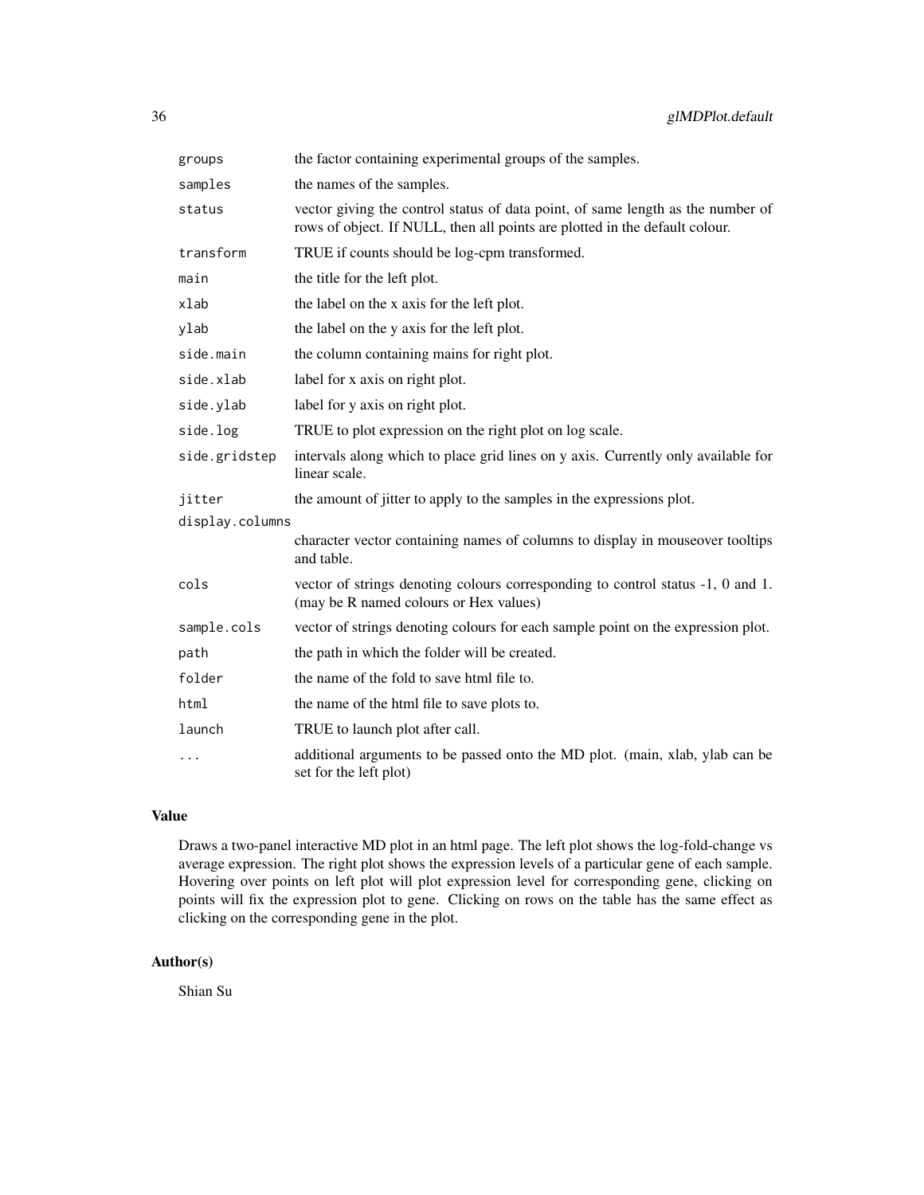| | |
|---|---|
| groups | the factor containing experimental groups of the samples. |
| samples | the names of the samples. |
| status | vector giving the control status of data point, of same length as the number of rows of object. If NULL, then all points are plotted in the default colour. |
| transform | TRUE if counts should be log-cpm transformed. |
| main | the title for the left plot. |
| xlab | the label on the x axis for the left plot. |
| ylab | the label on the y axis for the left plot. |
| side.main | the column containing mains for right plot. |
| side.xlab | label for x axis on right plot. |
| side.ylab | label for y axis on right plot. |
| side.log | TRUE to plot expression on the right plot on log scale. |
| side.gridstep | intervals along which to place grid lines on y axis. Currently only available for linear scale. |
| jitter | the amount of jitter to apply to the samples in the expressions plot. |
| display.columns | character vector containing names of columns to display in mouseover tooltips and table. |
| cols | vector of strings denoting colours corresponding to control status -1, 0 and 1. (may be R named colours or Hex values) |
| sample.cols | vector of strings denoting colours for each sample point on the expression plot. |
| path | the path in which the folder will be created. |
| folder | the name of the fold to save html file to. |
| html | the name of the html file to save plots to. |
| launch | TRUE to launch plot after call. |
| ... | additional arguments to be passed onto the MD plot. (main, xlab, ylab can be set for the left plot) |

## Value

Draws a two-panel interactive MD plot in an html page. The left plot shows the log-fold-change vs average expression. The right plot shows the expression levels of a particular gene of each sample. Hovering over points on left plot will plot expression level for corresponding gene, clicking on points will fix the expression plot to gene. Clicking on rows on the table has the same effect as clicking on the corresponding gene in the plot.

## Author(s)

Shian Su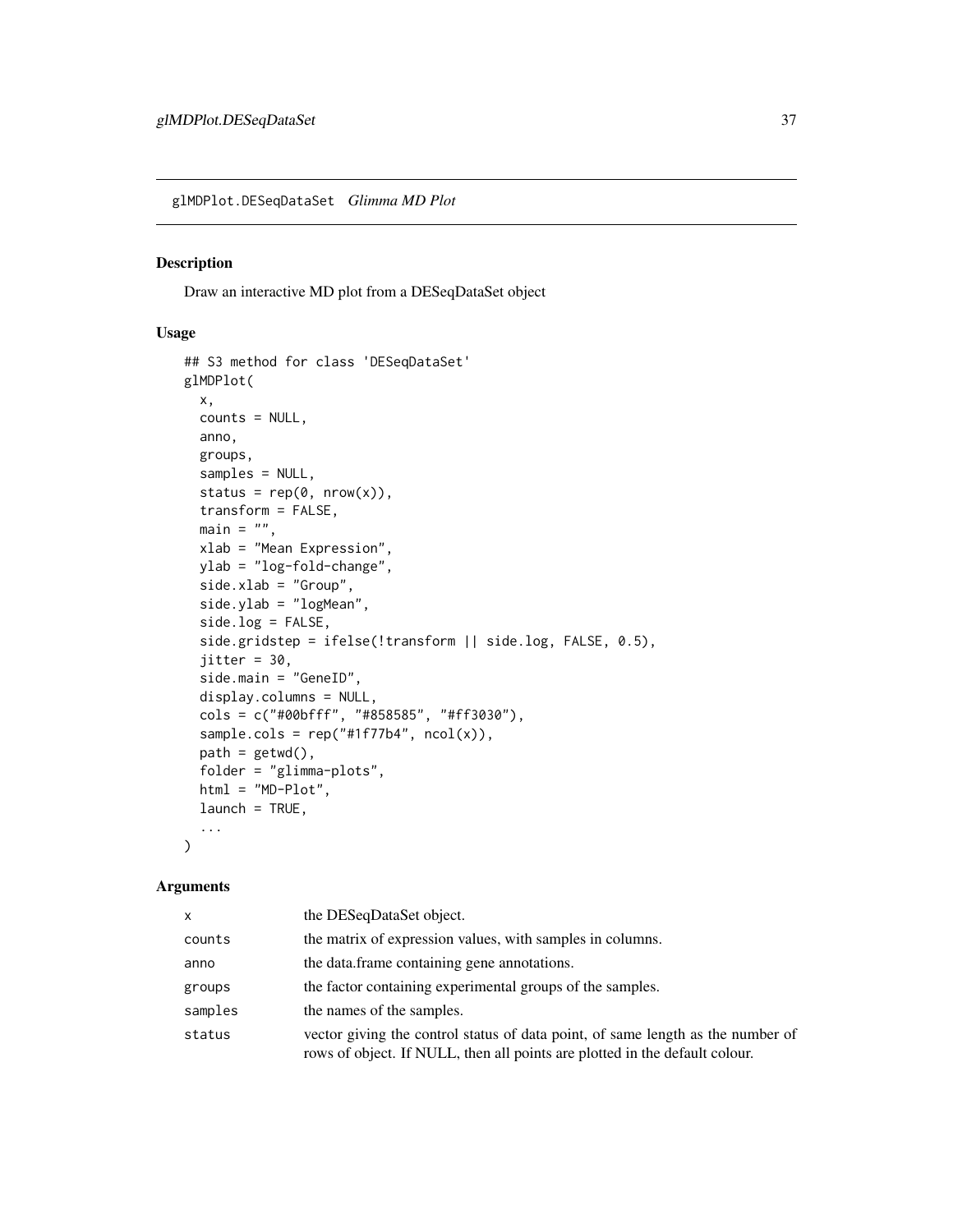# glMDPlot.DESeqDataSet *Glimma MD Plot*

## Description

Draw an interactive MD plot from a DESeqDataSet object

## Usage

```
## S3 method for class 'DESeqDataSet'
glMDPlot(
  x,
  counts = NULL,
  anno,
  groups,
  samples = NULL,
  status = rep(0, nrow(x)),
  transform = FALSE,
  main = "",
  xlab = "Mean Expression",
  ylab = "log-fold-change",
  side.xlab = "Group",
  side.ylab = "logMean",
  side.log = FALSE,
  side.gridstep = ifelse(!transform || side.log, FALSE, 0.5),
  jitter = 30,
  side.main = "GeneID",
  display.columns = NULL,
  cols = c("#00bfff", "#858585", "#ff3030"),
  sample.cols = rep("#1f77b4", ncol(x)),
  path = getwd(),
  folder = "glimma-plots",
  html = "MD-Plot",
  launch = TRUE,
  ...
)
```

## Arguments

| | |
|---|---|
| `x` | the DESeqDataSet object. |
| `counts` | the matrix of expression values, with samples in columns. |
| `anno` | the data.frame containing gene annotations. |
| `groups` | the factor containing experimental groups of the samples. |
| `samples` | the names of the samples. |
| `status` | vector giving the control status of data point, of same length as the number of rows of object. If NULL, then all points are plotted in the default colour. |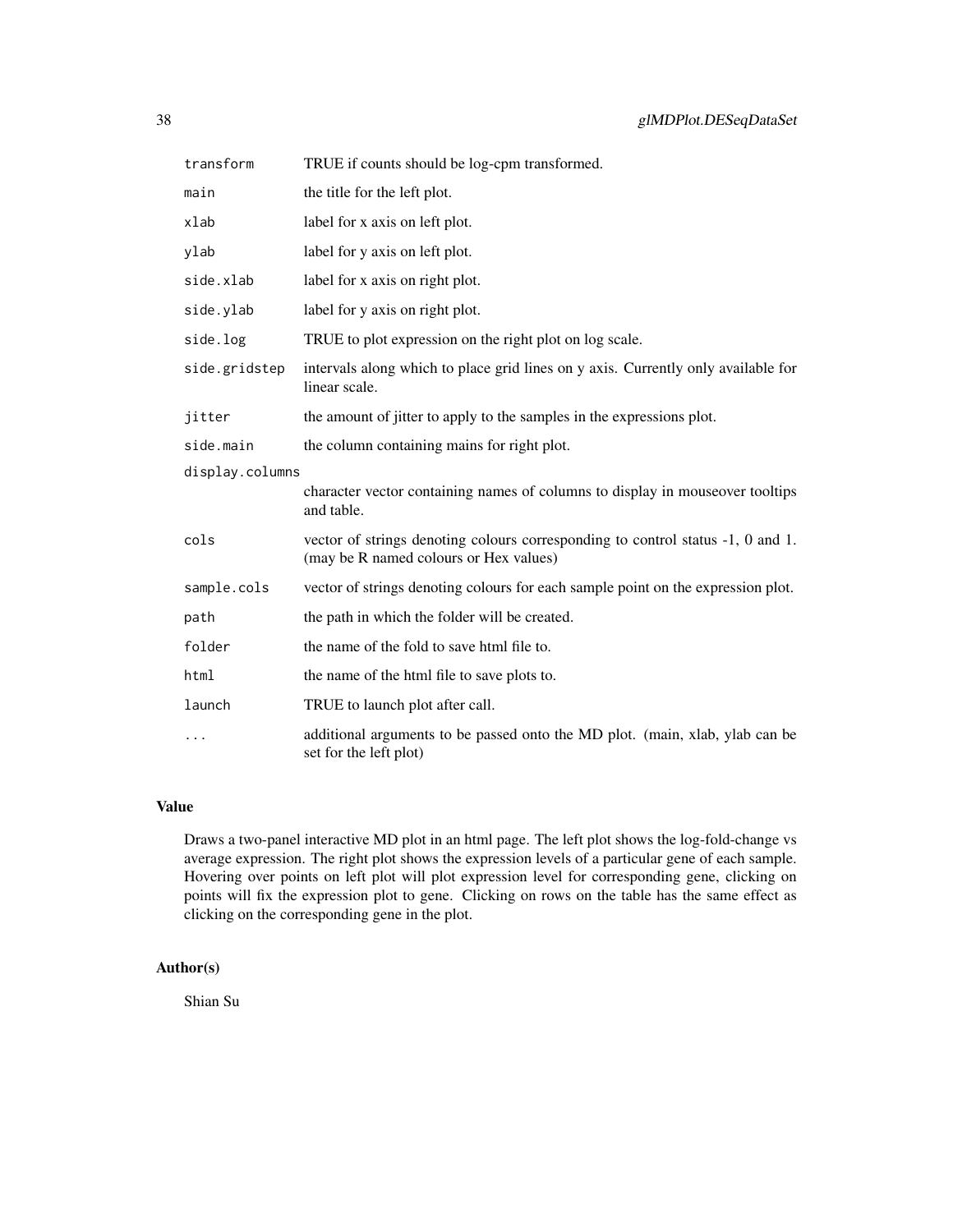| | |
|---|---|
| `transform` | TRUE if counts should be log-cpm transformed. |
| `main` | the title for the left plot. |
| `xlab` | label for x axis on left plot. |
| `ylab` | label for y axis on left plot. |
| `side.xlab` | label for x axis on right plot. |
| `side.ylab` | label for y axis on right plot. |
| `side.log` | TRUE to plot expression on the right plot on log scale. |
| `side.gridstep` | intervals along which to place grid lines on y axis. Currently only available for linear scale. |
| `jitter` | the amount of jitter to apply to the samples in the expressions plot. |
| `side.main` | the column containing mains for right plot. |
| `display.columns` | character vector containing names of columns to display in mouseover tooltips and table. |
| `cols` | vector of strings denoting colours corresponding to control status -1, 0 and 1. (may be R named colours or Hex values) |
| `sample.cols` | vector of strings denoting colours for each sample point on the expression plot. |
| `path` | the path in which the folder will be created. |
| `folder` | the name of the fold to save html file to. |
| `html` | the name of the html file to save plots to. |
| `launch` | TRUE to launch plot after call. |
| `...` | additional arguments to be passed onto the MD plot. (main, xlab, ylab can be set for the left plot) |

## Value

Draws a two-panel interactive MD plot in an html page. The left plot shows the log-fold-change vs average expression. The right plot shows the expression levels of a particular gene of each sample. Hovering over points on left plot will plot expression level for corresponding gene, clicking on points will fix the expression plot to gene. Clicking on rows on the table has the same effect as clicking on the corresponding gene in the plot.

## Author(s)

Shian Su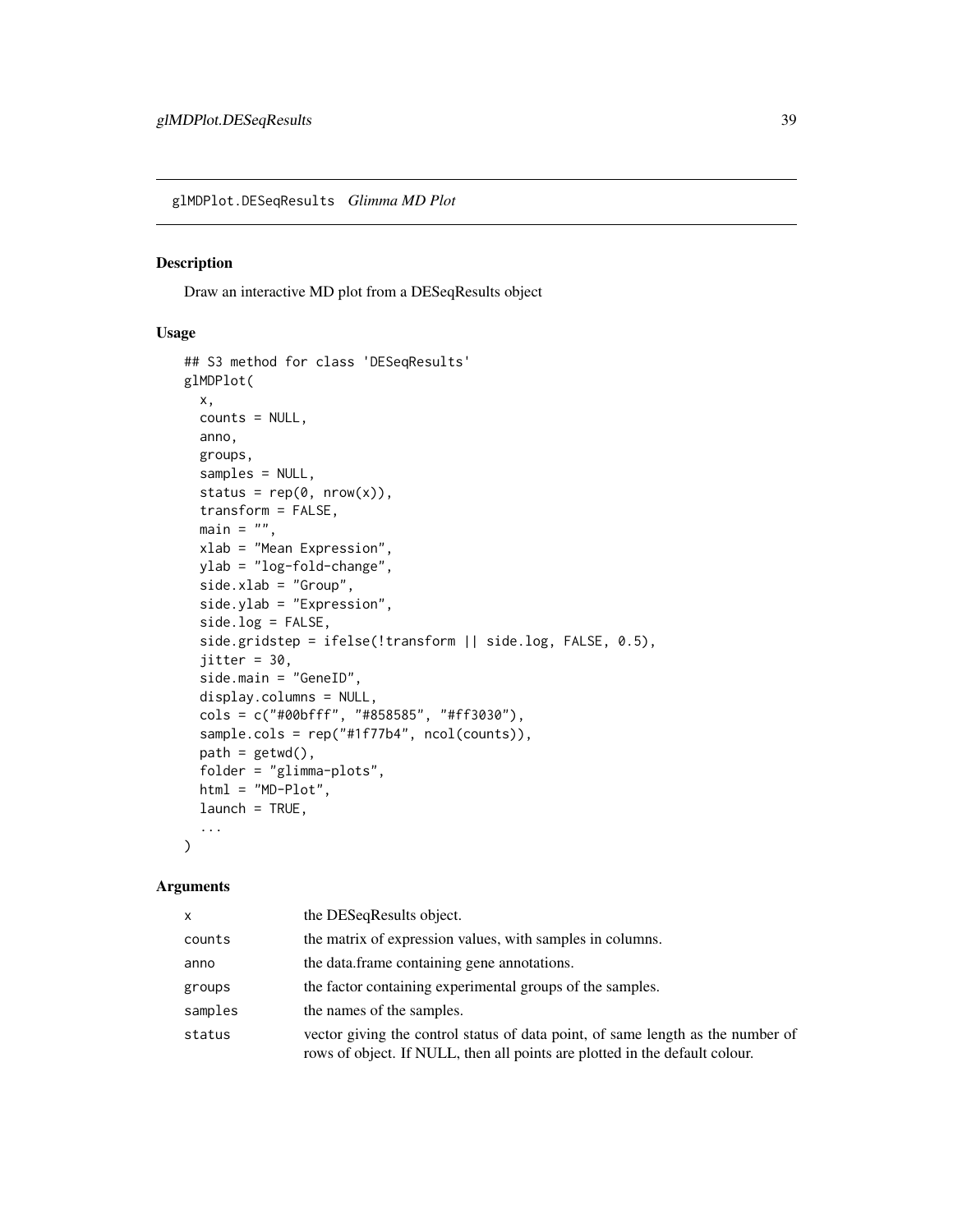## glMDPlot.DESeqResults *Glimma MD Plot*

### Description

Draw an interactive MD plot from a DESeqResults object

### Usage

```
## S3 method for class 'DESeqResults'
glMDPlot(
  x,
  counts = NULL,
  anno,
  groups,
  samples = NULL,
  status = rep(0, nrow(x)),
  transform = FALSE,
  main = "",
  xlab = "Mean Expression",
  ylab = "log-fold-change",
  side.xlab = "Group",
  side.ylab = "Expression",
  side.log = FALSE,
  side.gridstep = ifelse(!transform || side.log, FALSE, 0.5),
  jitter = 30,
  side.main = "GeneID",
  display.columns = NULL,
  cols = c("#00bfff", "#858585", "#ff3030"),
  sample.cols = rep("#1f77b4", ncol(counts)),
  path = getwd(),
  folder = "glimma-plots",
  html = "MD-Plot",
  launch = TRUE,
  ...
)
```

### Arguments

| | |
|---|---|
| x | the DESeqResults object. |
| counts | the matrix of expression values, with samples in columns. |
| anno | the data.frame containing gene annotations. |
| groups | the factor containing experimental groups of the samples. |
| samples | the names of the samples. |
| status | vector giving the control status of data point, of same length as the number of rows of object. If NULL, then all points are plotted in the default colour. |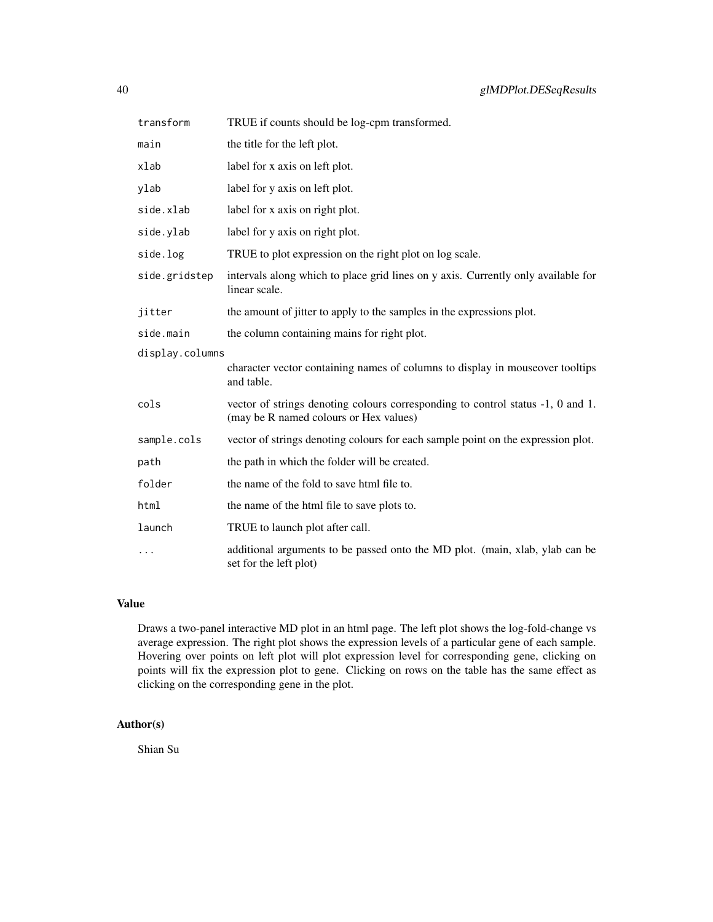| | |
|---|---|
| transform | TRUE if counts should be log-cpm transformed. |
| main | the title for the left plot. |
| xlab | label for x axis on left plot. |
| ylab | label for y axis on left plot. |
| side.xlab | label for x axis on right plot. |
| side.ylab | label for y axis on right plot. |
| side.log | TRUE to plot expression on the right plot on log scale. |
| side.gridstep | intervals along which to place grid lines on y axis. Currently only available for linear scale. |
| jitter | the amount of jitter to apply to the samples in the expressions plot. |
| side.main | the column containing mains for right plot. |
| display.columns | character vector containing names of columns to display in mouseover tooltips and table. |
| cols | vector of strings denoting colours corresponding to control status -1, 0 and 1. (may be R named colours or Hex values) |
| sample.cols | vector of strings denoting colours for each sample point on the expression plot. |
| path | the path in which the folder will be created. |
| folder | the name of the fold to save html file to. |
| html | the name of the html file to save plots to. |
| launch | TRUE to launch plot after call. |
| ... | additional arguments to be passed onto the MD plot. (main, xlab, ylab can be set for the left plot) |

## Value

Draws a two-panel interactive MD plot in an html page. The left plot shows the log-fold-change vs average expression. The right plot shows the expression levels of a particular gene of each sample. Hovering over points on left plot will plot expression level for corresponding gene, clicking on points will fix the expression plot to gene. Clicking on rows on the table has the same effect as clicking on the corresponding gene in the plot.

## Author(s)

Shian Su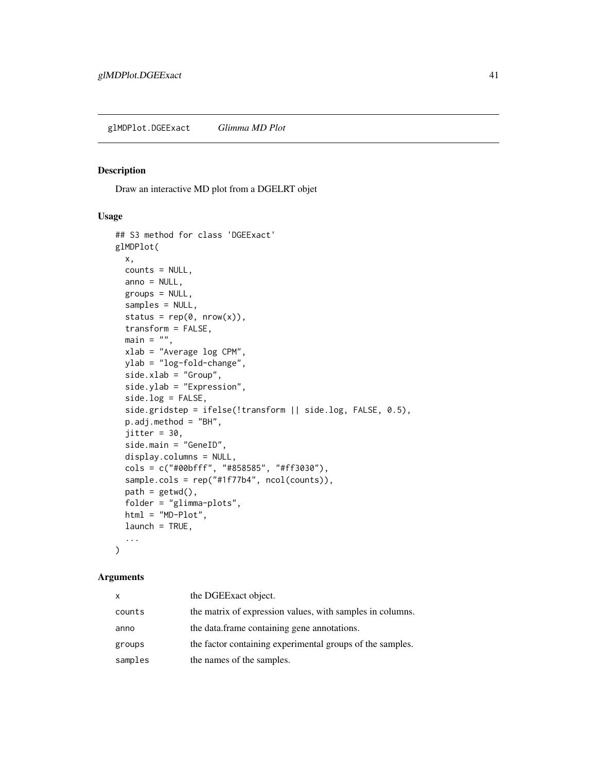glMDPlot.DGEExact *Glimma MD Plot*

## Description

Draw an interactive MD plot from a DGELRT objet

## Usage

```
## S3 method for class 'DGEExact'
glMDPlot(
  x,
  counts = NULL,
  anno = NULL,
  groups = NULL,
  samples = NULL,
  status = rep(0, nrow(x)),
  transform = FALSE,
  main = "",
  xlab = "Average log CPM",
  ylab = "log-fold-change",
  side.xlab = "Group",
  side.ylab = "Expression",
  side.log = FALSE,
  side.gridstep = ifelse(!transform || side.log, FALSE, 0.5),
  p.adj.method = "BH",
  jitter = 30,
  side.main = "GeneID",
  display.columns = NULL,
  cols = c("#00bfff", "#858585", "#ff3030"),
  sample.cols = rep("#1f77b4", ncol(counts)),
  path = getwd(),
  folder = "glimma-plots",
  html = "MD-Plot",
  launch = TRUE,
  ...
)
```

## Arguments

| | |
|---|---|
| x | the DGEExact object. |
| counts | the matrix of expression values, with samples in columns. |
| anno | the data.frame containing gene annotations. |
| groups | the factor containing experimental groups of the samples. |
| samples | the names of the samples. |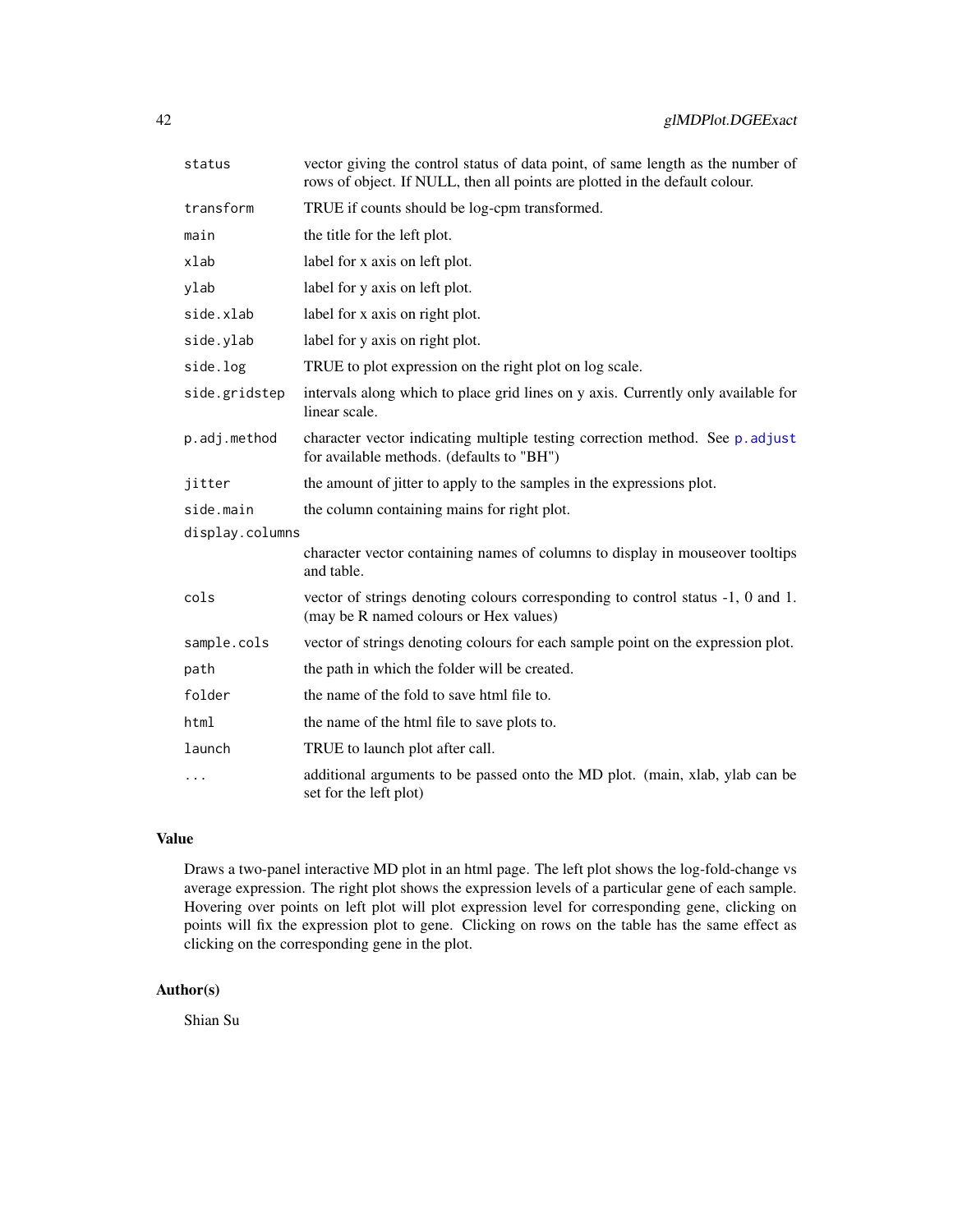| | |
|---|---|
| `status` | vector giving the control status of data point, of same length as the number of rows of object. If NULL, then all points are plotted in the default colour. |
| `transform` | TRUE if counts should be log-cpm transformed. |
| `main` | the title for the left plot. |
| `xlab` | label for x axis on left plot. |
| `ylab` | label for y axis on left plot. |
| `side.xlab` | label for x axis on right plot. |
| `side.ylab` | label for y axis on right plot. |
| `side.log` | TRUE to plot expression on the right plot on log scale. |
| `side.gridstep` | intervals along which to place grid lines on y axis. Currently only available for linear scale. |
| `p.adj.method` | character vector indicating multiple testing correction method. See `p.adjust` for available methods. (defaults to "BH") |
| `jitter` | the amount of jitter to apply to the samples in the expressions plot. |
| `side.main` | the column containing mains for right plot. |
| `display.columns` | character vector containing names of columns to display in mouseover tooltips and table. |
| `cols` | vector of strings denoting colours corresponding to control status -1, 0 and 1. (may be R named colours or Hex values) |
| `sample.cols` | vector of strings denoting colours for each sample point on the expression plot. |
| `path` | the path in which the folder will be created. |
| `folder` | the name of the fold to save html file to. |
| `html` | the name of the html file to save plots to. |
| `launch` | TRUE to launch plot after call. |
| `...` | additional arguments to be passed onto the MD plot. (main, xlab, ylab can be set for the left plot) |

## Value

Draws a two-panel interactive MD plot in an html page. The left plot shows the log-fold-change vs average expression. The right plot shows the expression levels of a particular gene of each sample. Hovering over points on left plot will plot expression level for corresponding gene, clicking on points will fix the expression plot to gene. Clicking on rows on the table has the same effect as clicking on the corresponding gene in the plot.

## Author(s)

Shian Su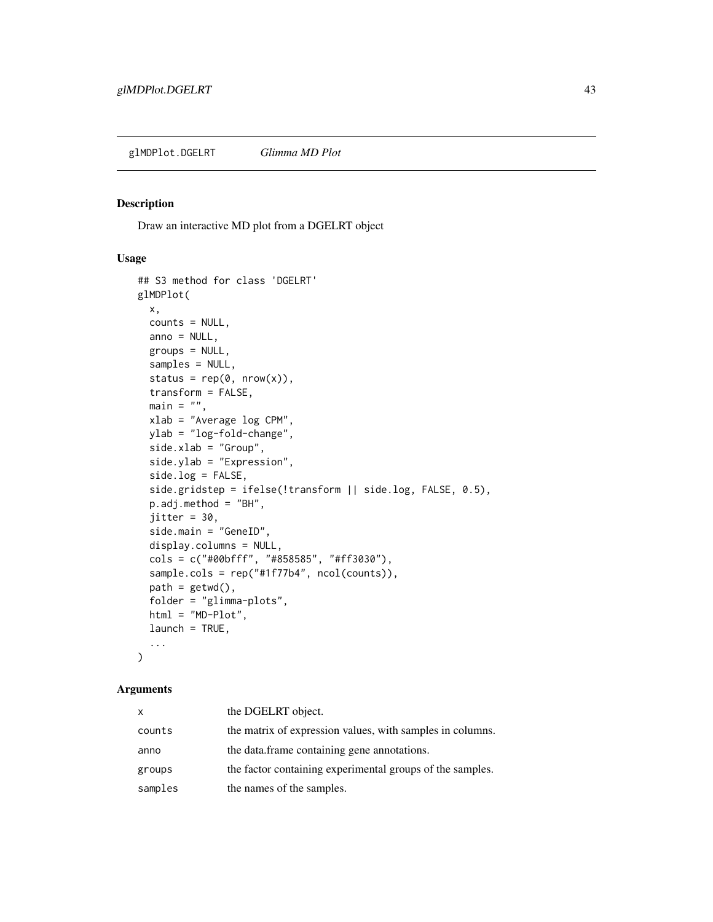## glMDPlot.DGELRT *Glimma MD Plot*

### Description

Draw an interactive MD plot from a DGELRT object

### Usage

```
## S3 method for class 'DGELRT'
glMDPlot(
  x,
  counts = NULL,
  anno = NULL,
  groups = NULL,
  samples = NULL,
  status = rep(0, nrow(x)),
  transform = FALSE,
  main = "",
  xlab = "Average log CPM",
  ylab = "log-fold-change",
  side.xlab = "Group",
  side.ylab = "Expression",
  side.log = FALSE,
  side.gridstep = ifelse(!transform || side.log, FALSE, 0.5),
  p.adj.method = "BH",
  jitter = 30,
  side.main = "GeneID",
  display.columns = NULL,
  cols = c("#00bfff", "#858585", "#ff3030"),
  sample.cols = rep("#1f77b4", ncol(counts)),
  path = getwd(),
  folder = "glimma-plots",
  html = "MD-Plot",
  launch = TRUE,
  ...
)
```

### Arguments

| | |
|---|---|
| `x` | the DGELRT object. |
| `counts` | the matrix of expression values, with samples in columns. |
| `anno` | the data.frame containing gene annotations. |
| `groups` | the factor containing experimental groups of the samples. |
| `samples` | the names of the samples. |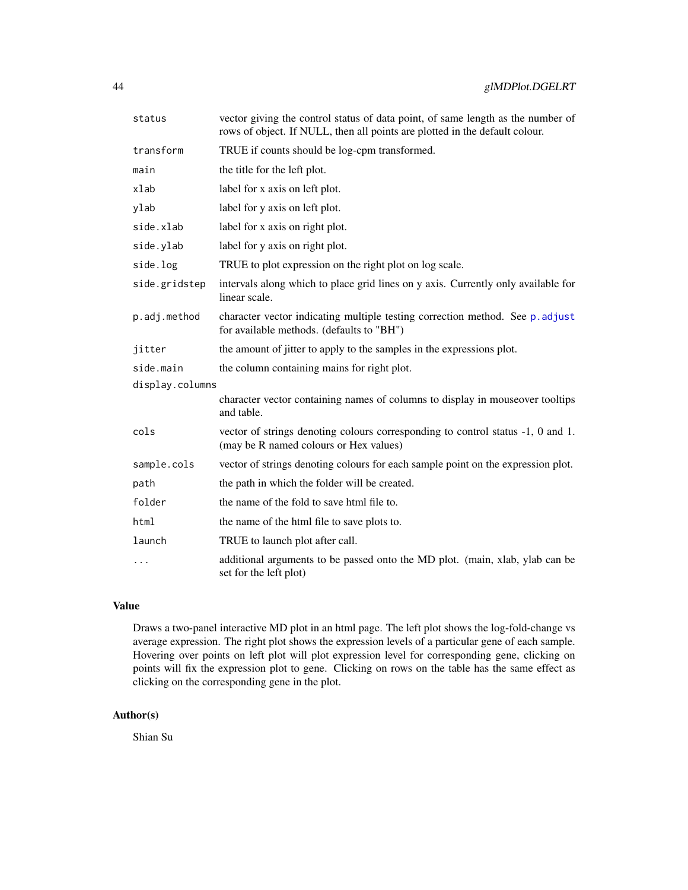| | |
|---|---|
| `status` | vector giving the control status of data point, of same length as the number of rows of object. If NULL, then all points are plotted in the default colour. |
| `transform` | TRUE if counts should be log-cpm transformed. |
| `main` | the title for the left plot. |
| `xlab` | label for x axis on left plot. |
| `ylab` | label for y axis on left plot. |
| `side.xlab` | label for x axis on right plot. |
| `side.ylab` | label for y axis on right plot. |
| `side.log` | TRUE to plot expression on the right plot on log scale. |
| `side.gridstep` | intervals along which to place grid lines on y axis. Currently only available for linear scale. |
| `p.adj.method` | character vector indicating multiple testing correction method. See `p.adjust` for available methods. (defaults to "BH") |
| `jitter` | the amount of jitter to apply to the samples in the expressions plot. |
| `side.main` | the column containing mains for right plot. |
| `display.columns` | character vector containing names of columns to display in mouseover tooltips and table. |
| `cols` | vector of strings denoting colours corresponding to control status -1, 0 and 1. (may be R named colours or Hex values) |
| `sample.cols` | vector of strings denoting colours for each sample point on the expression plot. |
| `path` | the path in which the folder will be created. |
| `folder` | the name of the fold to save html file to. |
| `html` | the name of the html file to save plots to. |
| `launch` | TRUE to launch plot after call. |
| `...` | additional arguments to be passed onto the MD plot. (main, xlab, ylab can be set for the left plot) |

## Value

Draws a two-panel interactive MD plot in an html page. The left plot shows the log-fold-change vs average expression. The right plot shows the expression levels of a particular gene of each sample. Hovering over points on left plot will plot expression level for corresponding gene, clicking on points will fix the expression plot to gene. Clicking on rows on the table has the same effect as clicking on the corresponding gene in the plot.

## Author(s)

Shian Su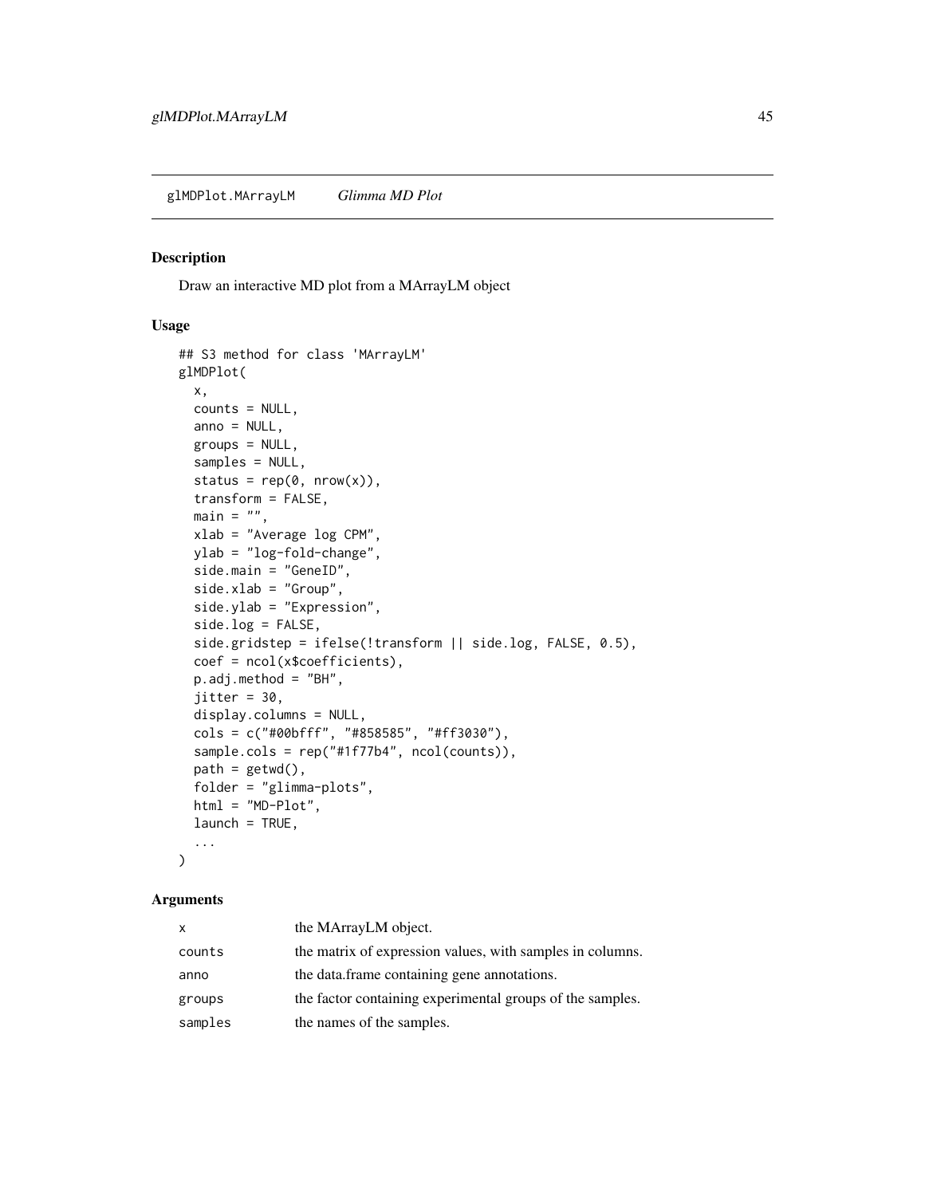glMDPlot.MArrayLM *Glimma MD Plot*

## Description

Draw an interactive MD plot from a MArrayLM object

## Usage

```
## S3 method for class 'MArrayLM'
glMDPlot(
  x,
  counts = NULL,
  anno = NULL,
  groups = NULL,
  samples = NULL,
  status = rep(0, nrow(x)),
  transform = FALSE,
  main = "",
  xlab = "Average log CPM",
  ylab = "log-fold-change",
  side.main = "GeneID",
  side.xlab = "Group",
  side.ylab = "Expression",
  side.log = FALSE,
  side.gridstep = ifelse(!transform || side.log, FALSE, 0.5),
  coef = ncol(x$coefficients),
  p.adj.method = "BH",
  jitter = 30,
  display.columns = NULL,
  cols = c("#00bfff", "#858585", "#ff3030"),
  sample.cols = rep("#1f77b4", ncol(counts)),
  path = getwd(),
  folder = "glimma-plots",
  html = "MD-Plot",
  launch = TRUE,
  ...
)
```

## Arguments

| | |
|---|---|
| x | the MArrayLM object. |
| counts | the matrix of expression values, with samples in columns. |
| anno | the data.frame containing gene annotations. |
| groups | the factor containing experimental groups of the samples. |
| samples | the names of the samples. |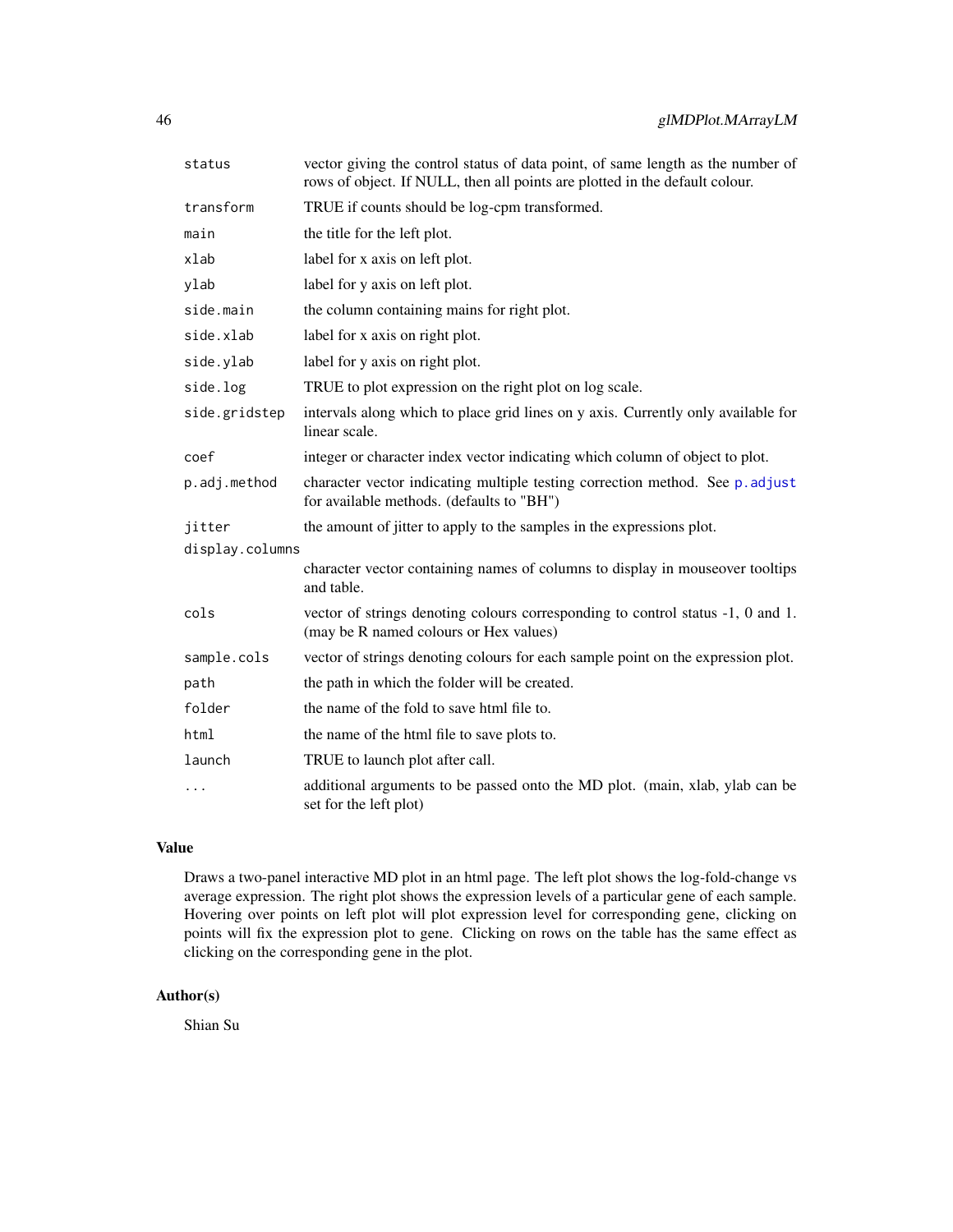| | |
|---|---|
| `status` | vector giving the control status of data point, of same length as the number of rows of object. If NULL, then all points are plotted in the default colour. |
| `transform` | TRUE if counts should be log-cpm transformed. |
| `main` | the title for the left plot. |
| `xlab` | label for x axis on left plot. |
| `ylab` | label for y axis on left plot. |
| `side.main` | the column containing mains for right plot. |
| `side.xlab` | label for x axis on right plot. |
| `side.ylab` | label for y axis on right plot. |
| `side.log` | TRUE to plot expression on the right plot on log scale. |
| `side.gridstep` | intervals along which to place grid lines on y axis. Currently only available for linear scale. |
| `coef` | integer or character index vector indicating which column of object to plot. |
| `p.adj.method` | character vector indicating multiple testing correction method. See `p.adjust` for available methods. (defaults to "BH") |
| `jitter` | the amount of jitter to apply to the samples in the expressions plot. |
| `display.columns` | character vector containing names of columns to display in mouseover tooltips and table. |
| `cols` | vector of strings denoting colours corresponding to control status -1, 0 and 1. (may be R named colours or Hex values) |
| `sample.cols` | vector of strings denoting colours for each sample point on the expression plot. |
| `path` | the path in which the folder will be created. |
| `folder` | the name of the fold to save html file to. |
| `html` | the name of the html file to save plots to. |
| `launch` | TRUE to launch plot after call. |
| `...` | additional arguments to be passed onto the MD plot. (main, xlab, ylab can be set for the left plot) |

## Value

Draws a two-panel interactive MD plot in an html page. The left plot shows the log-fold-change vs average expression. The right plot shows the expression levels of a particular gene of each sample. Hovering over points on left plot will plot expression level for corresponding gene, clicking on points will fix the expression plot to gene. Clicking on rows on the table has the same effect as clicking on the corresponding gene in the plot.

## Author(s)

Shian Su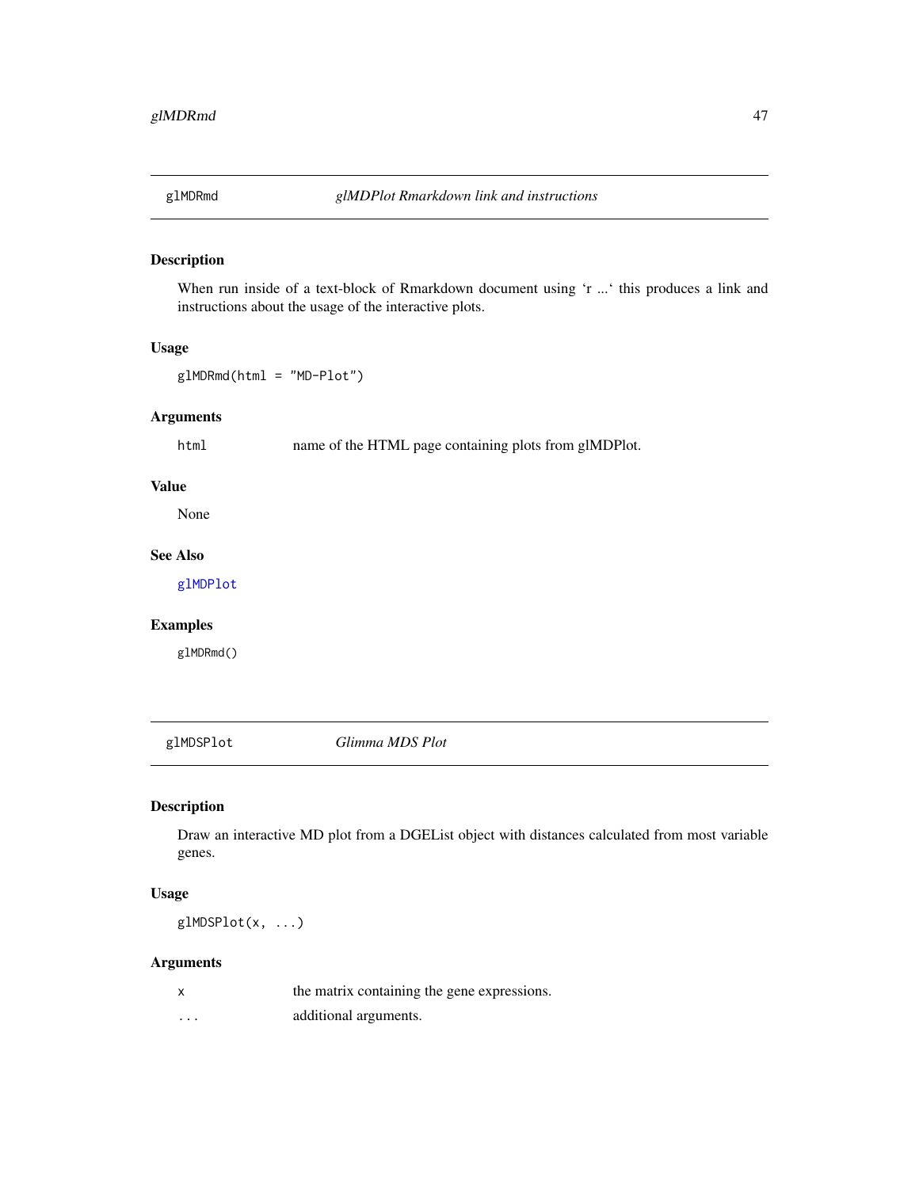## glMDRmd — *glMDPlot Rmarkdown link and instructions*

### Description

When run inside of a text-block of Rmarkdown document using 'r ...' this produces a link and instructions about the usage of the interactive plots.

### Usage

```
glMDRmd(html = "MD-Plot")
```

### Arguments

| | |
|---|---|
| `html` | name of the HTML page containing plots from glMDPlot. |

### Value

None

### See Also

`glMDPlot`

### Examples

```
glMDRmd()
```

## glMDSPlot — *Glimma MDS Plot*

### Description

Draw an interactive MD plot from a DGEList object with distances calculated from most variable genes.

### Usage

```
glMDSPlot(x, ...)
```

### Arguments

| | |
|---|---|
| `x` | the matrix containing the gene expressions. |
| `...` | additional arguments. |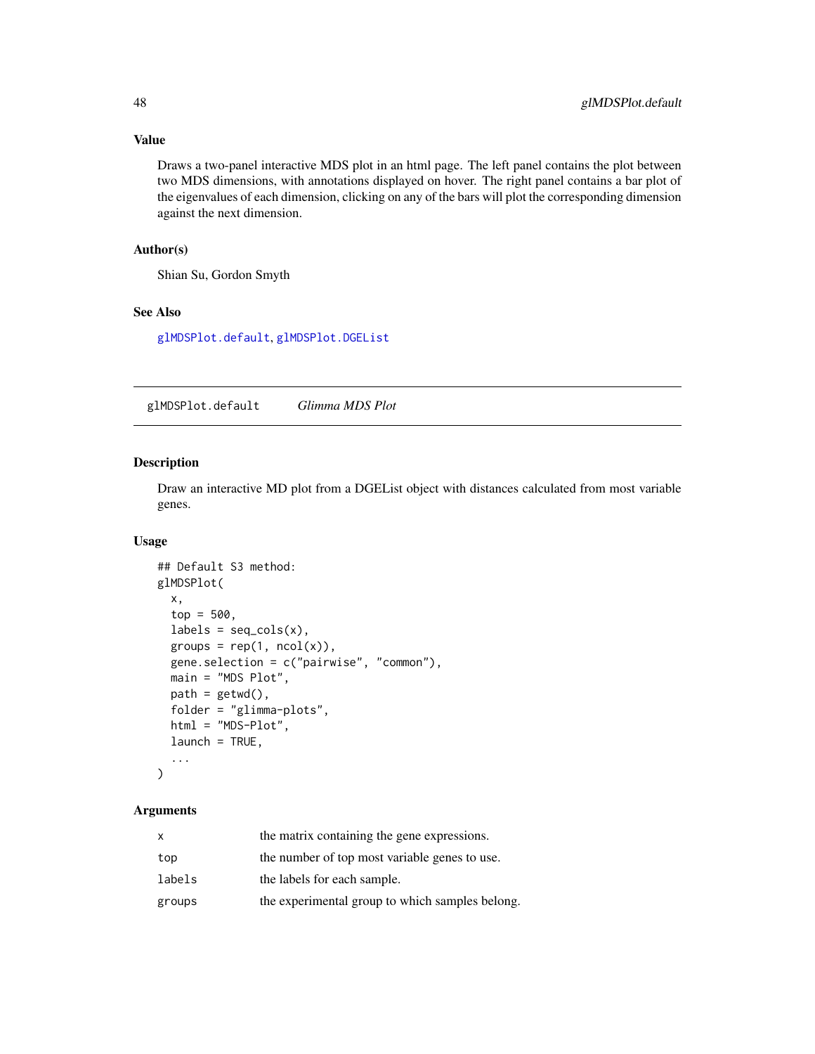## Value

Draws a two-panel interactive MDS plot in an html page. The left panel contains the plot between two MDS dimensions, with annotations displayed on hover. The right panel contains a bar plot of the eigenvalues of each dimension, clicking on any of the bars will plot the corresponding dimension against the next dimension.

## Author(s)

Shian Su, Gordon Smyth

## See Also

glMDSPlot.default, glMDSPlot.DGEList

---

# glMDSPlot.default *Glimma MDS Plot*

## Description

Draw an interactive MD plot from a DGEList object with distances calculated from most variable genes.

## Usage

```
## Default S3 method:
glMDSPlot(
  x,
  top = 500,
  labels = seq_cols(x),
  groups = rep(1, ncol(x)),
  gene.selection = c("pairwise", "common"),
  main = "MDS Plot",
  path = getwd(),
  folder = "glimma-plots",
  html = "MDS-Plot",
  launch = TRUE,
  ...
)
```

## Arguments

| | |
|---|---|
| x | the matrix containing the gene expressions. |
| top | the number of top most variable genes to use. |
| labels | the labels for each sample. |
| groups | the experimental group to which samples belong. |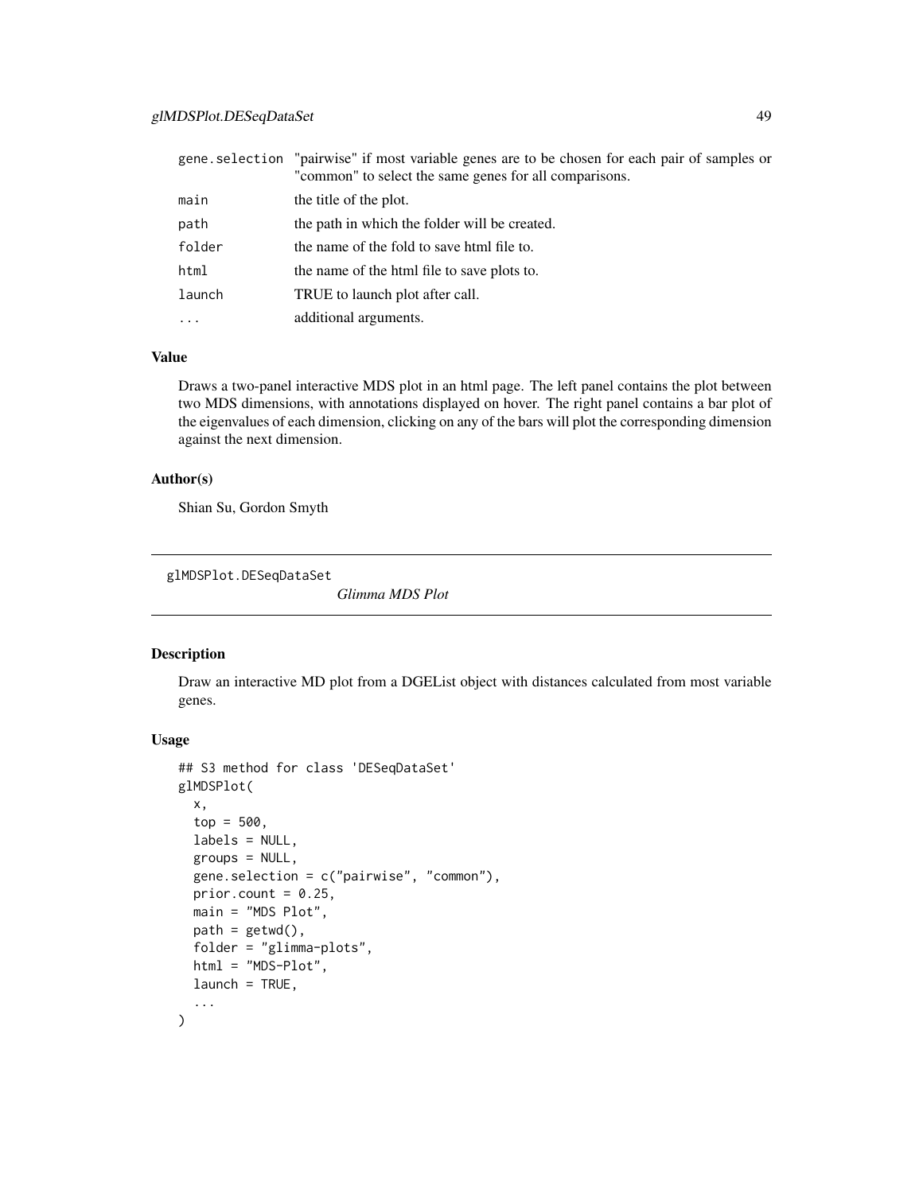| | |
|---|---|
| gene.selection | "pairwise" if most variable genes are to be chosen for each pair of samples or "common" to select the same genes for all comparisons. |
| main | the title of the plot. |
| path | the path in which the folder will be created. |
| folder | the name of the fold to save html file to. |
| html | the name of the html file to save plots to. |
| launch | TRUE to launch plot after call. |
| ... | additional arguments. |

### Value

Draws a two-panel interactive MDS plot in an html page. The left panel contains the plot between two MDS dimensions, with annotations displayed on hover. The right panel contains a bar plot of the eigenvalues of each dimension, clicking on any of the bars will plot the corresponding dimension against the next dimension.

### Author(s)

Shian Su, Gordon Smyth

---

## glMDSPlot.DESeqDataSet

*Glimma MDS Plot*

---

### Description

Draw an interactive MD plot from a DGEList object with distances calculated from most variable genes.

### Usage

```
## S3 method for class 'DESeqDataSet'
glMDSPlot(
  x,
  top = 500,
  labels = NULL,
  groups = NULL,
  gene.selection = c("pairwise", "common"),
  prior.count = 0.25,
  main = "MDS Plot",
  path = getwd(),
  folder = "glimma-plots",
  html = "MDS-Plot",
  launch = TRUE,
  ...
)
```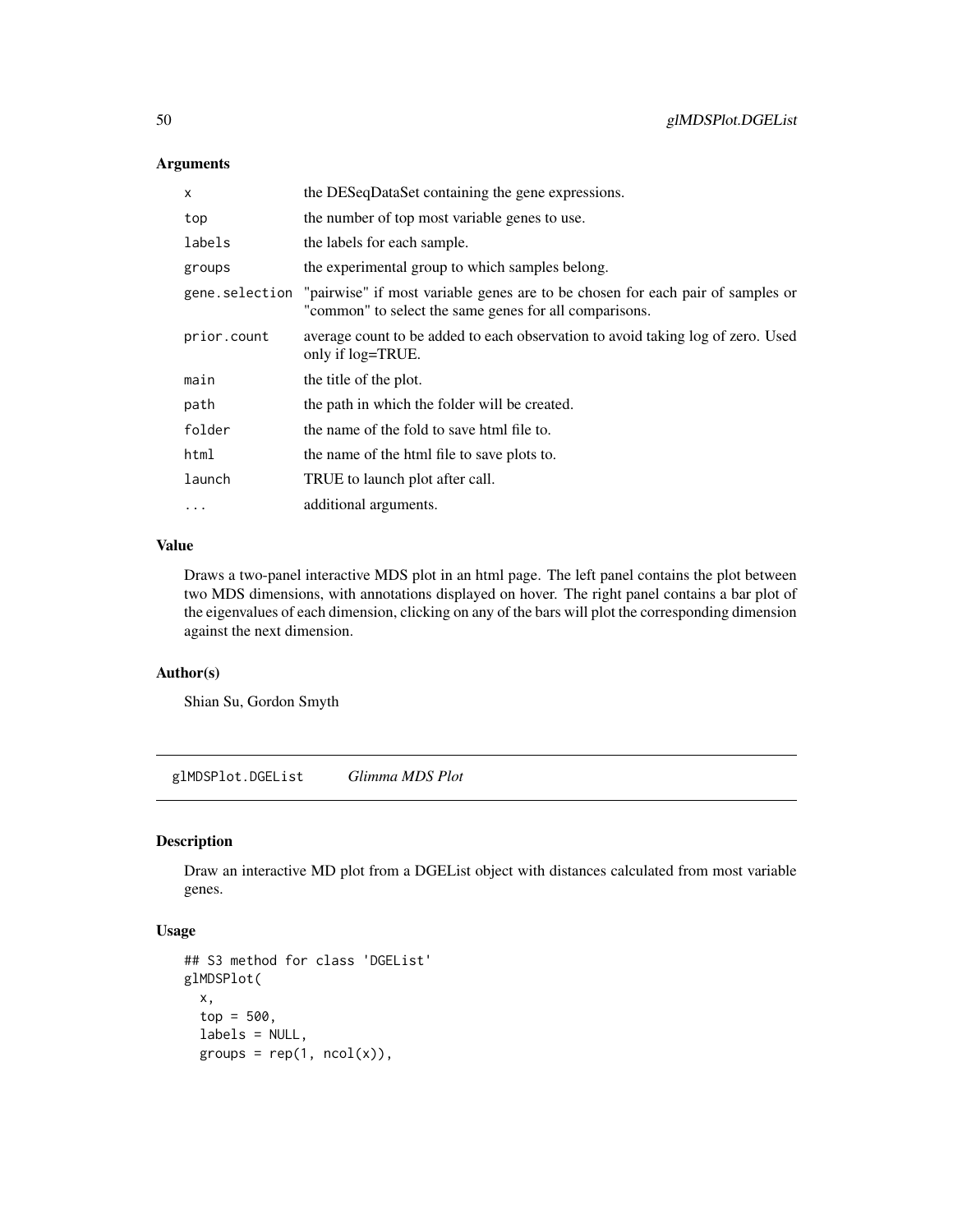### Arguments

| | |
|---|---|
| `x` | the DESeqDataSet containing the gene expressions. |
| `top` | the number of top most variable genes to use. |
| `labels` | the labels for each sample. |
| `groups` | the experimental group to which samples belong. |
| `gene.selection` | "pairwise" if most variable genes are to be chosen for each pair of samples or "common" to select the same genes for all comparisons. |
| `prior.count` | average count to be added to each observation to avoid taking log of zero. Used only if log=TRUE. |
| `main` | the title of the plot. |
| `path` | the path in which the folder will be created. |
| `folder` | the name of the fold to save html file to. |
| `html` | the name of the html file to save plots to. |
| `launch` | TRUE to launch plot after call. |
| `...` | additional arguments. |

### Value

Draws a two-panel interactive MDS plot in an html page. The left panel contains the plot between two MDS dimensions, with annotations displayed on hover. The right panel contains a bar plot of the eigenvalues of each dimension, clicking on any of the bars will plot the corresponding dimension against the next dimension.

### Author(s)

Shian Su, Gordon Smyth

---

## glMDSPlot.DGEList *Glimma MDS Plot*

### Description

Draw an interactive MD plot from a DGEList object with distances calculated from most variable genes.

### Usage

```
## S3 method for class 'DGEList'
glMDSPlot(
  x,
  top = 500,
  labels = NULL,
  groups = rep(1, ncol(x)),
```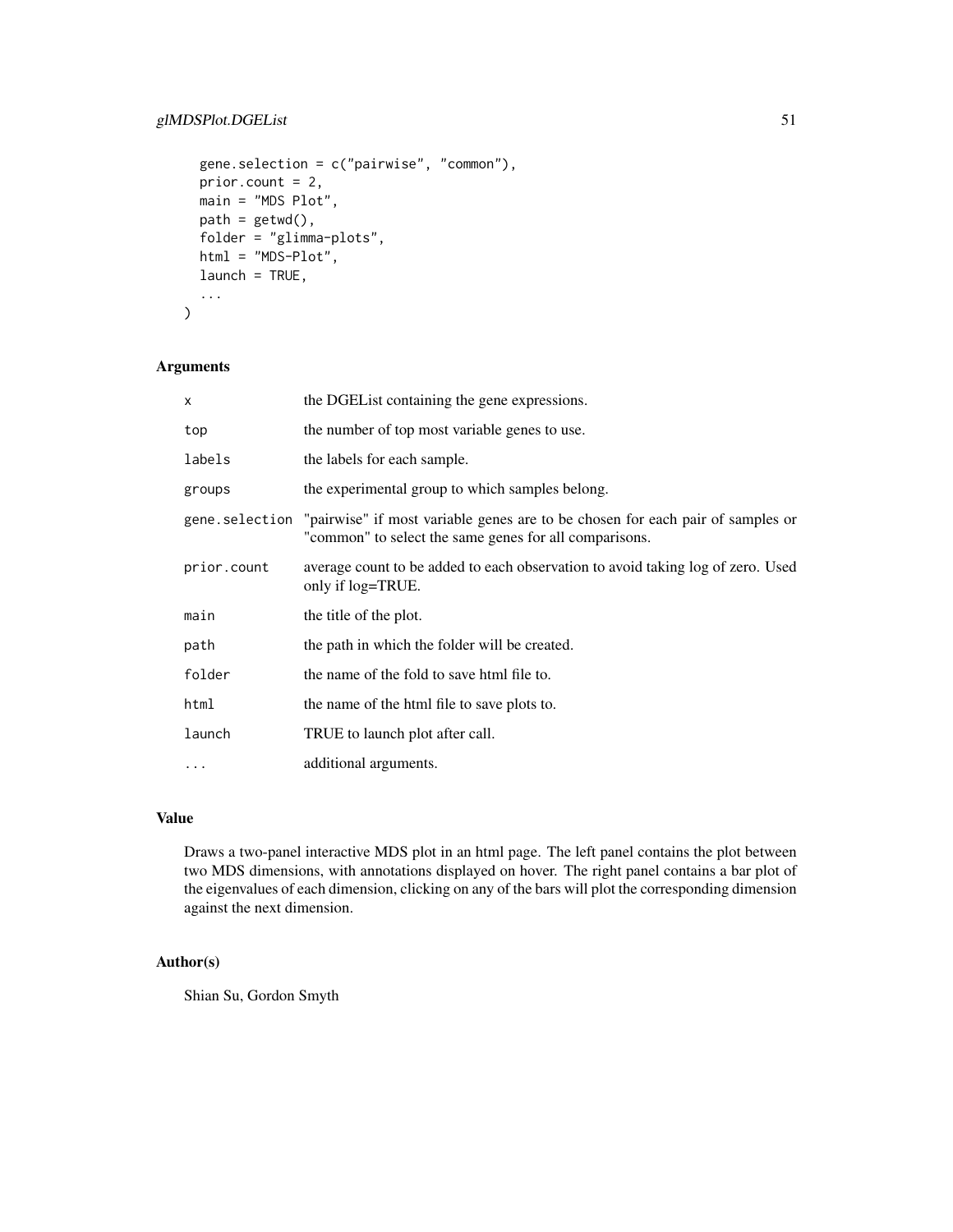```
  gene.selection = c("pairwise", "common"),
  prior.count = 2,
  main = "MDS Plot",
  path = getwd(),
  folder = "glimma-plots",
  html = "MDS-Plot",
  launch = TRUE,
  ...
)
```

## Arguments

| | |
|---|---|
| x | the DGEList containing the gene expressions. |
| top | the number of top most variable genes to use. |
| labels | the labels for each sample. |
| groups | the experimental group to which samples belong. |
| gene.selection | "pairwise" if most variable genes are to be chosen for each pair of samples or "common" to select the same genes for all comparisons. |
| prior.count | average count to be added to each observation to avoid taking log of zero. Used only if log=TRUE. |
| main | the title of the plot. |
| path | the path in which the folder will be created. |
| folder | the name of the fold to save html file to. |
| html | the name of the html file to save plots to. |
| launch | TRUE to launch plot after call. |
| ... | additional arguments. |

## Value

Draws a two-panel interactive MDS plot in an html page. The left panel contains the plot between two MDS dimensions, with annotations displayed on hover. The right panel contains a bar plot of the eigenvalues of each dimension, clicking on any of the bars will plot the corresponding dimension against the next dimension.

## Author(s)

Shian Su, Gordon Smyth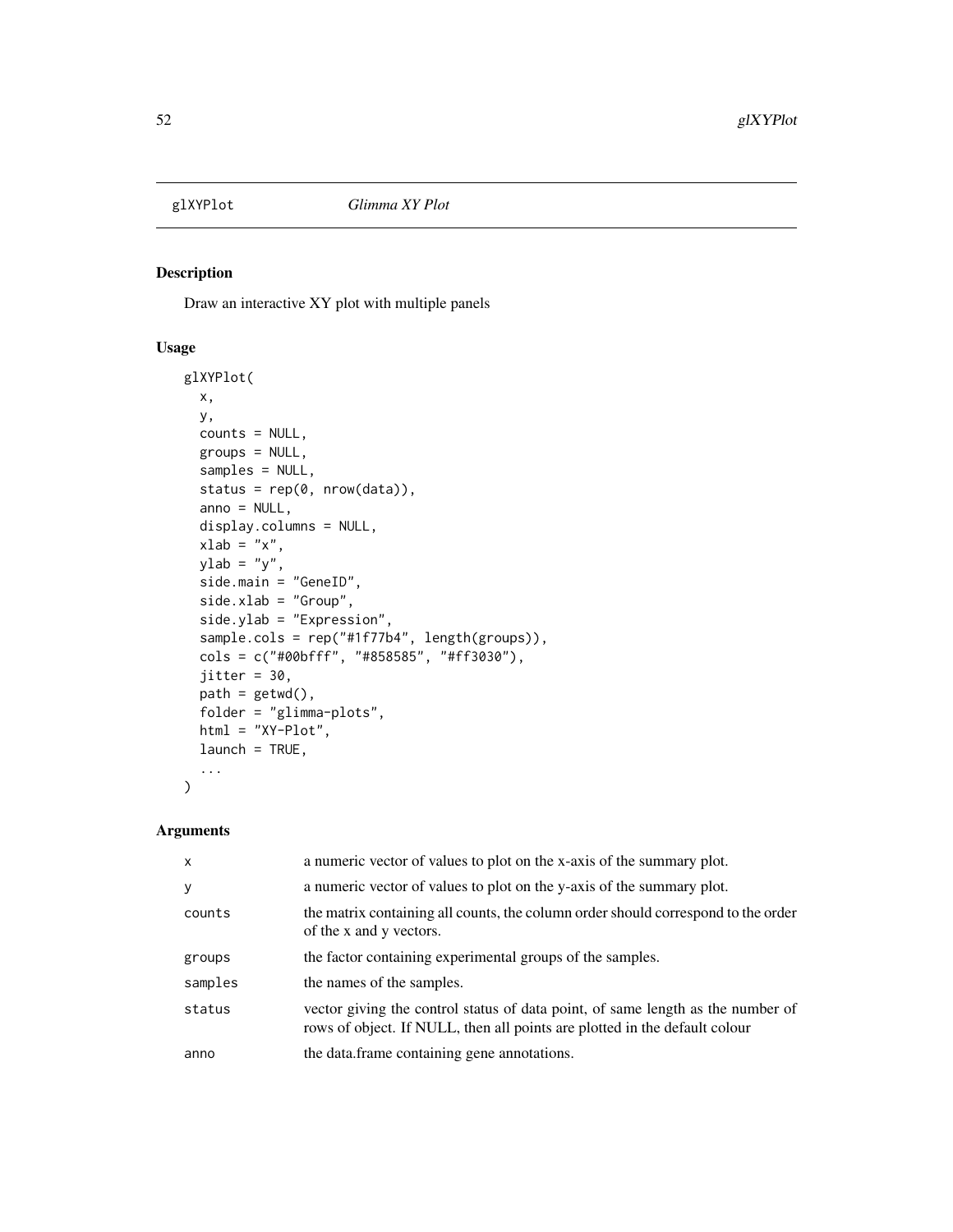## glXYPlot *Glimma XY Plot*

### Description

Draw an interactive XY plot with multiple panels

### Usage

```
glXYPlot(
  x,
  y,
  counts = NULL,
  groups = NULL,
  samples = NULL,
  status = rep(0, nrow(data)),
  anno = NULL,
  display.columns = NULL,
  xlab = "x",
  ylab = "y",
  side.main = "GeneID",
  side.xlab = "Group",
  side.ylab = "Expression",
  sample.cols = rep("#1f77b4", length(groups)),
  cols = c("#00bfff", "#858585", "#ff3030"),
  jitter = 30,
  path = getwd(),
  folder = "glimma-plots",
  html = "XY-Plot",
  launch = TRUE,
  ...
)
```

### Arguments

| | |
|---|---|
| x | a numeric vector of values to plot on the x-axis of the summary plot. |
| y | a numeric vector of values to plot on the y-axis of the summary plot. |
| counts | the matrix containing all counts, the column order should correspond to the order of the x and y vectors. |
| groups | the factor containing experimental groups of the samples. |
| samples | the names of the samples. |
| status | vector giving the control status of data point, of same length as the number of rows of object. If NULL, then all points are plotted in the default colour |
| anno | the data.frame containing gene annotations. |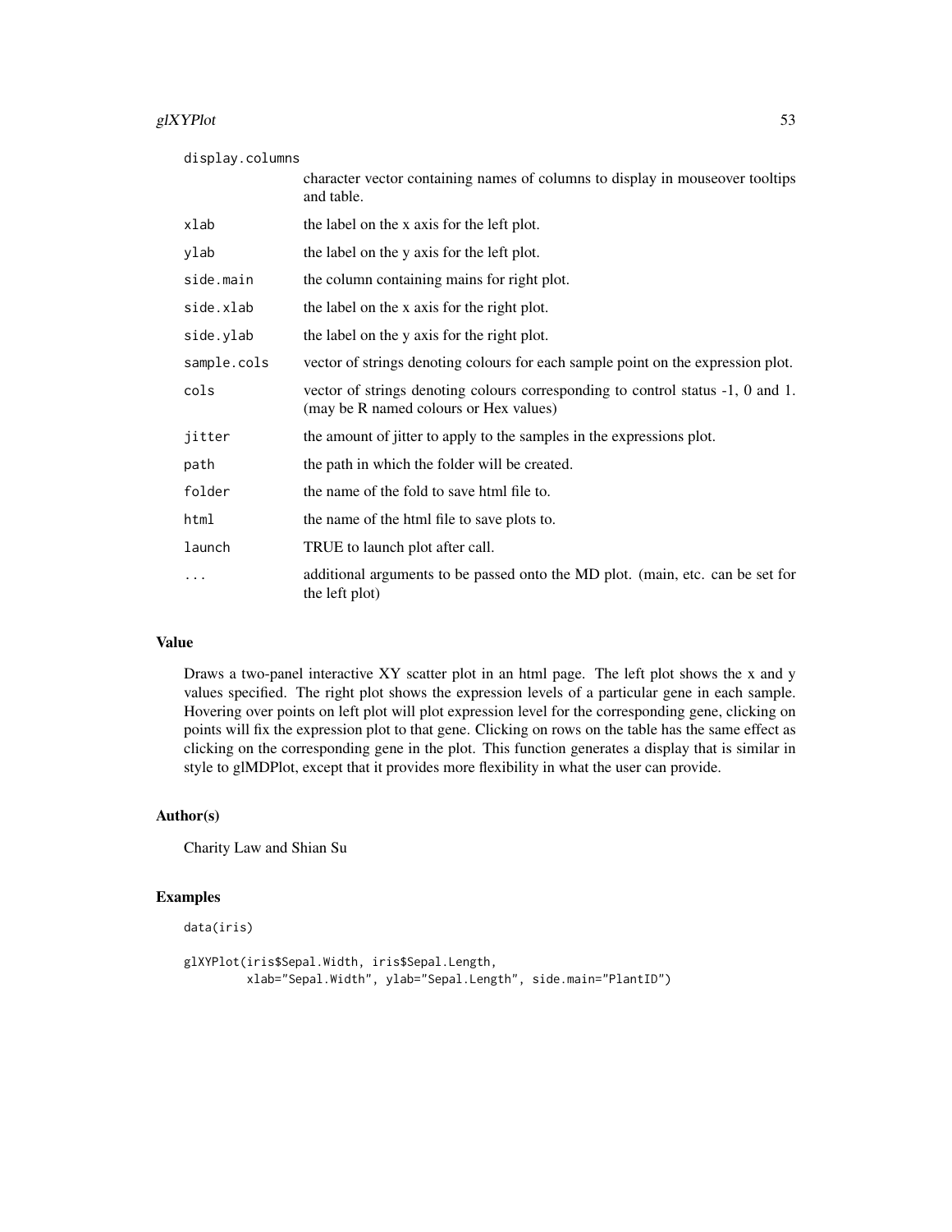| | |
|---|---|
| `display.columns` | character vector containing names of columns to display in mouseover tooltips and table. |
| `xlab` | the label on the x axis for the left plot. |
| `ylab` | the label on the y axis for the left plot. |
| `side.main` | the column containing mains for right plot. |
| `side.xlab` | the label on the x axis for the right plot. |
| `side.ylab` | the label on the y axis for the right plot. |
| `sample.cols` | vector of strings denoting colours for each sample point on the expression plot. |
| `cols` | vector of strings denoting colours corresponding to control status -1, 0 and 1. (may be R named colours or Hex values) |
| `jitter` | the amount of jitter to apply to the samples in the expressions plot. |
| `path` | the path in which the folder will be created. |
| `folder` | the name of the fold to save html file to. |
| `html` | the name of the html file to save plots to. |
| `launch` | TRUE to launch plot after call. |
| `...` | additional arguments to be passed onto the MD plot. (main, etc. can be set for the left plot) |

## Value

Draws a two-panel interactive XY scatter plot in an html page. The left plot shows the x and y values specified. The right plot shows the expression levels of a particular gene in each sample. Hovering over points on left plot will plot expression level for the corresponding gene, clicking on points will fix the expression plot to that gene. Clicking on rows on the table has the same effect as clicking on the corresponding gene in the plot. This function generates a display that is similar in style to glMDPlot, except that it provides more flexibility in what the user can provide.

## Author(s)

Charity Law and Shian Su

## Examples

```
data(iris)

glXYPlot(iris$Sepal.Width, iris$Sepal.Length,
         xlab="Sepal.Width", ylab="Sepal.Length", side.main="PlantID")
```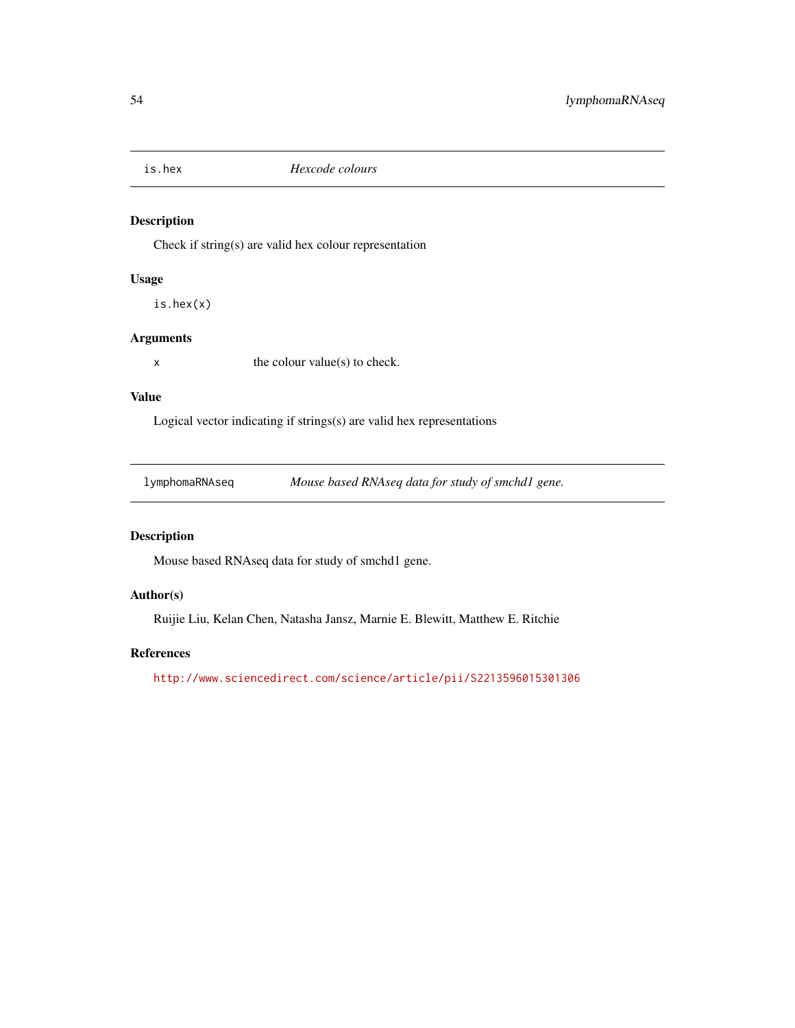## is.hex *Hexcode colours*

### Description

Check if string(s) are valid hex colour representation

### Usage

```
is.hex(x)
```

### Arguments

x the colour value(s) to check.

### Value

Logical vector indicating if strings(s) are valid hex representations

## lymphomaRNAseq *Mouse based RNAseq data for study of smchd1 gene.*

### Description

Mouse based RNAseq data for study of smchd1 gene.

### Author(s)

Ruijie Liu, Kelan Chen, Natasha Jansz, Marnie E. Blewitt, Matthew E. Ritchie

### References

http://www.sciencedirect.com/science/article/pii/S2213596015301306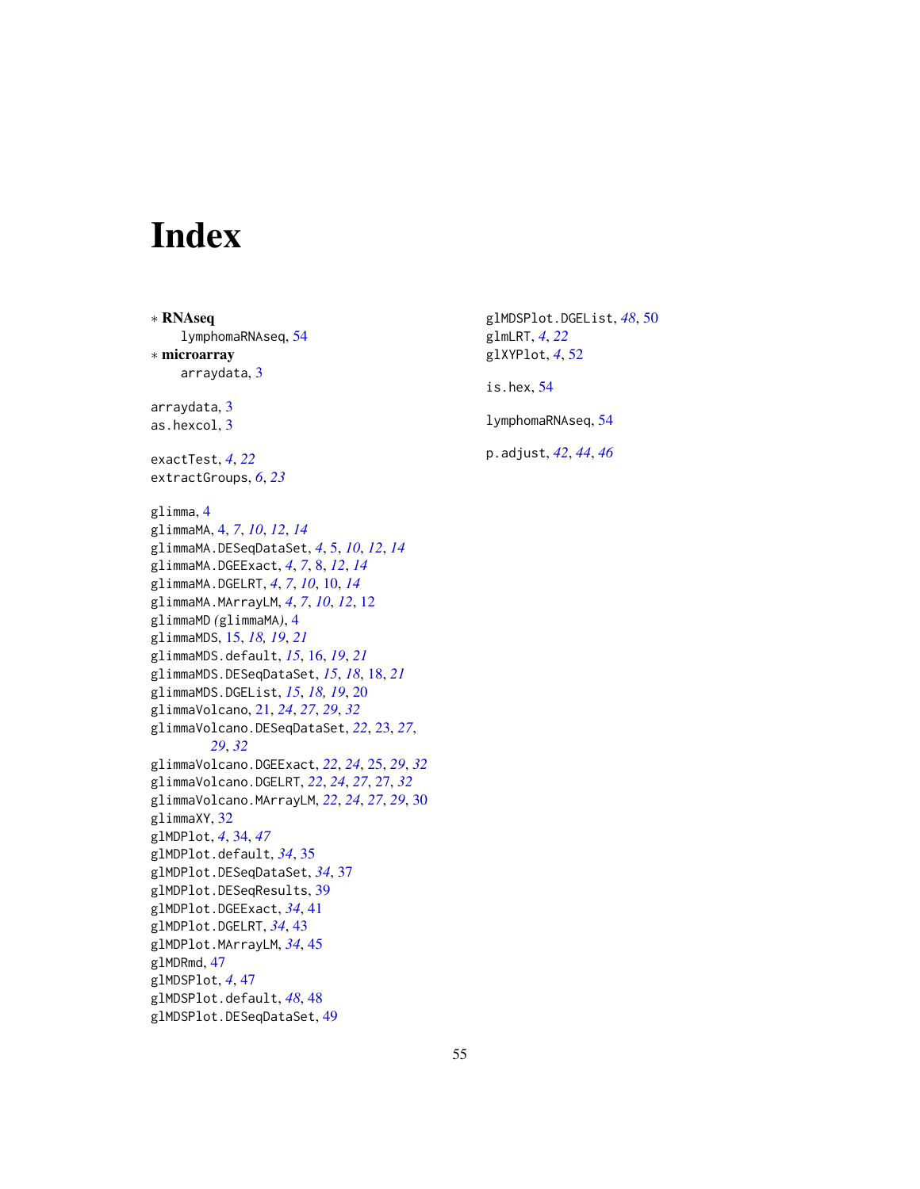# Index

* **RNAseq**
  lymphomaRNAseq, 54
* **microarray**
  arraydata, 3

arraydata, 3
as.hexcol, 3

exactTest, *4*, *22*
extractGroups, *6*, *23*

glimma, 4
glimmaMA, 4, *7*, *10*, *12*, *14*
glimmaMA.DESeqDataSet, *4*, 5, *10*, *12*, *14*
glimmaMA.DGEExact, *4*, *7*, 8, *12*, *14*
glimmaMA.DGELRT, *4*, *7*, *10*, 10, *14*
glimmaMA.MArrayLM, *4*, *7*, *10*, *12*, 12
glimmaMD *(*glimmaMA*)*, 4
glimmaMDS, 15, *18*, *19*, *21*
glimmaMDS.default, *15*, 16, *19*, *21*
glimmaMDS.DESeqDataSet, *15*, *18*, 18, *21*
glimmaMDS.DGEList, *15*, *18*, *19*, 20
glimmaVolcano, 21, *24*, *27*, *29*, *32*
glimmaVolcano.DESeqDataSet, *22*, 23, *27*, *29*, *32*
glimmaVolcano.DGEExact, *22*, *24*, 25, *29*, *32*
glimmaVolcano.DGELRT, *22*, *24*, *27*, 27, *32*
glimmaVolcano.MArrayLM, *22*, *24*, *27*, *29*, 30
glimmaXY, 32
glMDPlot, *4*, 34, *47*
glMDPlot.default, *34*, 35
glMDPlot.DESeqDataSet, *34*, 37
glMDPlot.DESeqResults, 39
glMDPlot.DGEExact, *34*, 41
glMDPlot.DGELRT, *34*, 43
glMDPlot.MArrayLM, *34*, 45
glMDRmd, 47
glMDSPlot, *4*, 47
glMDSPlot.default, *48*, 48
glMDSPlot.DESeqDataSet, 49
glMDSPlot.DGEList, *48*, 50
glmLRT, *4*, *22*
glXYPlot, *4*, 52

is.hex, 54

lymphomaRNAseq, 54

p.adjust, *42*, *44*, *46*